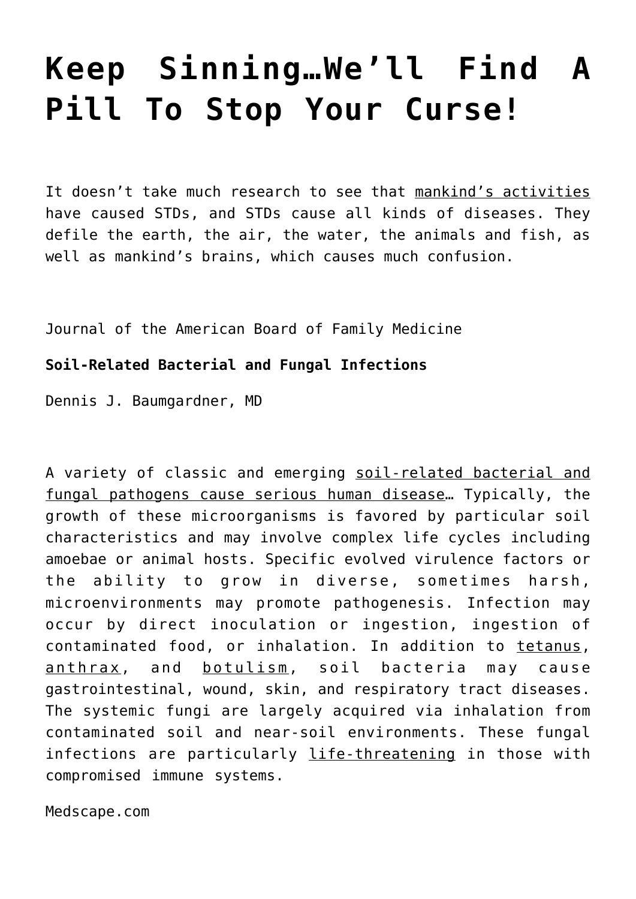# Keep Sinning…We'll Find A Pill To Stop Your Curse!

It doesn't take much research to see that mankind's activities have caused STDs, and STDs cause all kinds of diseases. They defile the earth, the air, the water, the animals and fish, as well as mankind's brains, which causes much confusion.

Journal of the American Board of Family Medicine

**Soil-Related Bacterial and Fungal Infections**

Dennis J. Baumgardner, MD

A variety of classic and emerging soil-related bacterial and fungal pathogens cause serious human disease… Typically, the growth of these microorganisms is favored by particular soil characteristics and may involve complex life cycles including amoebae or animal hosts. Specific evolved virulence factors or the ability to grow in diverse, sometimes harsh, microenvironments may promote pathogenesis. Infection may occur by direct inoculation or ingestion, ingestion of contaminated food, or inhalation. In addition to tetanus, anthrax, and botulism, soil bacteria may cause gastrointestinal, wound, skin, and respiratory tract diseases. The systemic fungi are largely acquired via inhalation from contaminated soil and near-soil environments. These fungal infections are particularly life-threatening in those with compromised immune systems.

Medscape.com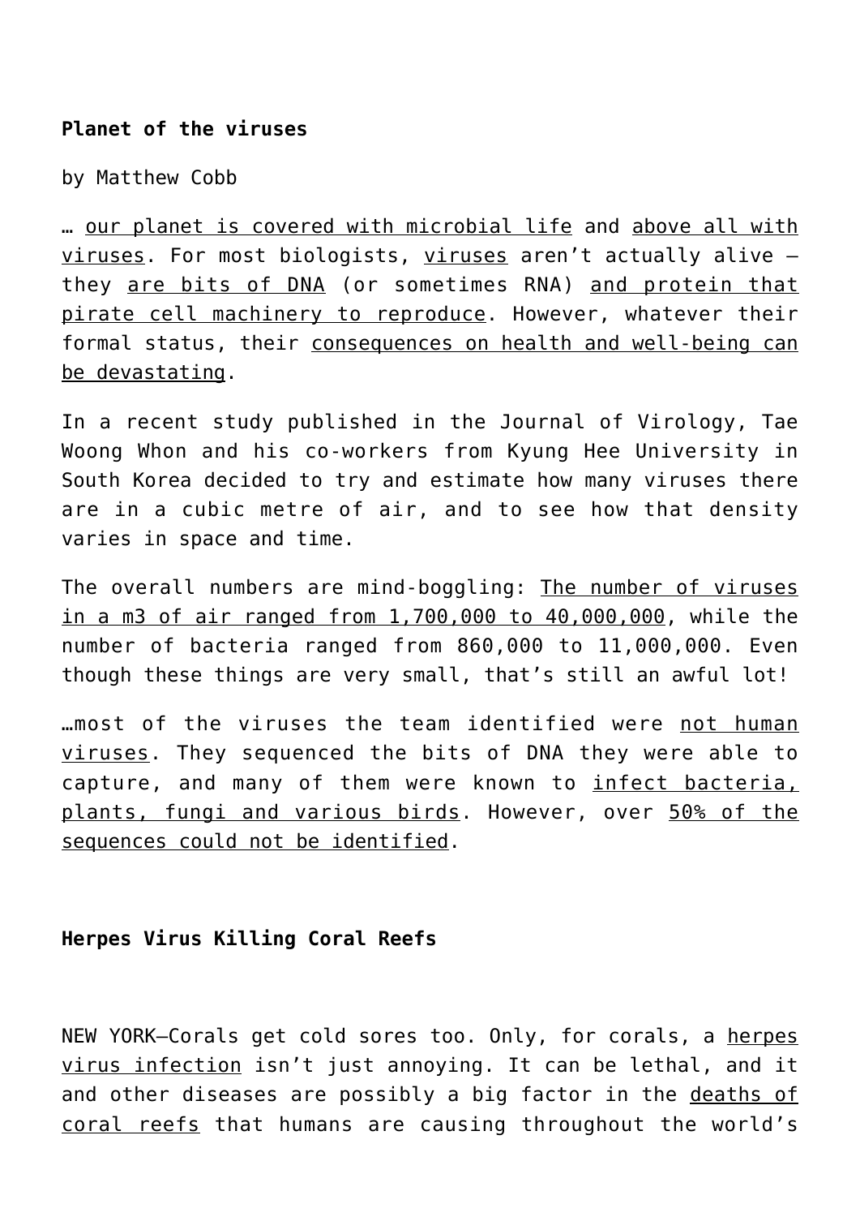**Planet of the viruses**

by Matthew Cobb

… our planet is covered with microbial life and above all with viruses. For most biologists, viruses aren't actually alive – they are bits of DNA (or sometimes RNA) and protein that pirate cell machinery to reproduce. However, whatever their formal status, their consequences on health and well-being can be devastating.

In a recent study published in the Journal of Virology, Tae Woong Whon and his co-workers from Kyung Hee University in South Korea decided to try and estimate how many viruses there are in a cubic metre of air, and to see how that density varies in space and time.

The overall numbers are mind-boggling: The number of viruses in a m3 of air ranged from 1,700,000 to 40,000,000, while the number of bacteria ranged from 860,000 to 11,000,000. Even though these things are very small, that's still an awful lot!

…most of the viruses the team identified were not human viruses. They sequenced the bits of DNA they were able to capture, and many of them were known to infect bacteria, plants, fungi and various birds. However, over 50% of the sequences could not be identified.

**Herpes Virus Killing Coral Reefs**

NEW YORK—Corals get cold sores too. Only, for corals, a herpes virus infection isn't just annoying. It can be lethal, and it and other diseases are possibly a big factor in the deaths of coral reefs that humans are causing throughout the world's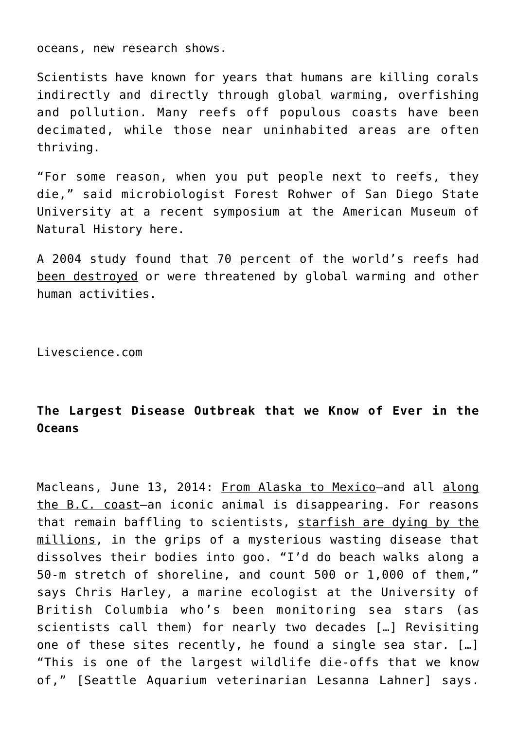oceans, new research shows.

Scientists have known for years that humans are killing corals indirectly and directly through global warming, overfishing and pollution. Many reefs off populous coasts have been decimated, while those near uninhabited areas are often thriving.

"For some reason, when you put people next to reefs, they die," said microbiologist Forest Rohwer of San Diego State University at a recent symposium at the American Museum of Natural History here.

A 2004 study found that 70 percent of the world's reefs had been destroyed or were threatened by global warming and other human activities.

Livescience.com

**The Largest Disease Outbreak that we Know of Ever in the Oceans**

Macleans, June 13, 2014: From Alaska to Mexico—and all along the B.C. coast—an iconic animal is disappearing. For reasons that remain baffling to scientists, starfish are dying by the millions, in the grips of a mysterious wasting disease that dissolves their bodies into goo. "I'd do beach walks along a 50-m stretch of shoreline, and count 500 or 1,000 of them," says Chris Harley, a marine ecologist at the University of British Columbia who's been monitoring sea stars (as scientists call them) for nearly two decades […] Revisiting one of these sites recently, he found a single sea star. […] "This is one of the largest wildlife die-offs that we know of," [Seattle Aquarium veterinarian Lesanna Lahner] says.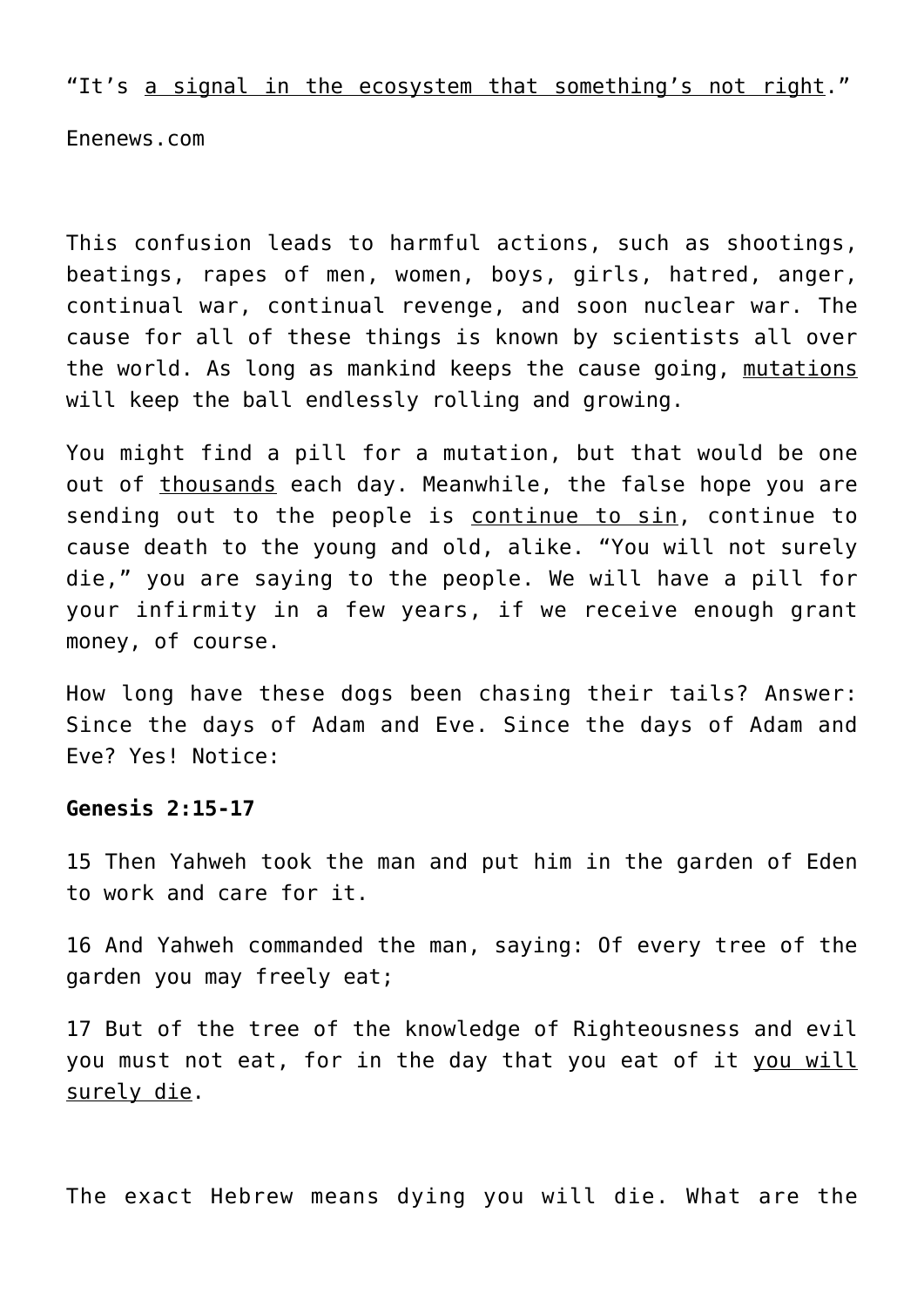"It's a signal in the ecosystem that something's not right."

Enenews.com

This confusion leads to harmful actions, such as shootings, beatings, rapes of men, women, boys, girls, hatred, anger, continual war, continual revenge, and soon nuclear war. The cause for all of these things is known by scientists all over the world. As long as mankind keeps the cause going, mutations will keep the ball endlessly rolling and growing.

You might find a pill for a mutation, but that would be one out of thousands each day. Meanwhile, the false hope you are sending out to the people is continue to sin, continue to cause death to the young and old, alike. "You will not surely die," you are saying to the people. We will have a pill for your infirmity in a few years, if we receive enough grant money, of course.

How long have these dogs been chasing their tails? Answer: Since the days of Adam and Eve. Since the days of Adam and Eve? Yes! Notice:

**Genesis 2:15-17**

15 Then Yahweh took the man and put him in the garden of Eden to work and care for it.

16 And Yahweh commanded the man, saying: Of every tree of the garden you may freely eat;

17 But of the tree of the knowledge of Righteousness and evil you must not eat, for in the day that you eat of it you will surely die.

The exact Hebrew means dying you will die. What are the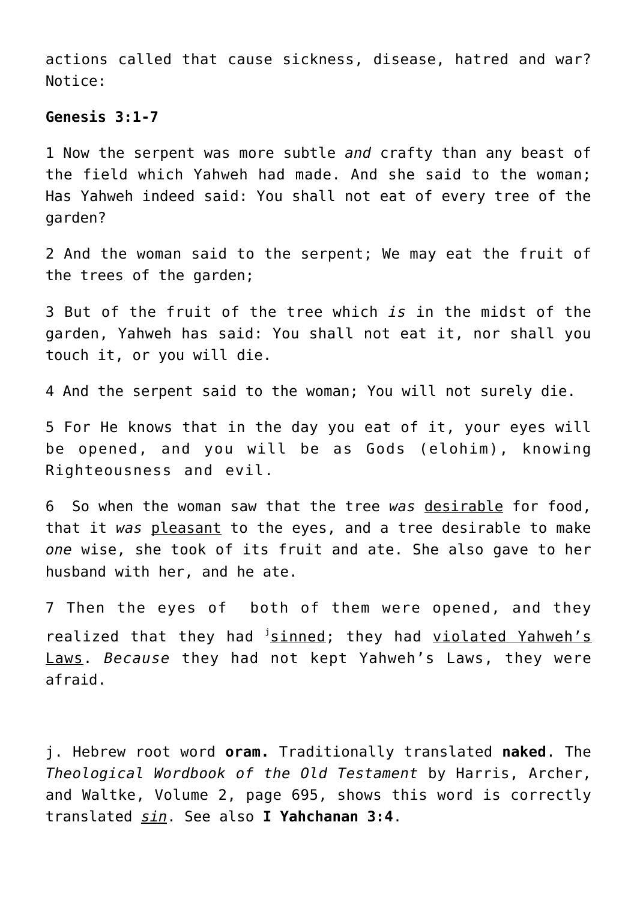actions called that cause sickness, disease, hatred and war? Notice:

**Genesis 3:1-7**

1 Now the serpent was more subtle *and* crafty than any beast of the field which Yahweh had made. And she said to the woman; Has Yahweh indeed said: You shall not eat of every tree of the garden?

2 And the woman said to the serpent; We may eat the fruit of the trees of the garden;

3 But of the fruit of the tree which *is* in the midst of the garden, Yahweh has said: You shall not eat it, nor shall you touch it, or you will die.

4 And the serpent said to the woman; You will not surely die.

5 For He knows that in the day you eat of it, your eyes will be opened, and you will be as Gods (elohim), knowing Righteousness and evil.

6 So when the woman saw that the tree *was* <u>desirable</u> for food, that it *was* <u>pleasant</u> to the eyes, and a tree desirable to make *one* wise, she took of its fruit and ate. She also gave to her husband with her, and he ate.

7 Then the eyes of both of them were opened, and they realized that they had [j]<u>sinned</u>; they had <u>violated Yahweh's Laws</u>. *Because* they had not kept Yahweh's Laws, they were afraid.

j. Hebrew root word **oram.** Traditionally translated **naked**. The *Theological Wordbook of the Old Testament* by Harris, Archer, and Waltke, Volume 2, page 695, shows this word is correctly translated <u>*sin*</u>. See also **I Yahchanan 3:4**.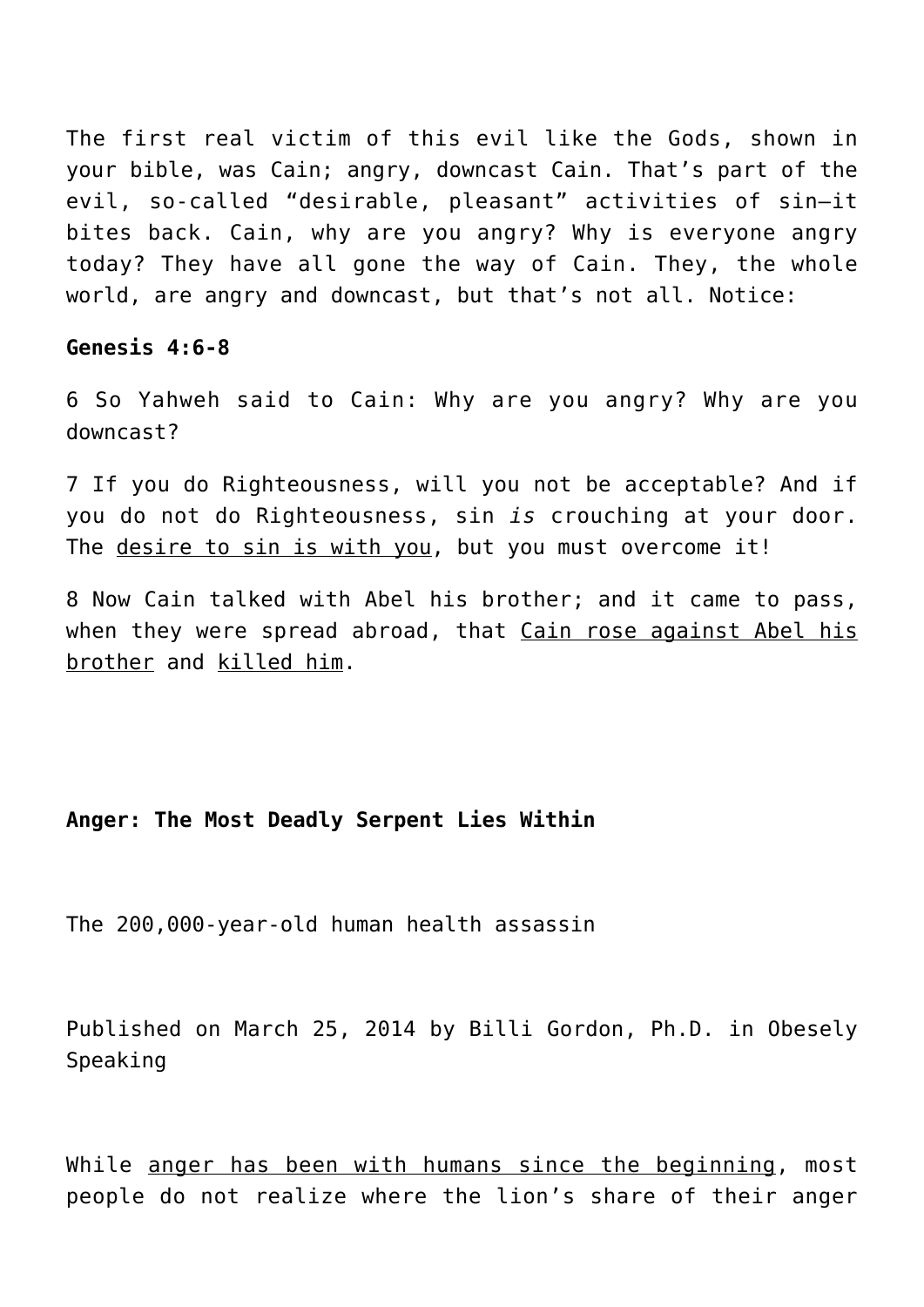The first real victim of this evil like the Gods, shown in your bible, was Cain; angry, downcast Cain. That's part of the evil, so-called "desirable, pleasant" activities of sin—it bites back. Cain, why are you angry? Why is everyone angry today? They have all gone the way of Cain. They, the whole world, are angry and downcast, but that's not all. Notice:

**Genesis 4:6-8**

6 So Yahweh said to Cain: Why are you angry? Why are you downcast?

7 If you do Righteousness, will you not be acceptable? And if you do not do Righteousness, sin *is* crouching at your door. The desire to sin is with you, but you must overcome it!

8 Now Cain talked with Abel his brother; and it came to pass, when they were spread abroad, that Cain rose against Abel his brother and killed him.

**Anger: The Most Deadly Serpent Lies Within**

The 200,000-year-old human health assassin

Published on March 25, 2014 by Billi Gordon, Ph.D. in Obesely Speaking

While anger has been with humans since the beginning, most people do not realize where the lion's share of their anger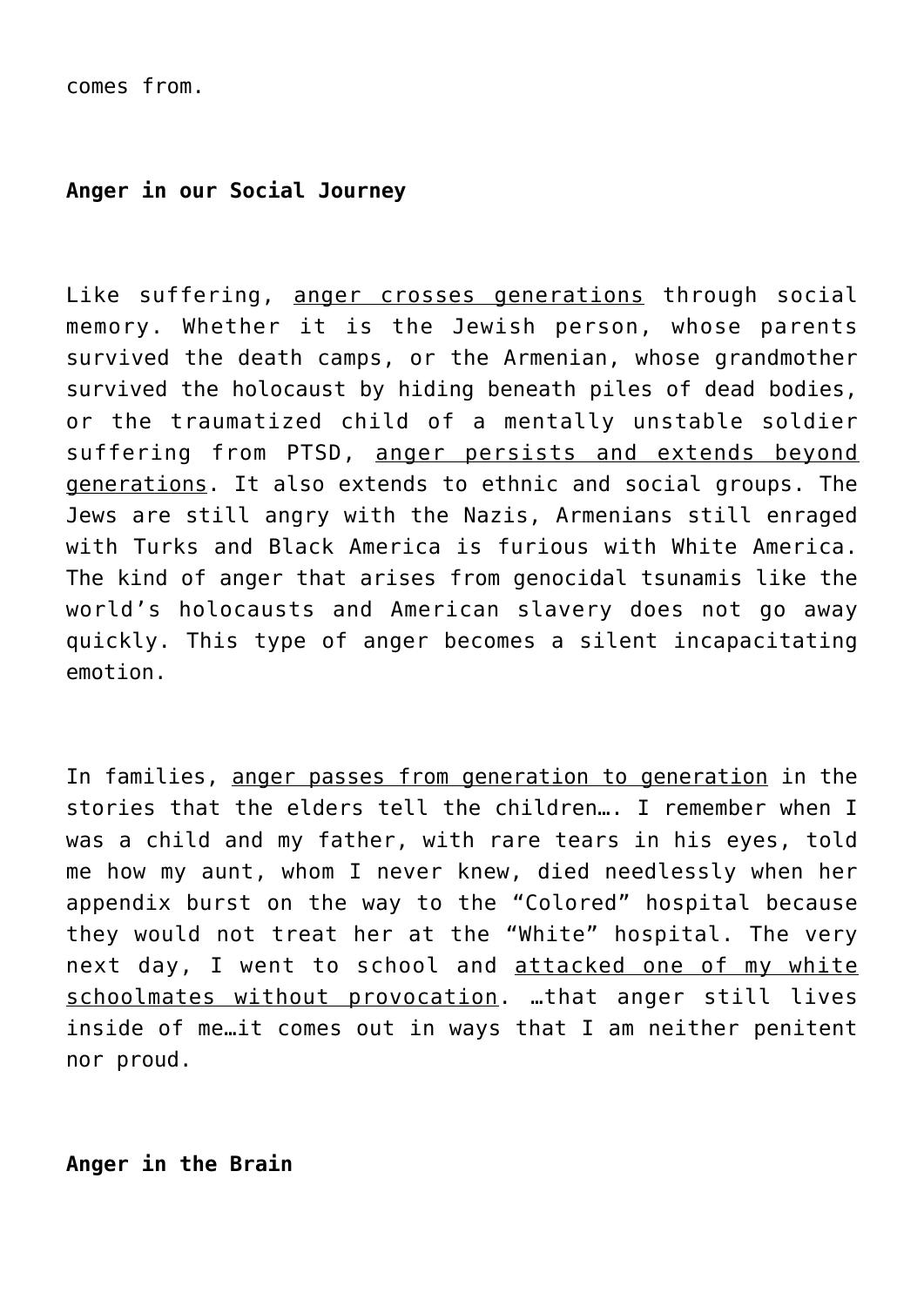comes from.

**Anger in our Social Journey**

Like suffering, anger crosses generations through social memory. Whether it is the Jewish person, whose parents survived the death camps, or the Armenian, whose grandmother survived the holocaust by hiding beneath piles of dead bodies, or the traumatized child of a mentally unstable soldier suffering from PTSD, anger persists and extends beyond generations. It also extends to ethnic and social groups. The Jews are still angry with the Nazis, Armenians still enraged with Turks and Black America is furious with White America. The kind of anger that arises from genocidal tsunamis like the world's holocausts and American slavery does not go away quickly. This type of anger becomes a silent incapacitating emotion.

In families, anger passes from generation to generation in the stories that the elders tell the children…. I remember when I was a child and my father, with rare tears in his eyes, told me how my aunt, whom I never knew, died needlessly when her appendix burst on the way to the "Colored" hospital because they would not treat her at the "White" hospital. The very next day, I went to school and attacked one of my white schoolmates without provocation. …that anger still lives inside of me…it comes out in ways that I am neither penitent nor proud.

**Anger in the Brain**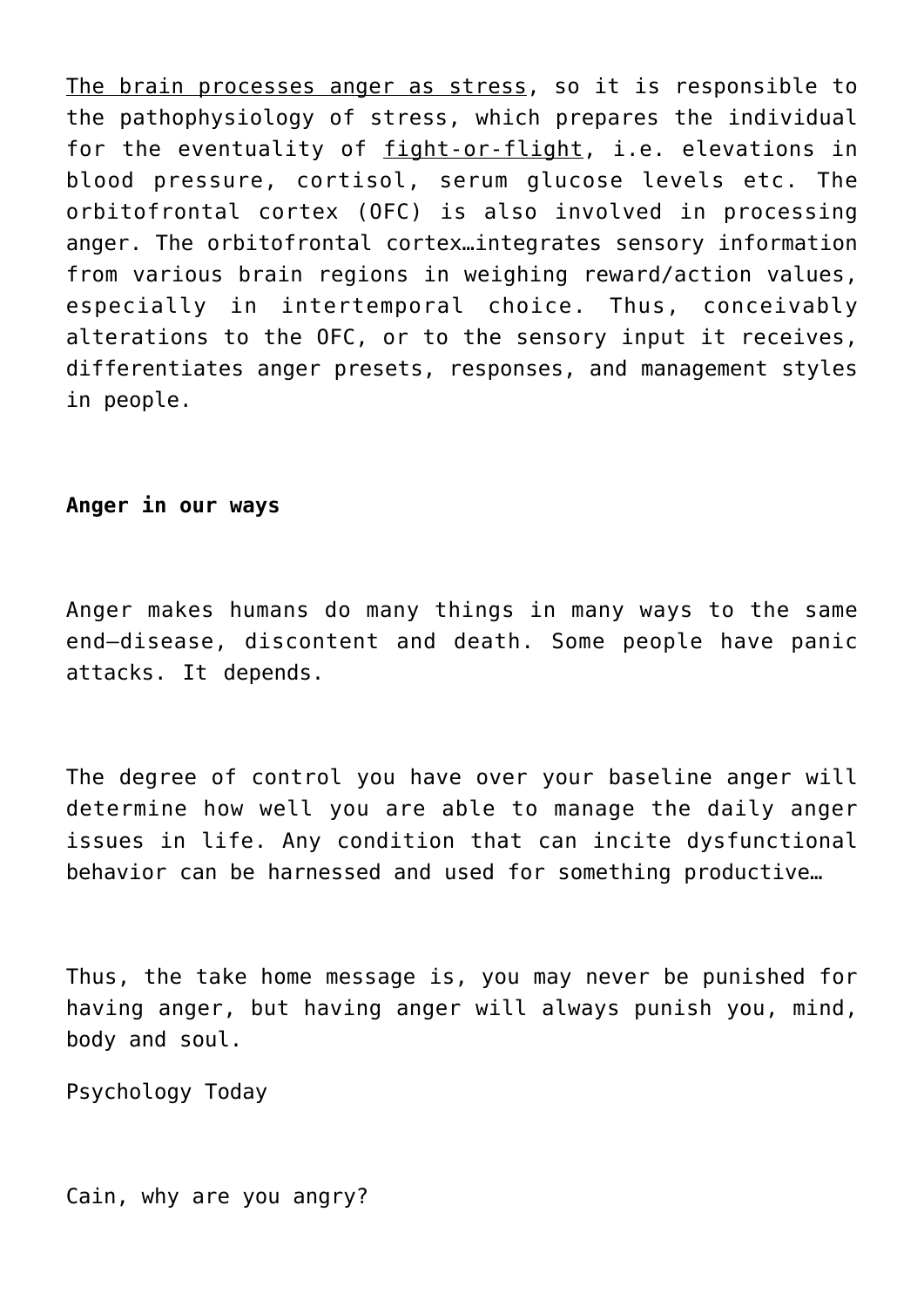The brain processes anger as stress, so it is responsible to the pathophysiology of stress, which prepares the individual for the eventuality of fight-or-flight, i.e. elevations in blood pressure, cortisol, serum glucose levels etc. The orbitofrontal cortex (OFC) is also involved in processing anger. The orbitofrontal cortex…integrates sensory information from various brain regions in weighing reward/action values, especially in intertemporal choice. Thus, conceivably alterations to the OFC, or to the sensory input it receives, differentiates anger presets, responses, and management styles in people.

**Anger in our ways**

Anger makes humans do many things in many ways to the same end—disease, discontent and death. Some people have panic attacks. It depends.

The degree of control you have over your baseline anger will determine how well you are able to manage the daily anger issues in life. Any condition that can incite dysfunctional behavior can be harnessed and used for something productive…

Thus, the take home message is, you may never be punished for having anger, but having anger will always punish you, mind, body and soul.

Psychology Today

Cain, why are you angry?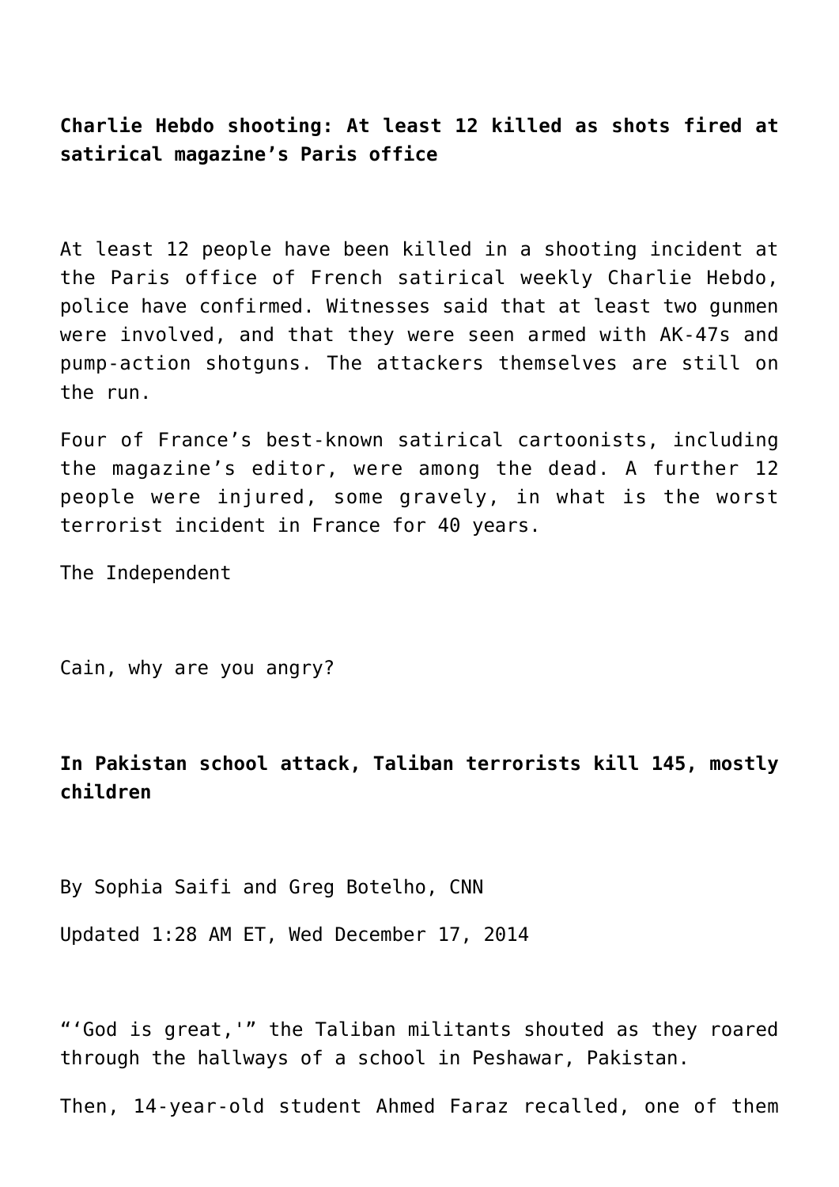**Charlie Hebdo shooting: At least 12 killed as shots fired at satirical magazine's Paris office**

At least 12 people have been killed in a shooting incident at the Paris office of French satirical weekly Charlie Hebdo, police have confirmed. Witnesses said that at least two gunmen were involved, and that they were seen armed with AK-47s and pump-action shotguns. The attackers themselves are still on the run.

Four of France's best-known satirical cartoonists, including the magazine's editor, were among the dead. A further 12 people were injured, some gravely, in what is the worst terrorist incident in France for 40 years.

The Independent

Cain, why are you angry?

**In Pakistan school attack, Taliban terrorists kill 145, mostly children**

By Sophia Saifi and Greg Botelho, CNN

Updated 1:28 AM ET, Wed December 17, 2014

"'God is great,'" the Taliban militants shouted as they roared through the hallways of a school in Peshawar, Pakistan.

Then, 14-year-old student Ahmed Faraz recalled, one of them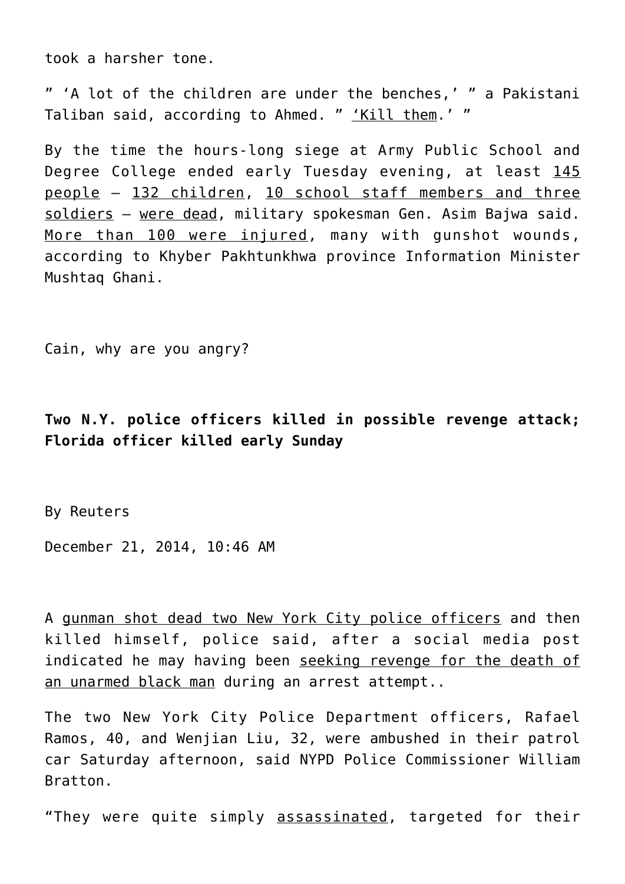took a harsher tone.

" 'A lot of the children are under the benches,' " a Pakistani Taliban said, according to Ahmed. " 'Kill them.' "

By the time the hours-long siege at Army Public School and Degree College ended early Tuesday evening, at least 145 people – 132 children, 10 school staff members and three soldiers – were dead, military spokesman Gen. Asim Bajwa said. More than 100 were injured, many with gunshot wounds, according to Khyber Pakhtunkhwa province Information Minister Mushtaq Ghani.

Cain, why are you angry?

**Two N.Y. police officers killed in possible revenge attack; Florida officer killed early Sunday**

By Reuters

December 21, 2014, 10:46 AM

A gunman shot dead two New York City police officers and then killed himself, police said, after a social media post indicated he may having been seeking revenge for the death of an unarmed black man during an arrest attempt..

The two New York City Police Department officers, Rafael Ramos, 40, and Wenjian Liu, 32, were ambushed in their patrol car Saturday afternoon, said NYPD Police Commissioner William Bratton.

"They were quite simply assassinated, targeted for their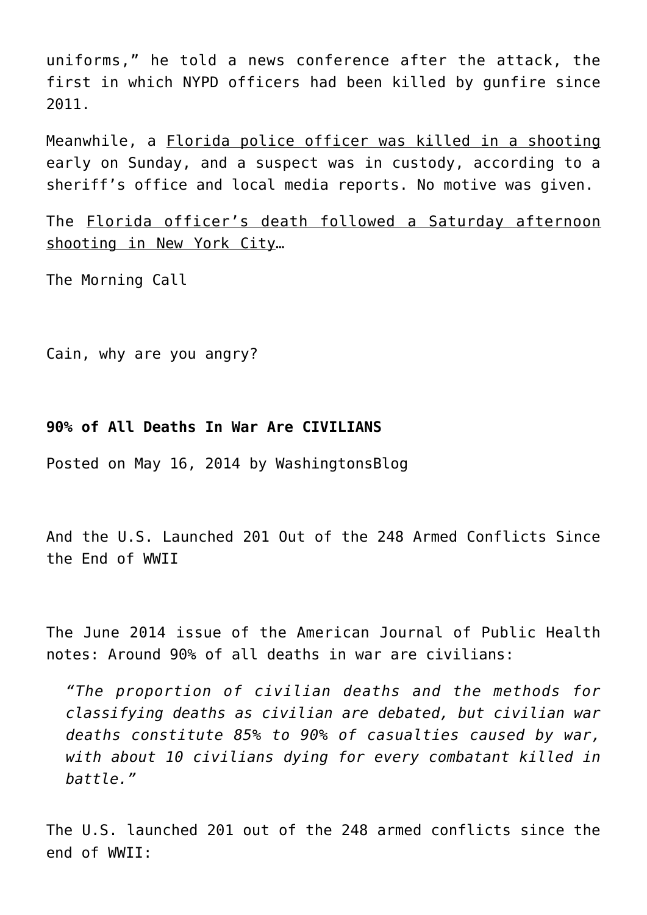uniforms," he told a news conference after the attack, the first in which NYPD officers had been killed by gunfire since 2011.

Meanwhile, a Florida police officer was killed in a shooting early on Sunday, and a suspect was in custody, according to a sheriff's office and local media reports. No motive was given.

The Florida officer's death followed a Saturday afternoon shooting in New York City…

The Morning Call

Cain, why are you angry?

**90% of All Deaths In War Are CIVILIANS**

Posted on May 16, 2014 by WashingtonsBlog

And the U.S. Launched 201 Out of the 248 Armed Conflicts Since the End of WWII

The June 2014 issue of the American Journal of Public Health notes: Around 90% of all deaths in war are civilians:

> *"The proportion of civilian deaths and the methods for classifying deaths as civilian are debated, but civilian war deaths constitute 85% to 90% of casualties caused by war, with about 10 civilians dying for every combatant killed in battle."*

The U.S. launched 201 out of the 248 armed conflicts since the end of WWII: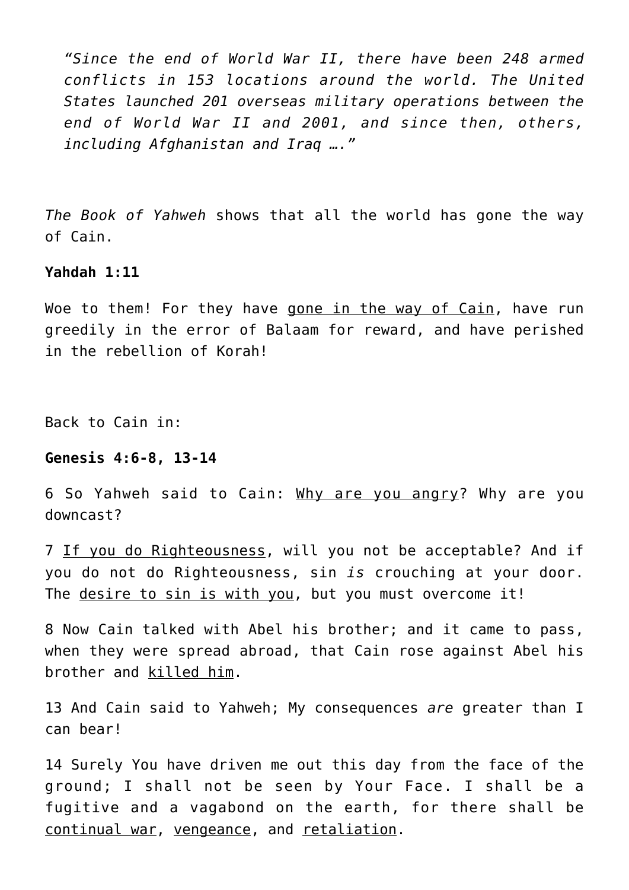*“Since the end of World War II, there have been 248 armed conflicts in 153 locations around the world. The United States launched 201 overseas military operations between the end of World War II and 2001, and since then, others, including Afghanistan and Iraq ….”*

*The Book of Yahweh* shows that all the world has gone the way of Cain.

**Yahdah 1:11**

Woe to them! For they have <u>gone in the way of Cain</u>, have run greedily in the error of Balaam for reward, and have perished in the rebellion of Korah!

Back to Cain in:

**Genesis 4:6-8, 13-14**

6 So Yahweh said to Cain: <u>Why are you angry</u>? Why are you downcast?

7 <u>If you do Righteousness</u>, will you not be acceptable? And if you do not do Righteousness, sin *is* crouching at your door. The <u>desire to sin is with you</u>, but you must overcome it!

8 Now Cain talked with Abel his brother; and it came to pass, when they were spread abroad, that Cain rose against Abel his brother and <u>killed him</u>.

13 And Cain said to Yahweh; My consequences *are* greater than I can bear!

14 Surely You have driven me out this day from the face of the ground; I shall not be seen by Your Face. I shall be a fugitive and a vagabond on the earth, for there shall be <u>continual war</u>, <u>vengeance</u>, and <u>retaliation</u>.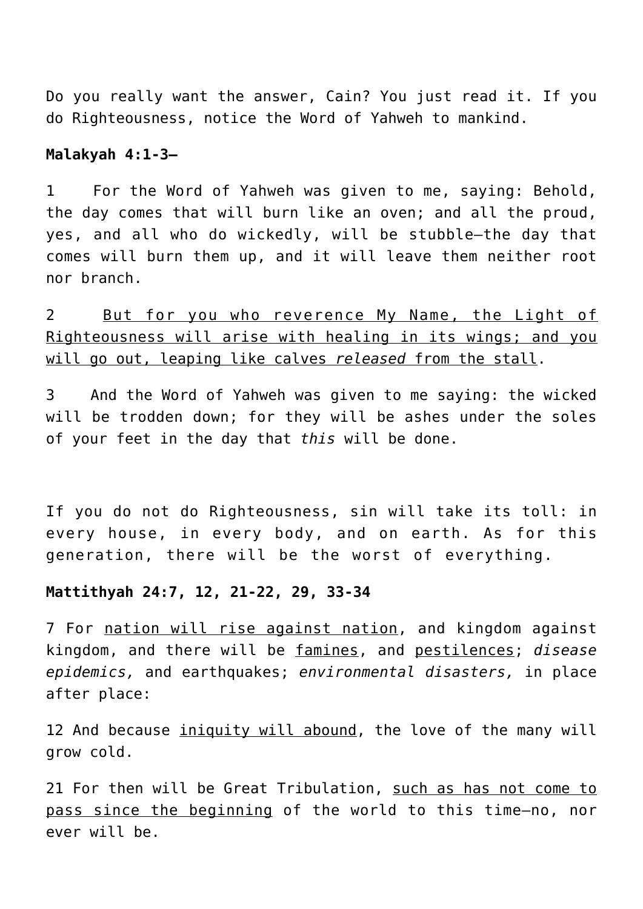Do you really want the answer, Cain? You just read it. If you do Righteousness, notice the Word of Yahweh to mankind.

**Malakyah 4:1-3—**

1 For the Word of Yahweh was given to me, saying: Behold, the day comes that will burn like an oven; and all the proud, yes, and all who do wickedly, will be stubble—the day that comes will burn them up, and it will leave them neither root nor branch.

2 <u>But for you who reverence My Name, the Light of Righteousness will arise with healing in its wings; and you will go out, leaping like calves *released* from the stall</u>.

3 And the Word of Yahweh was given to me saying: the wicked will be trodden down; for they will be ashes under the soles of your feet in the day that *this* will be done.

If you do not do Righteousness, sin will take its toll: in every house, in every body, and on earth. As for this generation, there will be the worst of everything.

**Mattithyah 24:7, 12, 21-22, 29, 33-34**

7 For <u>nation will rise against nation</u>, and kingdom against kingdom, and there will be <u>famines</u>, and <u>pestilences</u>; *disease epidemics,* and earthquakes; *environmental disasters,* in place after place:

12 And because <u>iniquity will abound</u>, the love of the many will grow cold.

21 For then will be Great Tribulation, <u>such as has not come to pass since the beginning</u> of the world to this time—no, nor ever will be.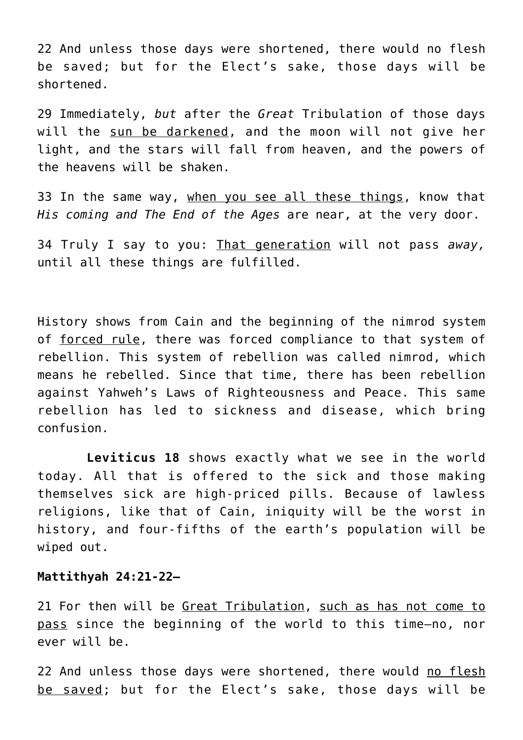22 And unless those days were shortened, there would no flesh be saved; but for the Elect's sake, those days will be shortened.

29 Immediately, *but* after the *Great* Tribulation of those days will the <u>sun be darkened</u>, and the moon will not give her light, and the stars will fall from heaven, and the powers of the heavens will be shaken.

33 In the same way, <u>when you see all these things</u>, know that *His coming and The End of the Ages* are near, at the very door.

34 Truly I say to you: <u>That generation</u> will not pass *away,* until all these things are fulfilled.

History shows from Cain and the beginning of the nimrod system of <u>forced rule</u>, there was forced compliance to that system of rebellion. This system of rebellion was called nimrod, which means he rebelled. Since that time, there has been rebellion against Yahweh's Laws of Righteousness and Peace. This same rebellion has led to sickness and disease, which bring confusion.

**Leviticus 18** shows exactly what we see in the world today. All that is offered to the sick and those making themselves sick are high-priced pills. Because of lawless religions, like that of Cain, iniquity will be the worst in history, and four-fifths of the earth's population will be wiped out.

**Mattithyah 24:21-22—**

21 For then will be <u>Great Tribulation</u>, <u>such as has not come to pass</u> since the beginning of the world to this time—no, nor ever will be.

22 And unless those days were shortened, there would <u>no flesh be saved</u>; but for the Elect's sake, those days will be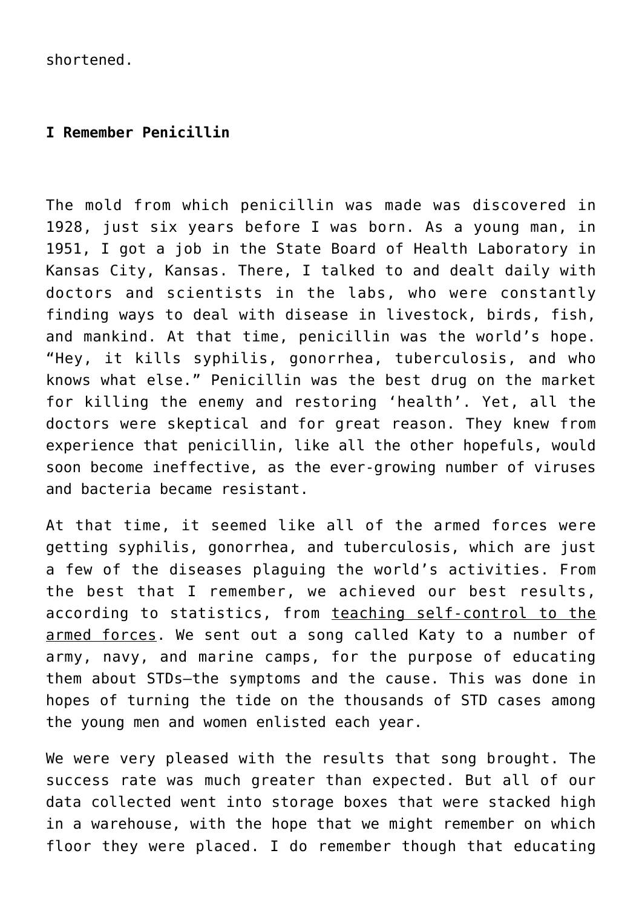shortened.

**I Remember Penicillin**

The mold from which penicillin was made was discovered in 1928, just six years before I was born. As a young man, in 1951, I got a job in the State Board of Health Laboratory in Kansas City, Kansas. There, I talked to and dealt daily with doctors and scientists in the labs, who were constantly finding ways to deal with disease in livestock, birds, fish, and mankind. At that time, penicillin was the world's hope. "Hey, it kills syphilis, gonorrhea, tuberculosis, and who knows what else." Penicillin was the best drug on the market for killing the enemy and restoring 'health'. Yet, all the doctors were skeptical and for great reason. They knew from experience that penicillin, like all the other hopefuls, would soon become ineffective, as the ever-growing number of viruses and bacteria became resistant.

At that time, it seemed like all of the armed forces were getting syphilis, gonorrhea, and tuberculosis, which are just a few of the diseases plaguing the world's activities. From the best that I remember, we achieved our best results, according to statistics, from teaching self-control to the armed forces. We sent out a song called Katy to a number of army, navy, and marine camps, for the purpose of educating them about STDs—the symptoms and the cause. This was done in hopes of turning the tide on the thousands of STD cases among the young men and women enlisted each year.

We were very pleased with the results that song brought. The success rate was much greater than expected. But all of our data collected went into storage boxes that were stacked high in a warehouse, with the hope that we might remember on which floor they were placed. I do remember though that educating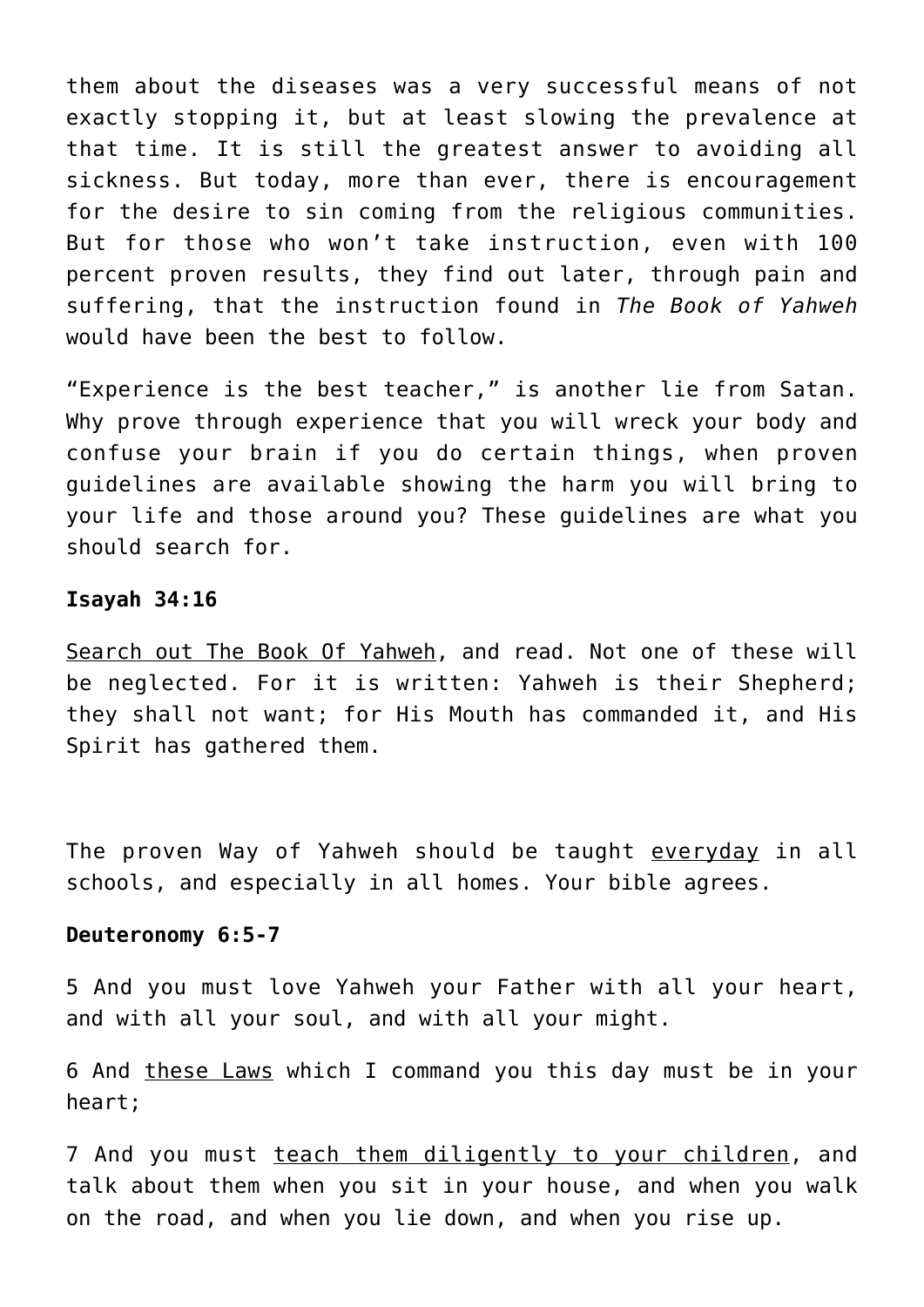them about the diseases was a very successful means of not exactly stopping it, but at least slowing the prevalence at that time. It is still the greatest answer to avoiding all sickness. But today, more than ever, there is encouragement for the desire to sin coming from the religious communities. But for those who won't take instruction, even with 100 percent proven results, they find out later, through pain and suffering, that the instruction found in *The Book of Yahweh* would have been the best to follow.

"Experience is the best teacher," is another lie from Satan. Why prove through experience that you will wreck your body and confuse your brain if you do certain things, when proven guidelines are available showing the harm you will bring to your life and those around you? These guidelines are what you should search for.

**Isayah 34:16**

<u>Search out The Book Of Yahweh</u>, and read. Not one of these will be neglected. For it is written: Yahweh is their Shepherd; they shall not want; for His Mouth has commanded it, and His Spirit has gathered them.

The proven Way of Yahweh should be taught <u>everyday</u> in all schools, and especially in all homes. Your bible agrees.

**Deuteronomy 6:5-7**

5 And you must love Yahweh your Father with all your heart, and with all your soul, and with all your might.

6 And <u>these Laws</u> which I command you this day must be in your heart;

7 And you must <u>teach them diligently to your children</u>, and talk about them when you sit in your house, and when you walk on the road, and when you lie down, and when you rise up.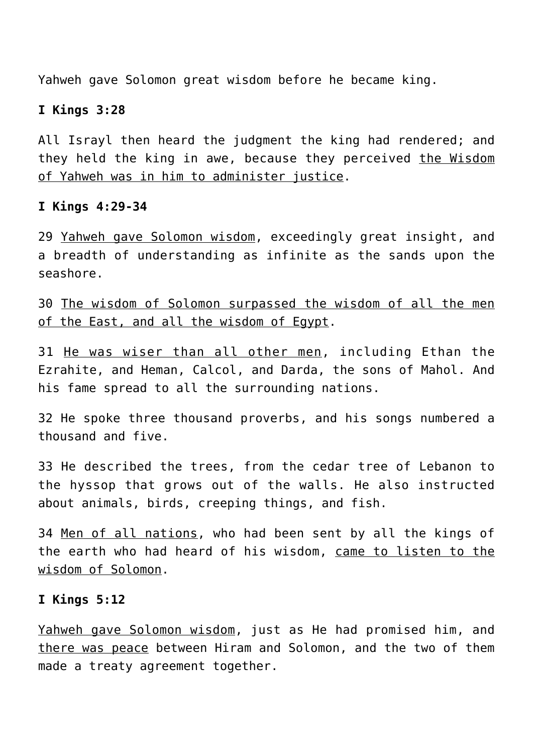Yahweh gave Solomon great wisdom before he became king.

**I Kings 3:28**

All Israyl then heard the judgment the king had rendered; and they held the king in awe, because they perceived <u>the Wisdom of Yahweh was in him to administer justice</u>.

**I Kings 4:29-34**

29 <u>Yahweh gave Solomon wisdom</u>, exceedingly great insight, and a breadth of understanding as infinite as the sands upon the seashore.

30 <u>The wisdom of Solomon surpassed the wisdom of all the men of the East, and all the wisdom of Egypt</u>.

31 <u>He was wiser than all other men</u>, including Ethan the Ezrahite, and Heman, Calcol, and Darda, the sons of Mahol. And his fame spread to all the surrounding nations.

32 He spoke three thousand proverbs, and his songs numbered a thousand and five.

33 He described the trees, from the cedar tree of Lebanon to the hyssop that grows out of the walls. He also instructed about animals, birds, creeping things, and fish.

34 <u>Men of all nations</u>, who had been sent by all the kings of the earth who had heard of his wisdom, <u>came to listen to the wisdom of Solomon</u>.

**I Kings 5:12**

<u>Yahweh gave Solomon wisdom</u>, just as He had promised him, and <u>there was peace</u> between Hiram and Solomon, and the two of them made a treaty agreement together.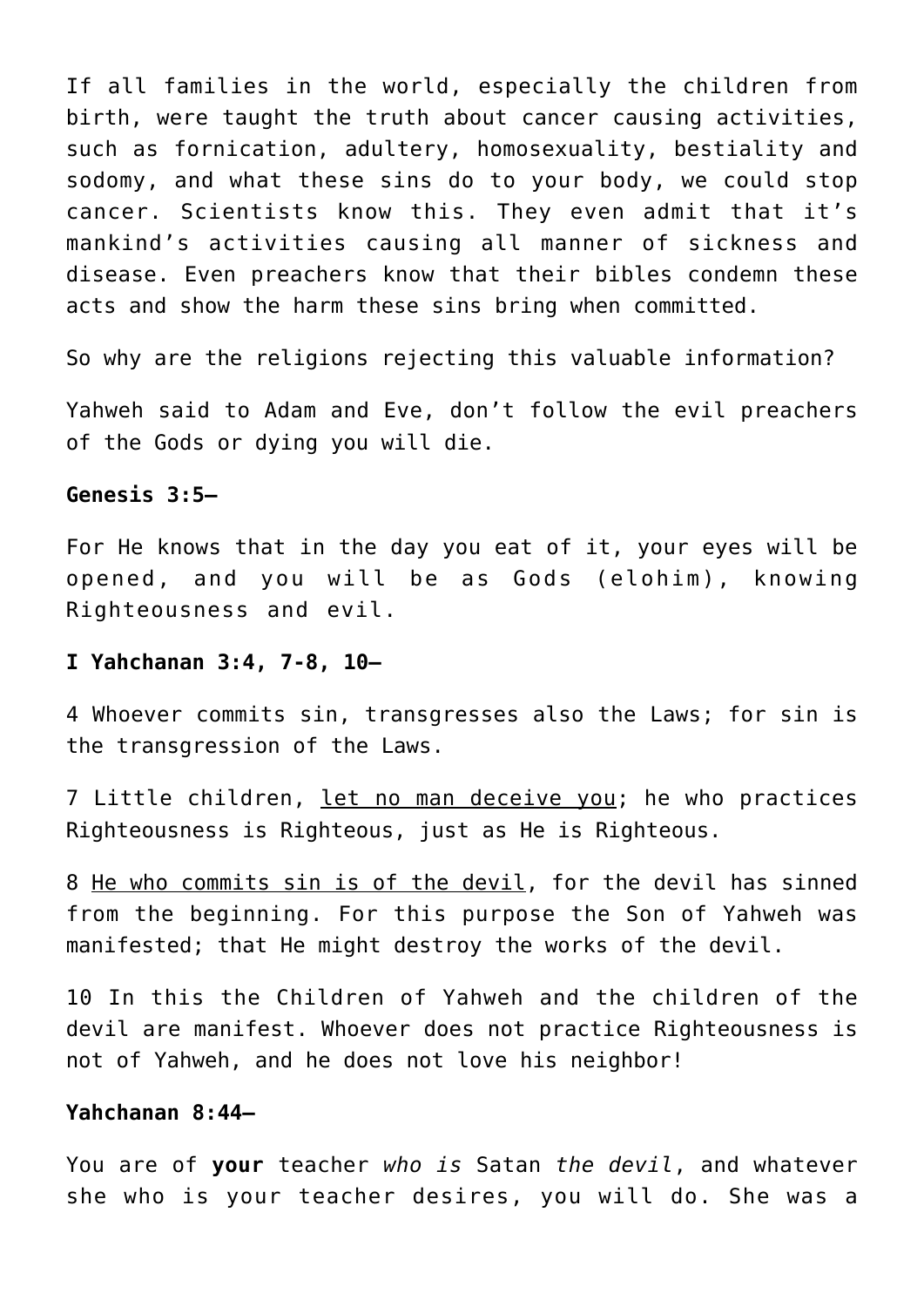If all families in the world, especially the children from birth, were taught the truth about cancer causing activities, such as fornication, adultery, homosexuality, bestiality and sodomy, and what these sins do to your body, we could stop cancer. Scientists know this. They even admit that it's mankind's activities causing all manner of sickness and disease. Even preachers know that their bibles condemn these acts and show the harm these sins bring when committed.

So why are the religions rejecting this valuable information?

Yahweh said to Adam and Eve, don't follow the evil preachers of the Gods or dying you will die.

**Genesis 3:5–**

For He knows that in the day you eat of it, your eyes will be opened, and you will be as Gods (elohim), knowing Righteousness and evil.

**I Yahchanan 3:4, 7-8, 10–**

4 Whoever commits sin, transgresses also the Laws; for sin is the transgression of the Laws.

7 Little children, <u>let no man deceive you</u>; he who practices Righteousness is Righteous, just as He is Righteous.

8 <u>He who commits sin is of the devil</u>, for the devil has sinned from the beginning. For this purpose the Son of Yahweh was manifested; that He might destroy the works of the devil.

10 In this the Children of Yahweh and the children of the devil are manifest. Whoever does not practice Righteousness is not of Yahweh, and he does not love his neighbor!

**Yahchanan 8:44–**

You are of **your** teacher *who is* Satan *the devil*, and whatever she who is your teacher desires, you will do. She was a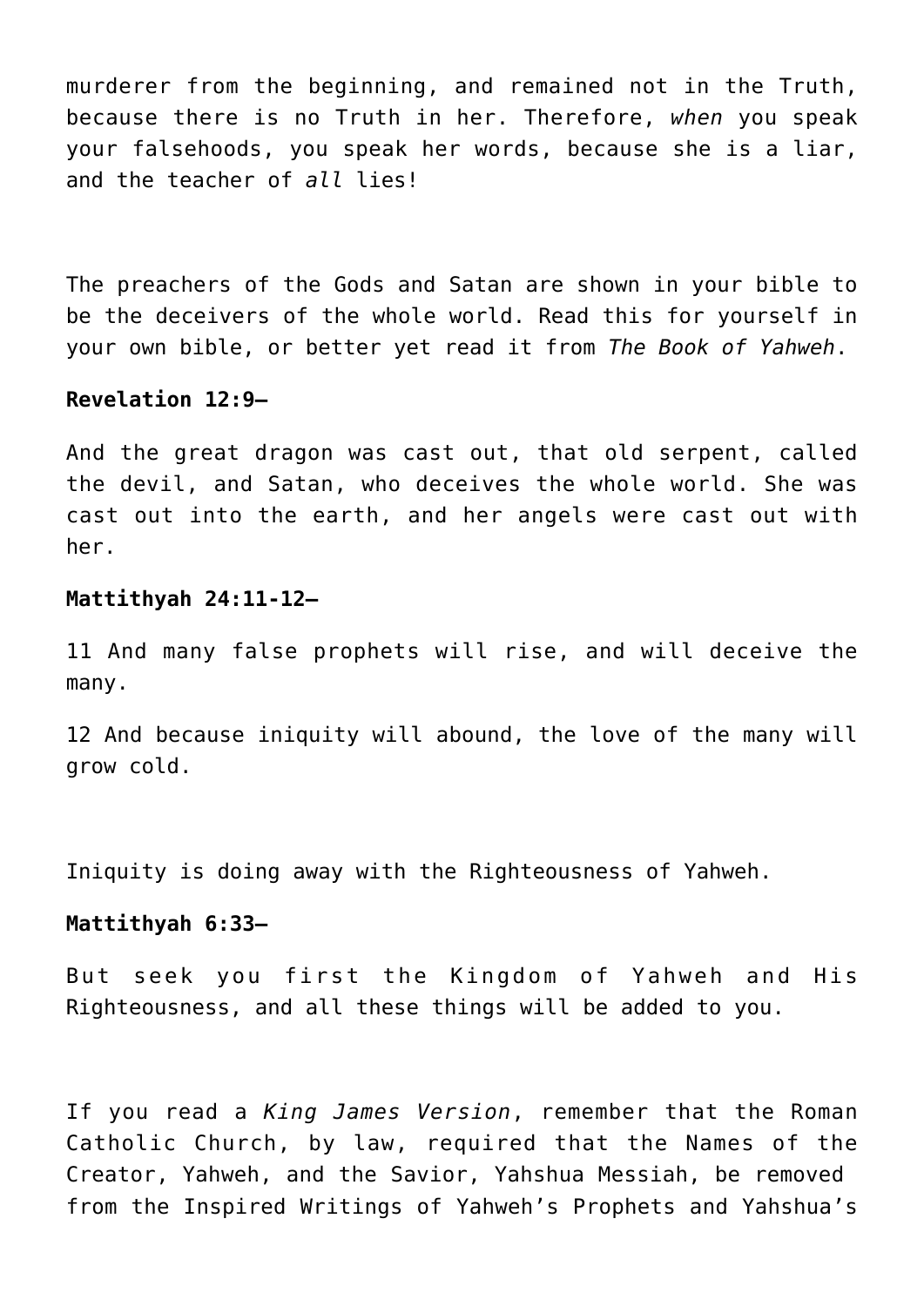murderer from the beginning, and remained not in the Truth, because there is no Truth in her. Therefore, *when* you speak your falsehoods, you speak her words, because she is a liar, and the teacher of *all* lies!

The preachers of the Gods and Satan are shown in your bible to be the deceivers of the whole world. Read this for yourself in your own bible, or better yet read it from *The Book of Yahweh*.

**Revelation 12:9—**

And the great dragon was cast out, that old serpent, called the devil, and Satan, who deceives the whole world. She was cast out into the earth, and her angels were cast out with her.

**Mattithyah 24:11-12—**

11 And many false prophets will rise, and will deceive the many.

12 And because iniquity will abound, the love of the many will grow cold.

Iniquity is doing away with the Righteousness of Yahweh.

**Mattithyah 6:33—**

But seek you first the Kingdom of Yahweh and His Righteousness, and all these things will be added to you.

If you read a *King James Version*, remember that the Roman Catholic Church, by law, required that the Names of the Creator, Yahweh, and the Savior, Yahshua Messiah, be removed from the Inspired Writings of Yahweh's Prophets and Yahshua's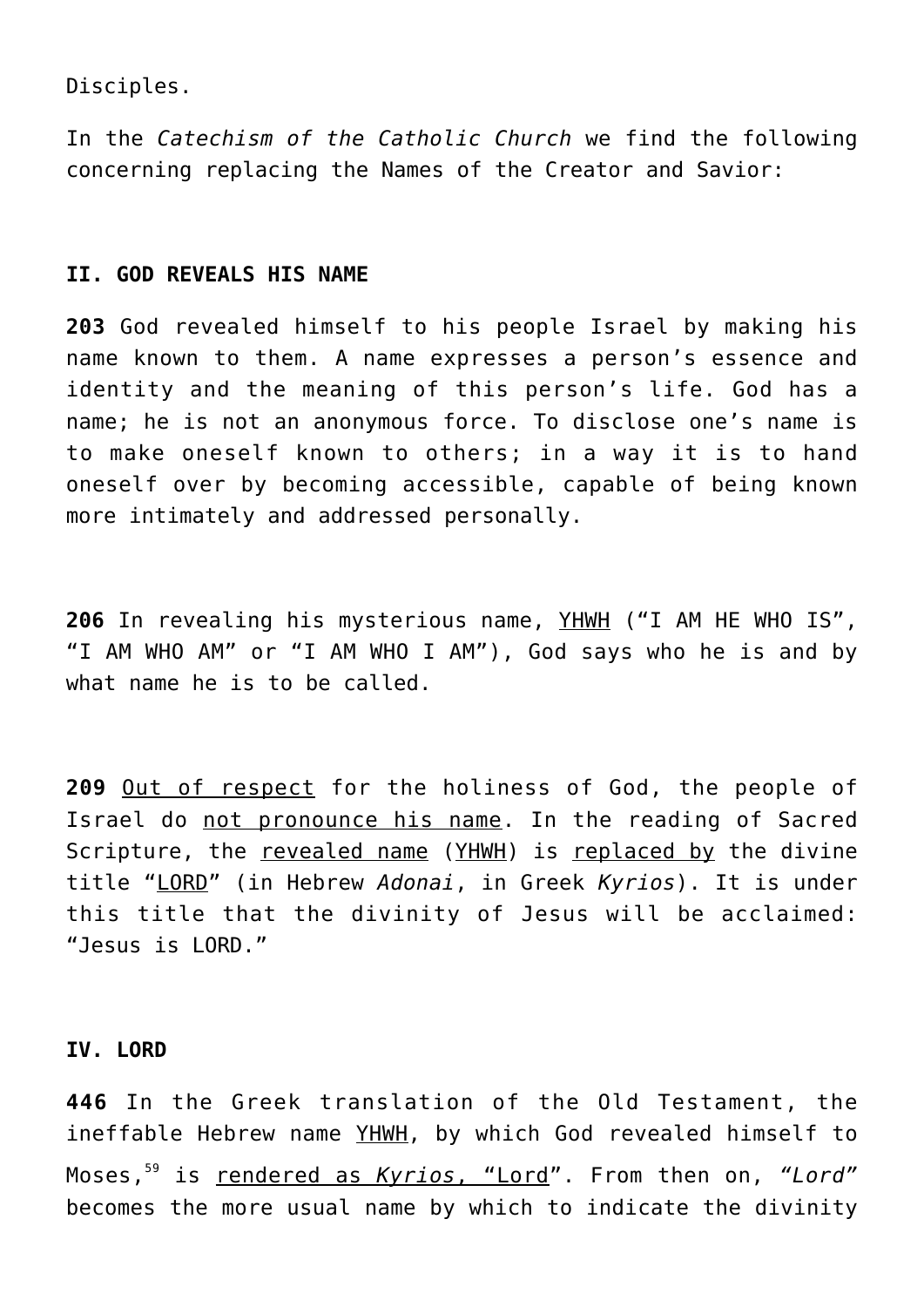Disciples.

In the *Catechism of the Catholic Church* we find the following concerning replacing the Names of the Creator and Savior:

**II. GOD REVEALS HIS NAME**

**203** God revealed himself to his people Israel by making his name known to them. A name expresses a person's essence and identity and the meaning of this person's life. God has a name; he is not an anonymous force. To disclose one's name is to make oneself known to others; in a way it is to hand oneself over by becoming accessible, capable of being known more intimately and addressed personally.

**206** In revealing his mysterious name, YHWH ("I AM HE WHO IS", "I AM WHO AM" or "I AM WHO I AM"), God says who he is and by what name he is to be called.

**209** Out of respect for the holiness of God, the people of Israel do not pronounce his name. In the reading of Sacred Scripture, the revealed name (YHWH) is replaced by the divine title "LORD" (in Hebrew *Adonai*, in Greek *Kyrios*). It is under this title that the divinity of Jesus will be acclaimed: "Jesus is LORD."

**IV. LORD**

**446** In the Greek translation of the Old Testament, the ineffable Hebrew name YHWH, by which God revealed himself to Moses,[59] is rendered as *Kyrios*, "Lord". From then on, *"Lord"* becomes the more usual name by which to indicate the divinity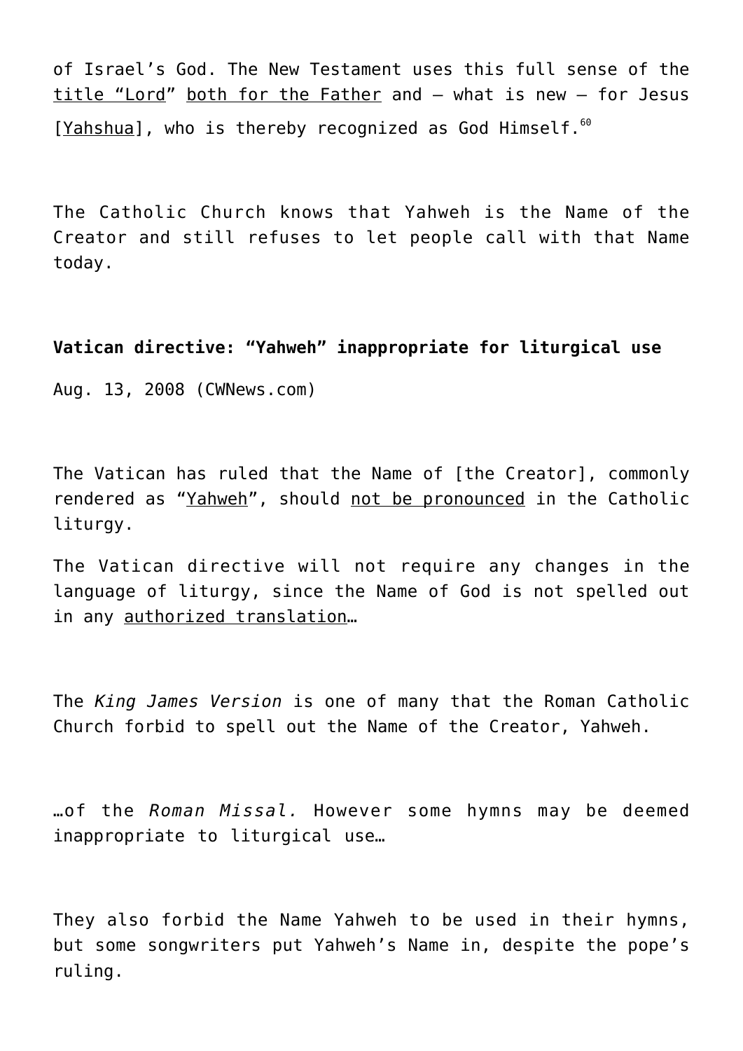of Israel's God. The New Testament uses this full sense of the title "Lord" both for the Father and – what is new – for Jesus [Yahshua], who is thereby recognized as God Himself.[60]

The Catholic Church knows that Yahweh is the Name of the Creator and still refuses to let people call with that Name today.

**Vatican directive: "Yahweh" inappropriate for liturgical use**

Aug. 13, 2008 (CWNews.com)

The Vatican has ruled that the Name of [the Creator], commonly rendered as "Yahweh", should not be pronounced in the Catholic liturgy.

The Vatican directive will not require any changes in the language of liturgy, since the Name of God is not spelled out in any authorized translation…

The *King James Version* is one of many that the Roman Catholic Church forbid to spell out the Name of the Creator, Yahweh.

…of the *Roman Missal.* However some hymns may be deemed inappropriate to liturgical use…

They also forbid the Name Yahweh to be used in their hymns, but some songwriters put Yahweh's Name in, despite the pope's ruling.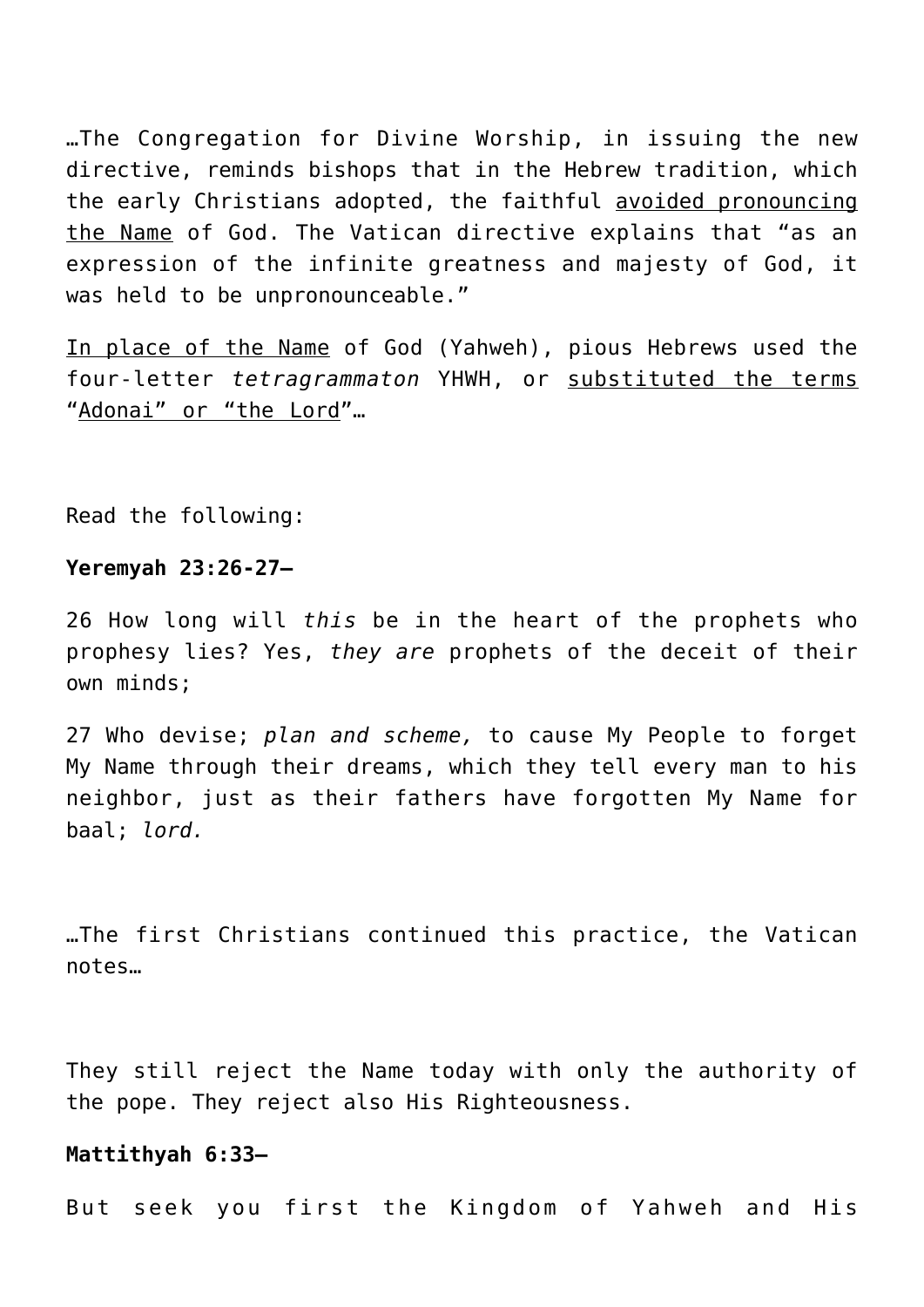…The Congregation for Divine Worship, in issuing the new directive, reminds bishops that in the Hebrew tradition, which the early Christians adopted, the faithful <u>avoided pronouncing the Name</u> of God. The Vatican directive explains that "as an expression of the infinite greatness and majesty of God, it was held to be unpronounceable."

<u>In place of the Name</u> of God (Yahweh), pious Hebrews used the four-letter *tetragrammaton* YHWH, or <u>substituted the terms</u> "<u>Adonai" or "the Lord</u>"…

Read the following:

**Yeremyah 23:26-27—**

26 How long will *this* be in the heart of the prophets who prophesy lies? Yes, *they are* prophets of the deceit of their own minds;

27 Who devise; *plan and scheme,* to cause My People to forget My Name through their dreams, which they tell every man to his neighbor, just as their fathers have forgotten My Name for baal; *lord.*

…The first Christians continued this practice, the Vatican notes…

They still reject the Name today with only the authority of the pope. They reject also His Righteousness.

**Mattithyah 6:33—**

But seek you first the Kingdom of Yahweh and His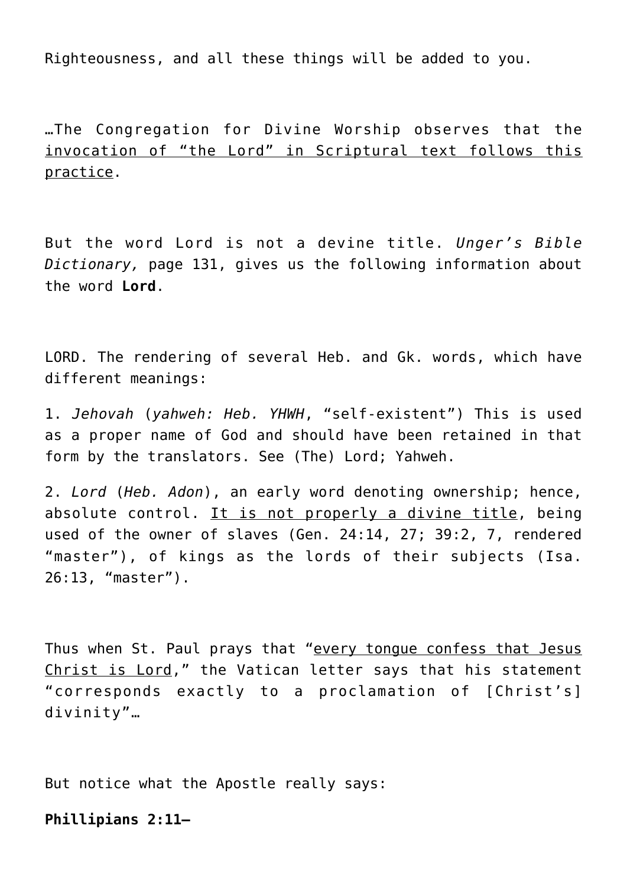Righteousness, and all these things will be added to you.

…The Congregation for Divine Worship observes that the <u>invocation of "the Lord" in Scriptural text follows this practice</u>.

But the word Lord is not a devine title. *Unger's Bible Dictionary,* page 131, gives us the following information about the word **Lord**.

LORD. The rendering of several Heb. and Gk. words, which have different meanings:

1. *Jehovah* (*yahweh: Heb. YHWH*, "self-existent") This is used as a proper name of God and should have been retained in that form by the translators. See (The) Lord; Yahweh.

2. *Lord* (*Heb. Adon*), an early word denoting ownership; hence, absolute control. <u>It is not properly a divine title</u>, being used of the owner of slaves (Gen. 24:14, 27; 39:2, 7, rendered "master"), of kings as the lords of their subjects (Isa. 26:13, "master").

Thus when St. Paul prays that "<u>every tongue confess that Jesus Christ is Lord</u>," the Vatican letter says that his statement "corresponds exactly to a proclamation of [Christ's] divinity"…

But notice what the Apostle really says:

**Phillipians 2:11–**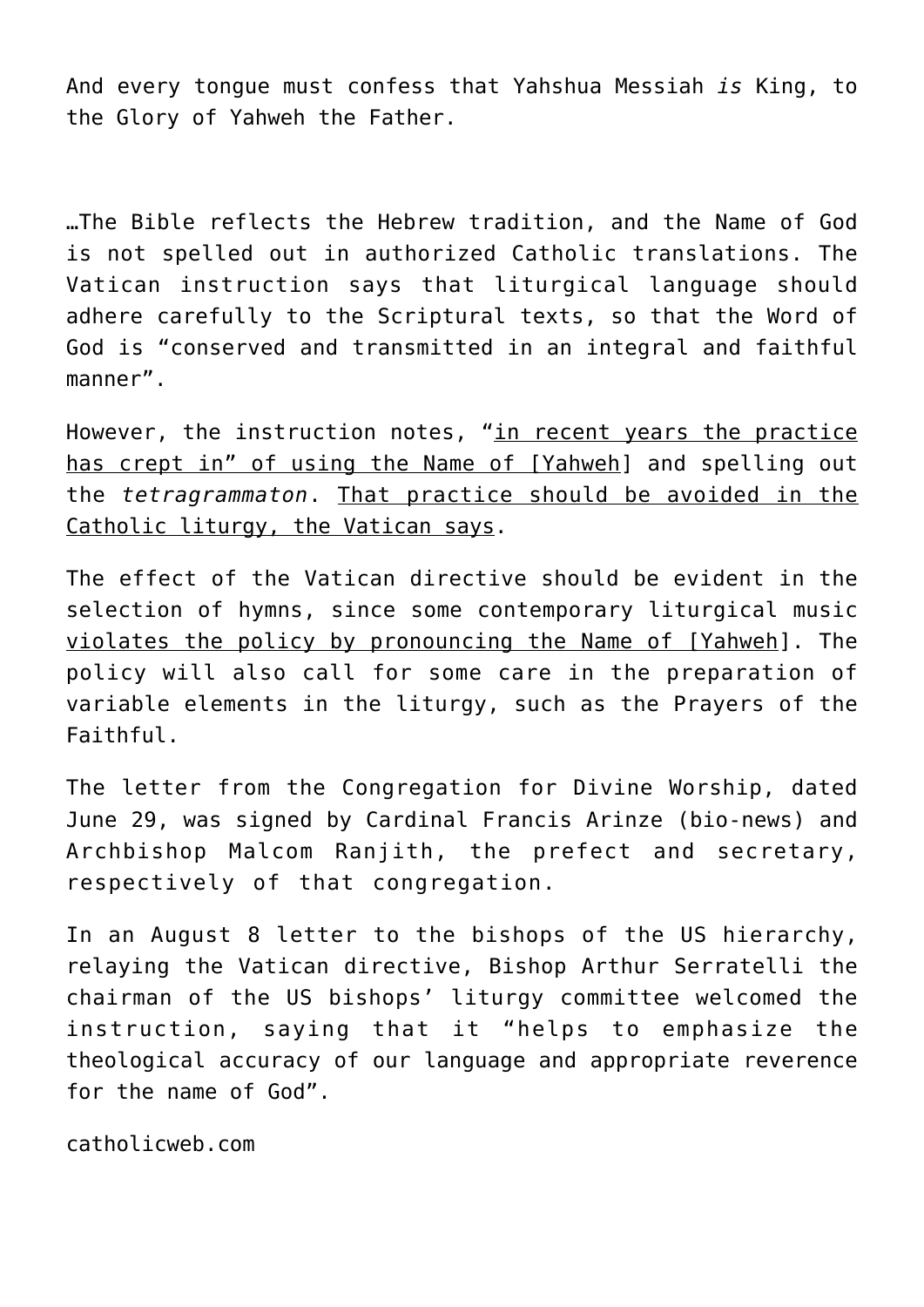And every tongue must confess that Yahshua Messiah *is* King, to the Glory of Yahweh the Father.

…The Bible reflects the Hebrew tradition, and the Name of God is not spelled out in authorized Catholic translations. The Vatican instruction says that liturgical language should adhere carefully to the Scriptural texts, so that the Word of God is "conserved and transmitted in an integral and faithful manner".

However, the instruction notes, "in recent years the practice has crept in" of using the Name of [Yahweh] and spelling out the *tetragrammaton*. That practice should be avoided in the Catholic liturgy, the Vatican says.

The effect of the Vatican directive should be evident in the selection of hymns, since some contemporary liturgical music violates the policy by pronouncing the Name of [Yahweh]. The policy will also call for some care in the preparation of variable elements in the liturgy, such as the Prayers of the Faithful.

The letter from the Congregation for Divine Worship, dated June 29, was signed by Cardinal Francis Arinze (bio-news) and Archbishop Malcom Ranjith, the prefect and secretary, respectively of that congregation.

In an August 8 letter to the bishops of the US hierarchy, relaying the Vatican directive, Bishop Arthur Serratelli the chairman of the US bishops' liturgy committee welcomed the instruction, saying that it "helps to emphasize the theological accuracy of our language and appropriate reverence for the name of God".

catholicweb.com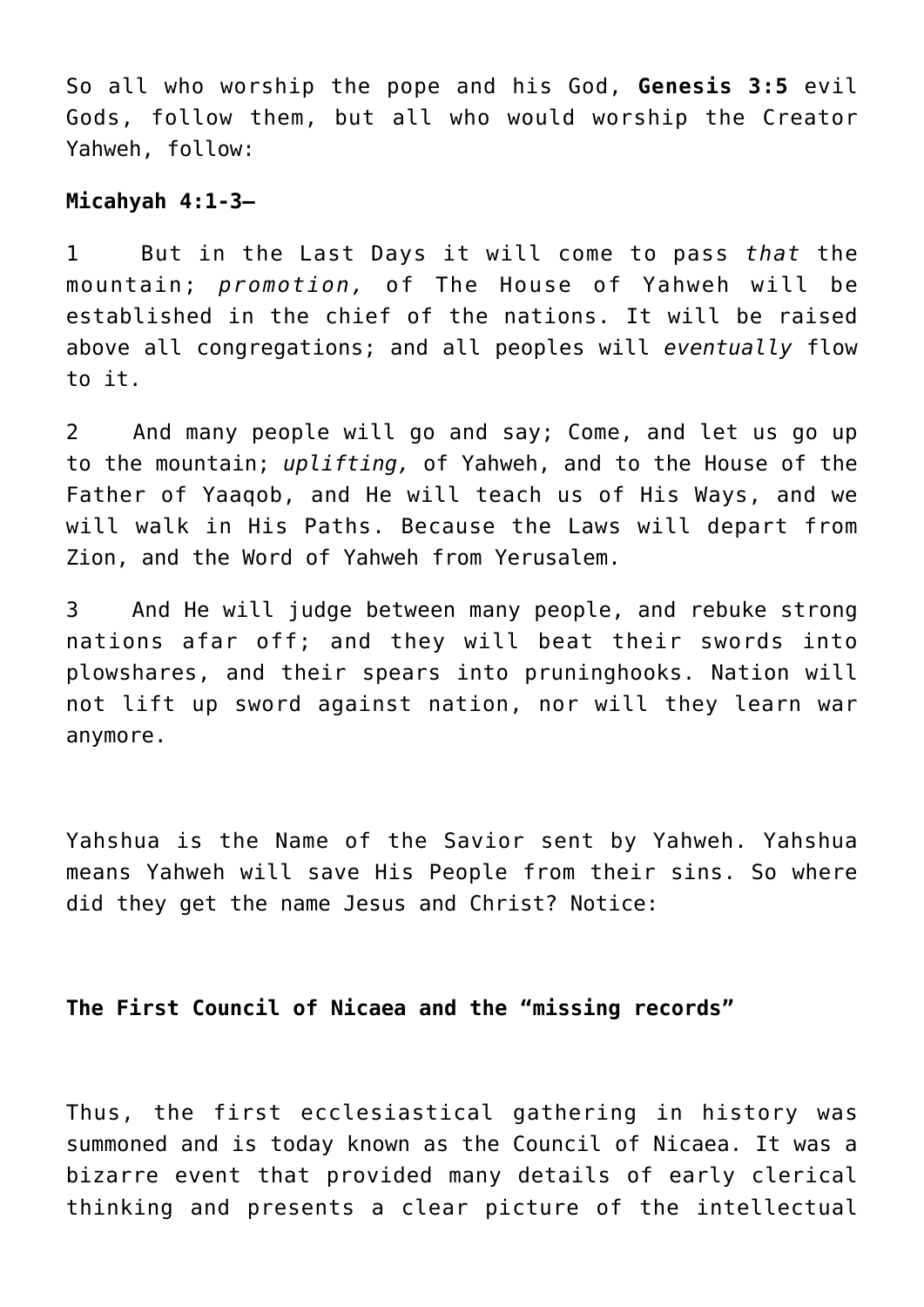So all who worship the pope and his God, **Genesis 3:5** evil Gods, follow them, but all who would worship the Creator Yahweh, follow:

**Micahyah 4:1-3–**

1 But in the Last Days it will come to pass *that* the mountain; *promotion,* of The House of Yahweh will be established in the chief of the nations. It will be raised above all congregations; and all peoples will *eventually* flow to it.

2 And many people will go and say; Come, and let us go up to the mountain; *uplifting,* of Yahweh, and to the House of the Father of Yaaqob, and He will teach us of His Ways, and we will walk in His Paths. Because the Laws will depart from Zion, and the Word of Yahweh from Yerusalem.

3 And He will judge between many people, and rebuke strong nations afar off; and they will beat their swords into plowshares, and their spears into pruninghooks. Nation will not lift up sword against nation, nor will they learn war anymore.

Yahshua is the Name of the Savior sent by Yahweh. Yahshua means Yahweh will save His People from their sins. So where did they get the name Jesus and Christ? Notice:

**The First Council of Nicaea and the "missing records"**

Thus, the first ecclesiastical gathering in history was summoned and is today known as the Council of Nicaea. It was a bizarre event that provided many details of early clerical thinking and presents a clear picture of the intellectual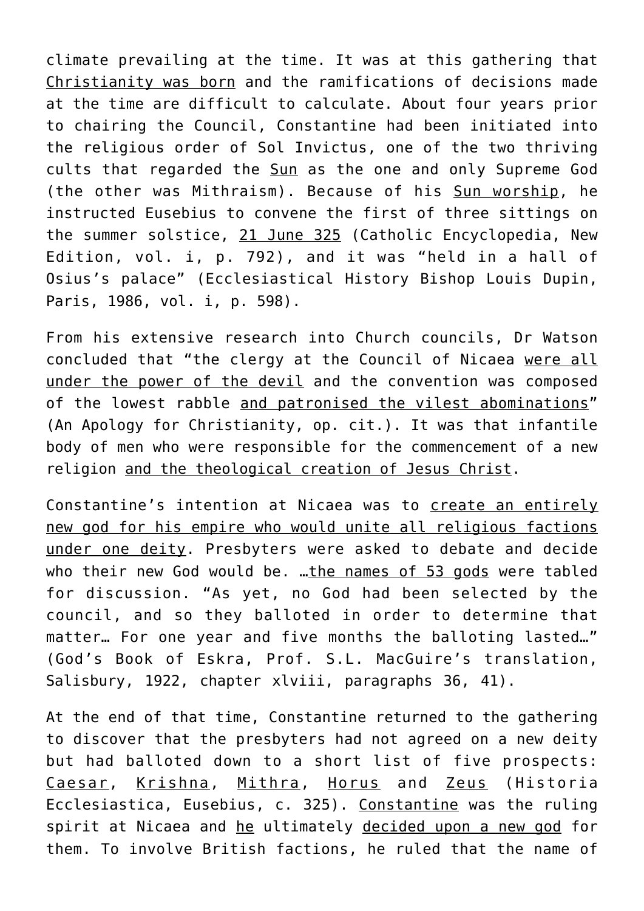climate prevailing at the time. It was at this gathering that Christianity was born and the ramifications of decisions made at the time are difficult to calculate. About four years prior to chairing the Council, Constantine had been initiated into the religious order of Sol Invictus, one of the two thriving cults that regarded the Sun as the one and only Supreme God (the other was Mithraism). Because of his Sun worship, he instructed Eusebius to convene the first of three sittings on the summer solstice, 21 June 325 (Catholic Encyclopedia, New Edition, vol. i, p. 792), and it was "held in a hall of Osius's palace" (Ecclesiastical History Bishop Louis Dupin, Paris, 1986, vol. i, p. 598).

From his extensive research into Church councils, Dr Watson concluded that "the clergy at the Council of Nicaea were all under the power of the devil and the convention was composed of the lowest rabble and patronised the vilest abominations" (An Apology for Christianity, op. cit.). It was that infantile body of men who were responsible for the commencement of a new religion and the theological creation of Jesus Christ.

Constantine's intention at Nicaea was to create an entirely new god for his empire who would unite all religious factions under one deity. Presbyters were asked to debate and decide who their new God would be. …the names of 53 gods were tabled for discussion. "As yet, no God had been selected by the council, and so they balloted in order to determine that matter… For one year and five months the balloting lasted…" (God's Book of Eskra, Prof. S.L. MacGuire's translation, Salisbury, 1922, chapter xlviii, paragraphs 36, 41).

At the end of that time, Constantine returned to the gathering to discover that the presbyters had not agreed on a new deity but had balloted down to a short list of five prospects: Caesar, Krishna, Mithra, Horus and Zeus (Historia Ecclesiastica, Eusebius, c. 325). Constantine was the ruling spirit at Nicaea and he ultimately decided upon a new god for them. To involve British factions, he ruled that the name of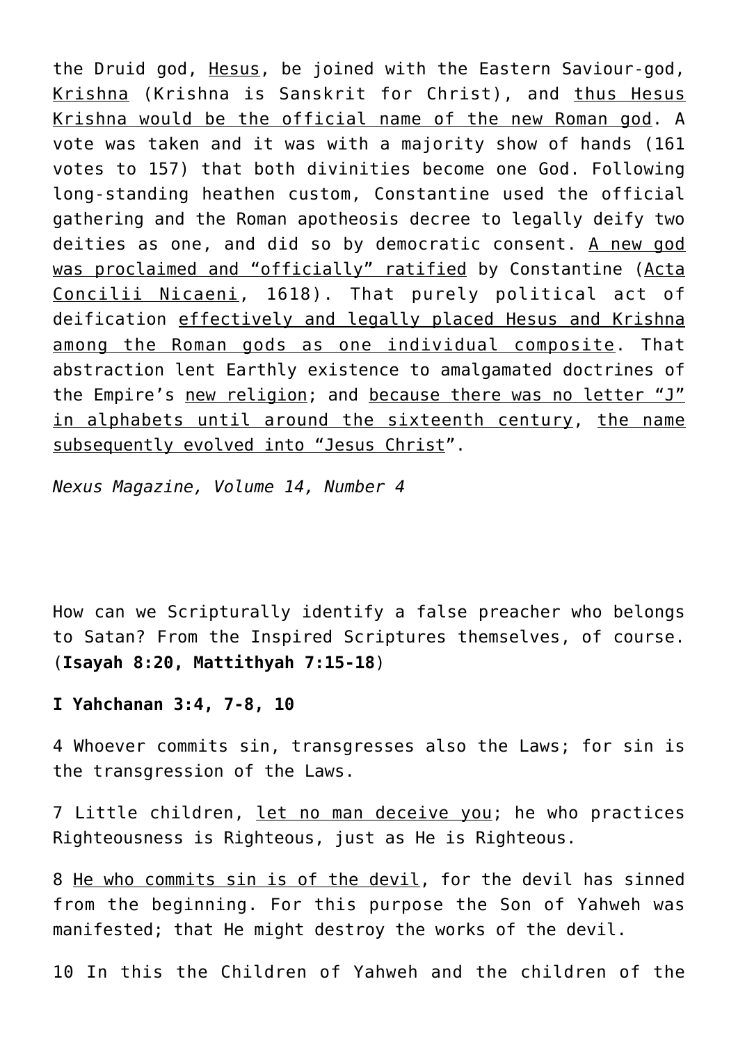the Druid god, Hesus, be joined with the Eastern Saviour-god, Krishna (Krishna is Sanskrit for Christ), and thus Hesus Krishna would be the official name of the new Roman god. A vote was taken and it was with a majority show of hands (161 votes to 157) that both divinities become one God. Following long-standing heathen custom, Constantine used the official gathering and the Roman apotheosis decree to legally deify two deities as one, and did so by democratic consent. A new god was proclaimed and "officially" ratified by Constantine (Acta Concilii Nicaeni, 1618). That purely political act of deification effectively and legally placed Hesus and Krishna among the Roman gods as one individual composite. That abstraction lent Earthly existence to amalgamated doctrines of the Empire's new religion; and because there was no letter "J" in alphabets until around the sixteenth century, the name subsequently evolved into "Jesus Christ".

*Nexus Magazine, Volume 14, Number 4*

How can we Scripturally identify a false preacher who belongs to Satan? From the Inspired Scriptures themselves, of course. (**Isayah 8:20, Mattithyah 7:15-18**)

**I Yahchanan 3:4, 7-8, 10**

4 Whoever commits sin, transgresses also the Laws; for sin is the transgression of the Laws.

7 Little children, let no man deceive you; he who practices Righteousness is Righteous, just as He is Righteous.

8 He who commits sin is of the devil, for the devil has sinned from the beginning. For this purpose the Son of Yahweh was manifested; that He might destroy the works of the devil.

10 In this the Children of Yahweh and the children of the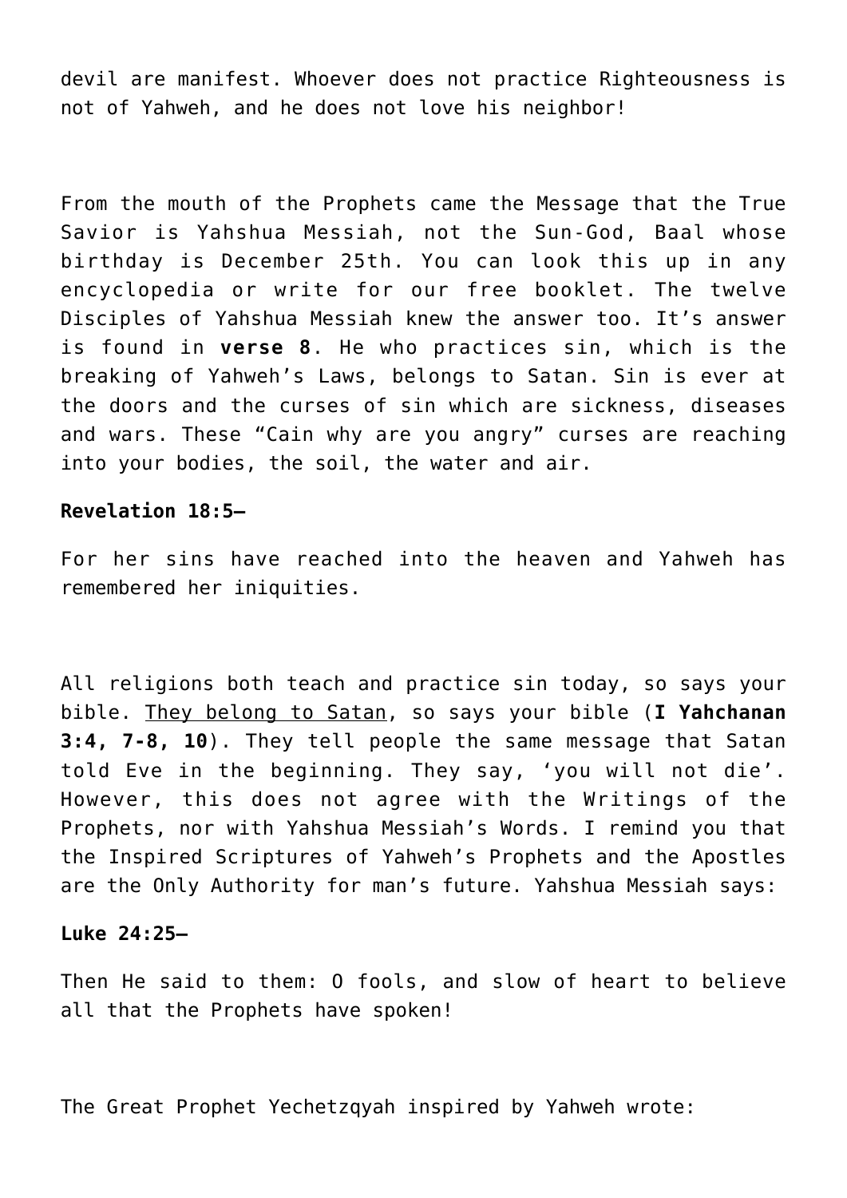devil are manifest. Whoever does not practice Righteousness is not of Yahweh, and he does not love his neighbor!

From the mouth of the Prophets came the Message that the True Savior is Yahshua Messiah, not the Sun-God, Baal whose birthday is December 25th. You can look this up in any encyclopedia or write for our free booklet. The twelve Disciples of Yahshua Messiah knew the answer too. It's answer is found in **verse 8**. He who practices sin, which is the breaking of Yahweh's Laws, belongs to Satan. Sin is ever at the doors and the curses of sin which are sickness, diseases and wars. These "Cain why are you angry" curses are reaching into your bodies, the soil, the water and air.

**Revelation 18:5—**

For her sins have reached into the heaven and Yahweh has remembered her iniquities.

All religions both teach and practice sin today, so says your bible. <u>They belong to Satan</u>, so says your bible (**I Yahchanan 3:4, 7-8, 10**). They tell people the same message that Satan told Eve in the beginning. They say, 'you will not die'. However, this does not agree with the Writings of the Prophets, nor with Yahshua Messiah's Words. I remind you that the Inspired Scriptures of Yahweh's Prophets and the Apostles are the Only Authority for man's future. Yahshua Messiah says:

**Luke 24:25—**

Then He said to them: O fools, and slow of heart to believe all that the Prophets have spoken!

The Great Prophet Yechetzqyah inspired by Yahweh wrote: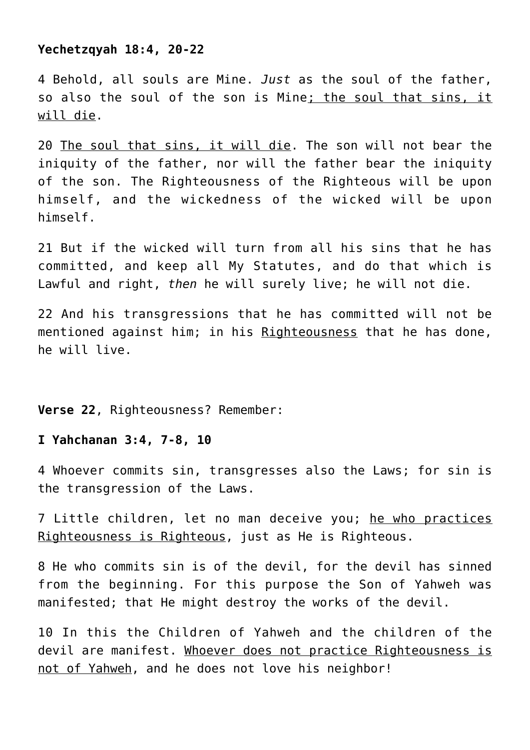**Yechetzqyah 18:4, 20-22**

4 Behold, all souls are Mine. *Just* as the soul of the father, so also the soul of the son is Mine<u>; the soul that sins, it will die</u>.

20 <u>The soul that sins, it will die</u>. The son will not bear the iniquity of the father, nor will the father bear the iniquity of the son. The Righteousness of the Righteous will be upon himself, and the wickedness of the wicked will be upon himself.

21 But if the wicked will turn from all his sins that he has committed, and keep all My Statutes, and do that which is Lawful and right, *then* he will surely live; he will not die.

22 And his transgressions that he has committed will not be mentioned against him; in his <u>Righteousness</u> that he has done, he will live.

**Verse 22**, Righteousness? Remember:

**I Yahchanan 3:4, 7-8, 10**

4 Whoever commits sin, transgresses also the Laws; for sin is the transgression of the Laws.

7 Little children, let no man deceive you; <u>he who practices Righteousness is Righteous</u>, just as He is Righteous.

8 He who commits sin is of the devil, for the devil has sinned from the beginning. For this purpose the Son of Yahweh was manifested; that He might destroy the works of the devil.

10 In this the Children of Yahweh and the children of the devil are manifest. <u>Whoever does not practice Righteousness is not of Yahweh</u>, and he does not love his neighbor!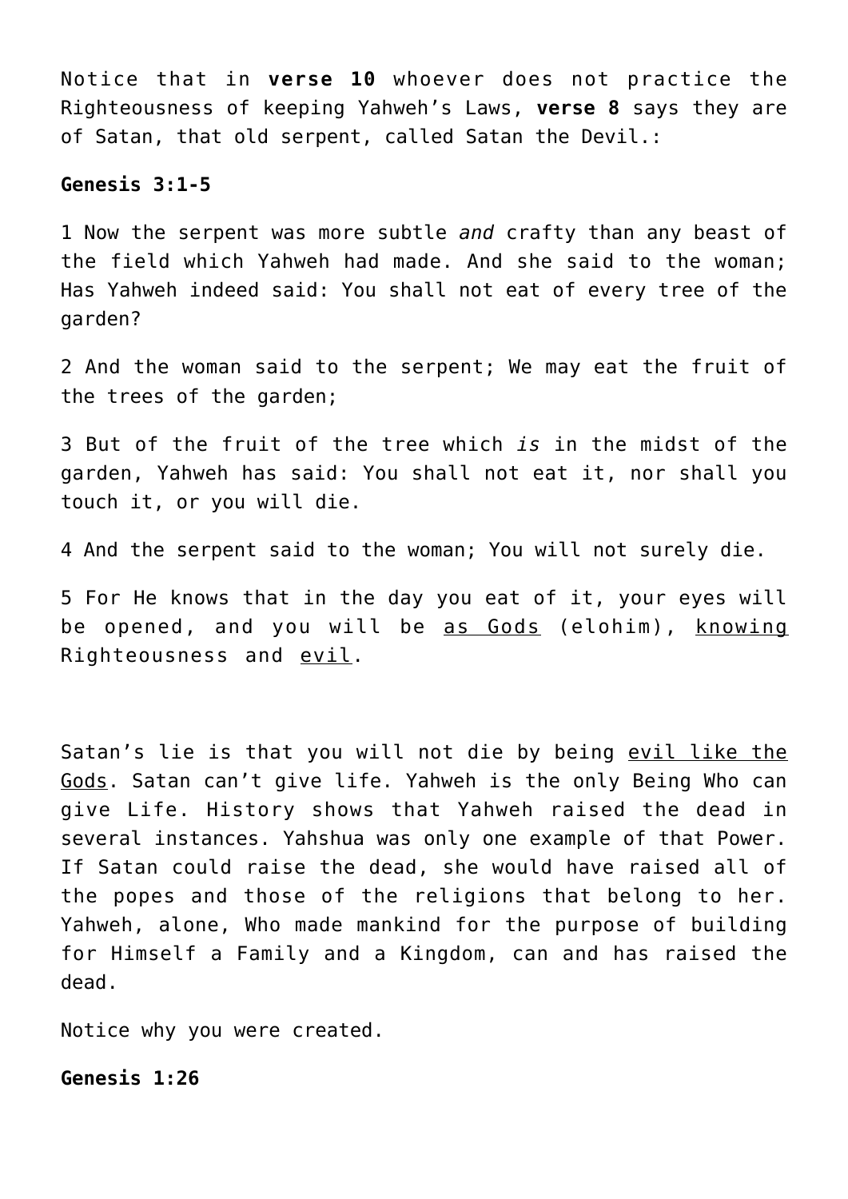Notice that in **verse 10** whoever does not practice the Righteousness of keeping Yahweh's Laws, **verse 8** says they are of Satan, that old serpent, called Satan the Devil.:

**Genesis 3:1-5**

1 Now the serpent was more subtle *and* crafty than any beast of the field which Yahweh had made. And she said to the woman; Has Yahweh indeed said: You shall not eat of every tree of the garden?

2 And the woman said to the serpent; We may eat the fruit of the trees of the garden;

3 But of the fruit of the tree which *is* in the midst of the garden, Yahweh has said: You shall not eat it, nor shall you touch it, or you will die.

4 And the serpent said to the woman; You will not surely die.

5 For He knows that in the day you eat of it, your eyes will be opened, and you will be <u>as Gods</u> (elohim), <u>knowing</u> Righteousness and <u>evil</u>.

Satan's lie is that you will not die by being <u>evil like the Gods</u>. Satan can't give life. Yahweh is the only Being Who can give Life. History shows that Yahweh raised the dead in several instances. Yahshua was only one example of that Power. If Satan could raise the dead, she would have raised all of the popes and those of the religions that belong to her. Yahweh, alone, Who made mankind for the purpose of building for Himself a Family and a Kingdom, can and has raised the dead.

Notice why you were created.

**Genesis 1:26**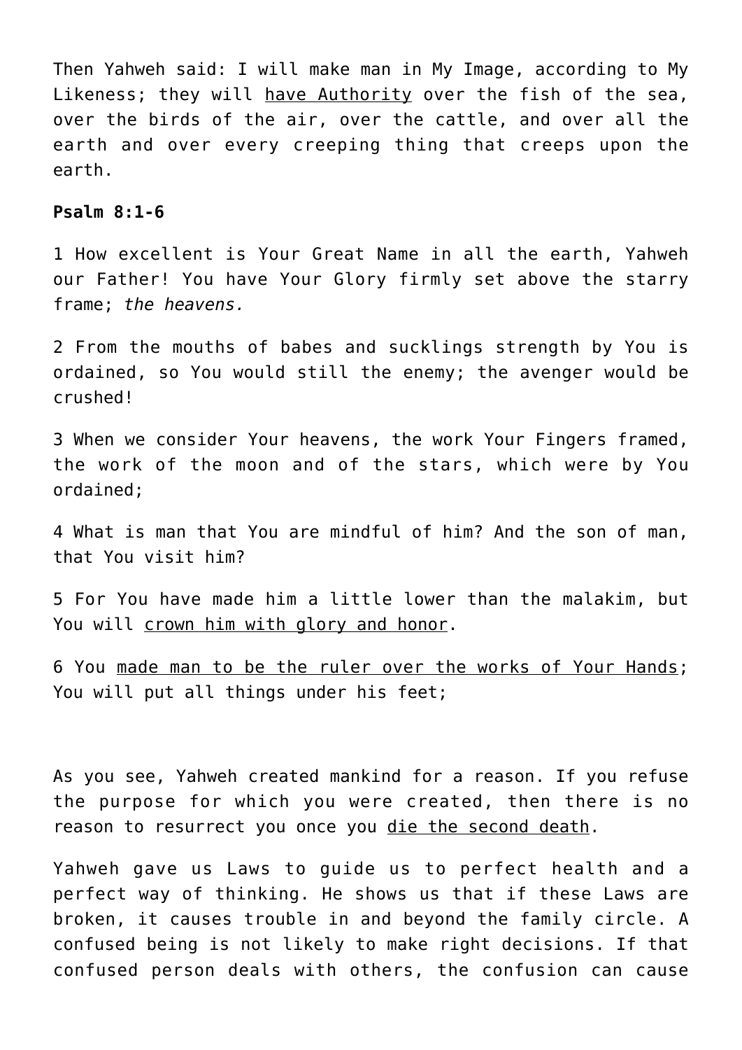Then Yahweh said: I will make man in My Image, according to My Likeness; they will have Authority over the fish of the sea, over the birds of the air, over the cattle, and over all the earth and over every creeping thing that creeps upon the earth.

**Psalm 8:1-6**

1 How excellent is Your Great Name in all the earth, Yahweh our Father! You have Your Glory firmly set above the starry frame; *the heavens.*

2 From the mouths of babes and sucklings strength by You is ordained, so You would still the enemy; the avenger would be crushed!

3 When we consider Your heavens, the work Your Fingers framed, the work of the moon and of the stars, which were by You ordained;

4 What is man that You are mindful of him? And the son of man, that You visit him?

5 For You have made him a little lower than the malakim, but You will crown him with glory and honor.

6 You made man to be the ruler over the works of Your Hands; You will put all things under his feet;

As you see, Yahweh created mankind for a reason. If you refuse the purpose for which you were created, then there is no reason to resurrect you once you die the second death.

Yahweh gave us Laws to guide us to perfect health and a perfect way of thinking. He shows us that if these Laws are broken, it causes trouble in and beyond the family circle. A confused being is not likely to make right decisions. If that confused person deals with others, the confusion can cause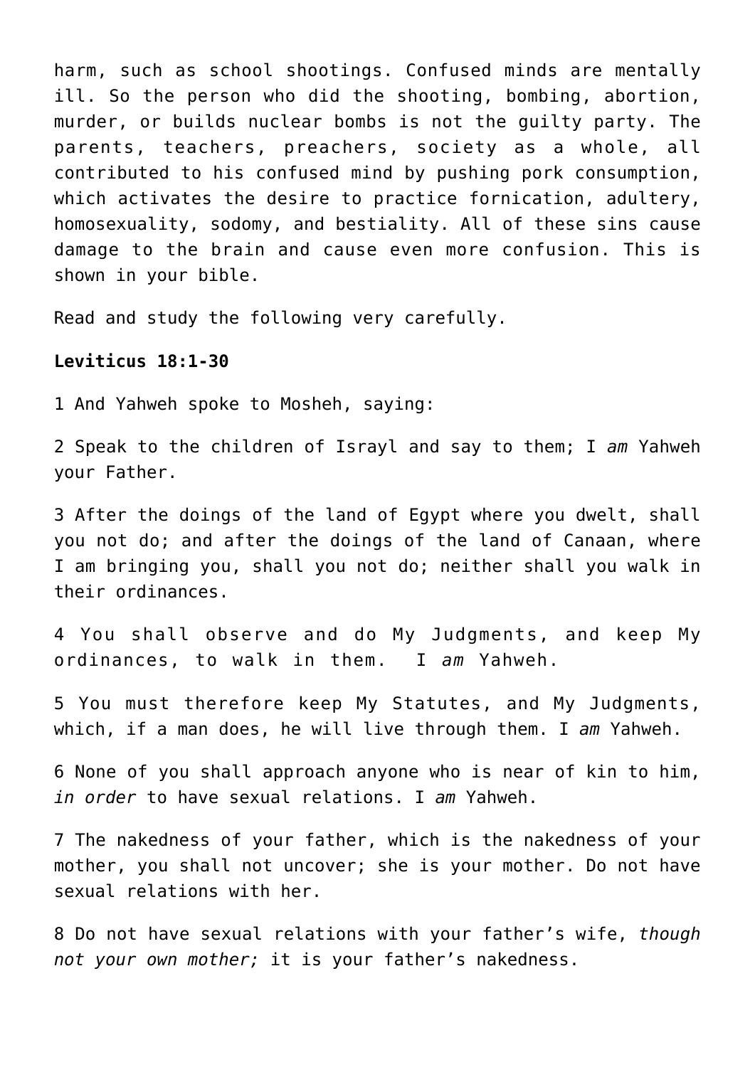harm, such as school shootings. Confused minds are mentally ill. So the person who did the shooting, bombing, abortion, murder, or builds nuclear bombs is not the guilty party. The parents, teachers, preachers, society as a whole, all contributed to his confused mind by pushing pork consumption, which activates the desire to practice fornication, adultery, homosexuality, sodomy, and bestiality. All of these sins cause damage to the brain and cause even more confusion. This is shown in your bible.

Read and study the following very carefully.

**Leviticus 18:1-30**

1 And Yahweh spoke to Mosheh, saying:

2 Speak to the children of Israyl and say to them; I *am* Yahweh your Father.

3 After the doings of the land of Egypt where you dwelt, shall you not do; and after the doings of the land of Canaan, where I am bringing you, shall you not do; neither shall you walk in their ordinances.

4 You shall observe and do My Judgments, and keep My ordinances, to walk in them. I *am* Yahweh.

5 You must therefore keep My Statutes, and My Judgments, which, if a man does, he will live through them. I *am* Yahweh.

6 None of you shall approach anyone who is near of kin to him, *in order* to have sexual relations. I *am* Yahweh.

7 The nakedness of your father, which is the nakedness of your mother, you shall not uncover; she is your mother. Do not have sexual relations with her.

8 Do not have sexual relations with your father's wife, *though not your own mother;* it is your father's nakedness.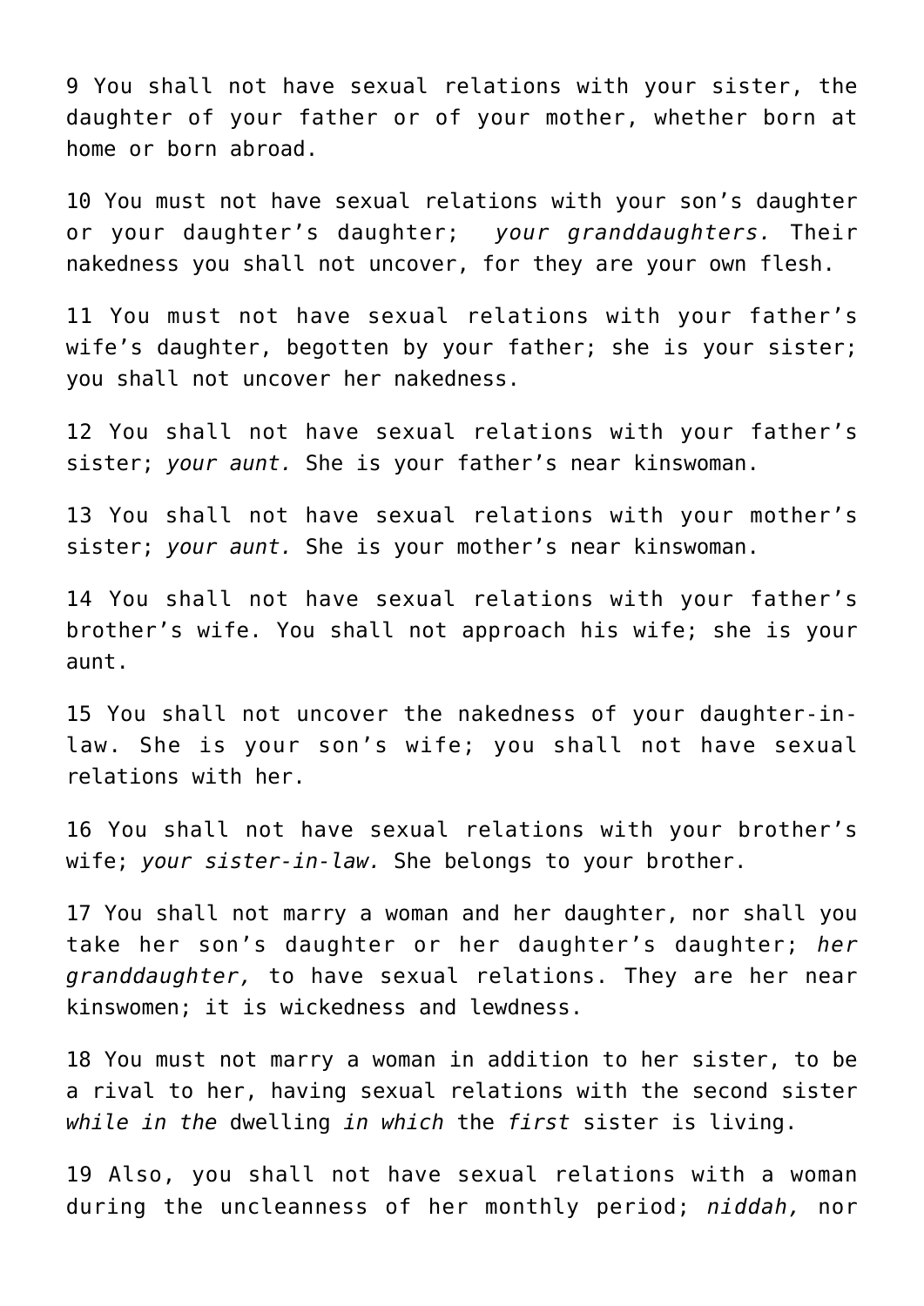9 You shall not have sexual relations with your sister, the daughter of your father or of your mother, whether born at home or born abroad.

10 You must not have sexual relations with your son's daughter or your daughter's daughter; *your granddaughters.* Their nakedness you shall not uncover, for they are your own flesh.

11 You must not have sexual relations with your father's wife's daughter, begotten by your father; she is your sister; you shall not uncover her nakedness.

12 You shall not have sexual relations with your father's sister; *your aunt.* She is your father's near kinswoman.

13 You shall not have sexual relations with your mother's sister; *your aunt.* She is your mother's near kinswoman.

14 You shall not have sexual relations with your father's brother's wife. You shall not approach his wife; she is your aunt.

15 You shall not uncover the nakedness of your daughter-in-law. She is your son's wife; you shall not have sexual relations with her.

16 You shall not have sexual relations with your brother's wife; *your sister-in-law.* She belongs to your brother.

17 You shall not marry a woman and her daughter, nor shall you take her son's daughter or her daughter's daughter; *her granddaughter,* to have sexual relations. They are her near kinswomen; it is wickedness and lewdness.

18 You must not marry a woman in addition to her sister, to be a rival to her, having sexual relations with the second sister *while in the* dwelling *in which* the *first* sister is living.

19 Also, you shall not have sexual relations with a woman during the uncleanness of her monthly period; *niddah,* nor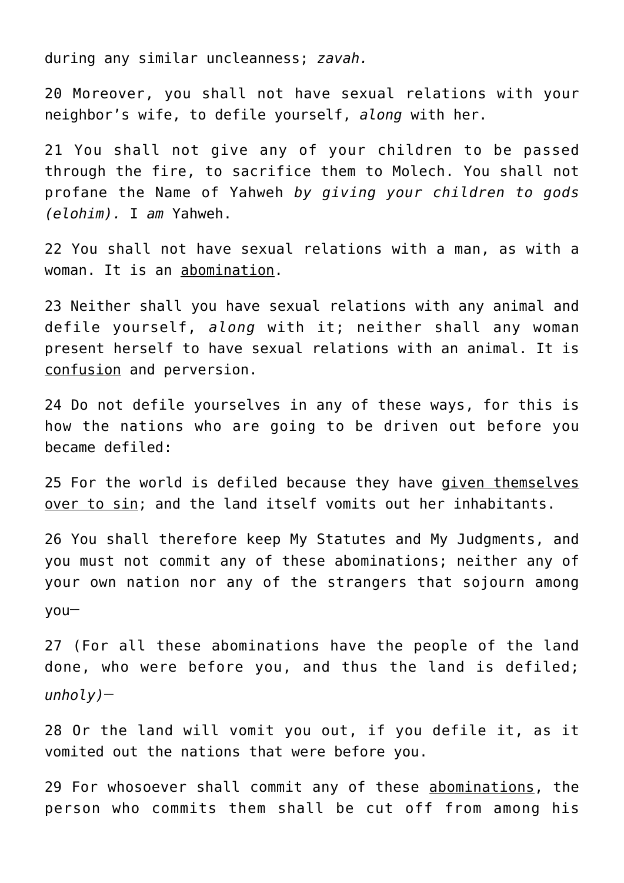during any similar uncleanness; *zavah.*

20 Moreover, you shall not have sexual relations with your neighbor’s wife, to defile yourself, *along* with her.

21 You shall not give any of your children to be passed through the fire, to sacrifice them to Molech. You shall not profane the Name of Yahweh *by giving your children to gods (elohim).* I *am* Yahweh.

22 You shall not have sexual relations with a man, as with a woman. It is an <u>abomination</u>.

23 Neither shall you have sexual relations with any animal and defile yourself, *along* with it; neither shall any woman present herself to have sexual relations with an animal. It is <u>confusion</u> and perversion.

24 Do not defile yourselves in any of these ways, for this is how the nations who are going to be driven out before you became defiled:

25 For the world is defiled because they have <u>given themselves over to sin</u>; and the land itself vomits out her inhabitants.

26 You shall therefore keep My Statutes and My Judgments, and you must not commit any of these abominations; neither any of your own nation nor any of the strangers that sojourn among you—

27 (For all these abominations have the people of the land done, who were before you, and thus the land is defiled; *unholy)*—

28 Or the land will vomit you out, if you defile it, as it vomited out the nations that were before you.

29 For whosoever shall commit any of these <u>abominations</u>, the person who commits them shall be cut off from among his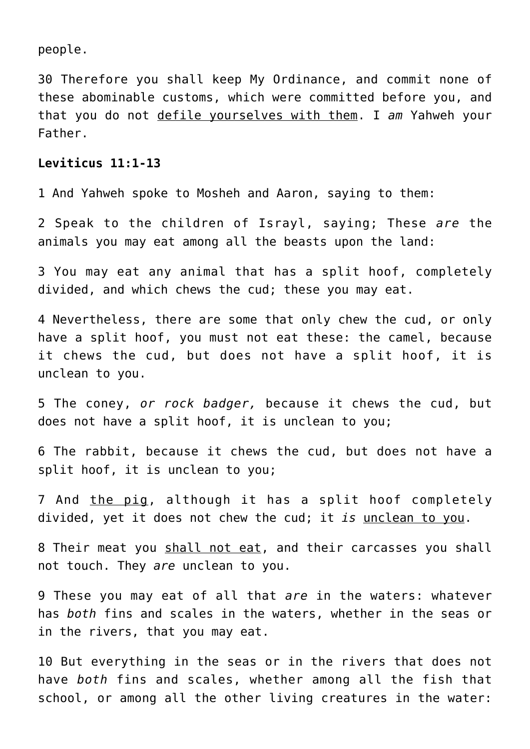people.

30 Therefore you shall keep My Ordinance, and commit none of these abominable customs, which were committed before you, and that you do not <u>defile yourselves with them</u>. I *am* Yahweh your Father.

**Leviticus 11:1-13**

1 And Yahweh spoke to Mosheh and Aaron, saying to them:

2 Speak to the children of Israyl, saying; These *are* the animals you may eat among all the beasts upon the land:

3 You may eat any animal that has a split hoof, completely divided, and which chews the cud; these you may eat.

4 Nevertheless, there are some that only chew the cud, or only have a split hoof, you must not eat these: the camel, because it chews the cud, but does not have a split hoof, it is unclean to you.

5 The coney, *or rock badger,* because it chews the cud, but does not have a split hoof, it is unclean to you;

6 The rabbit, because it chews the cud, but does not have a split hoof, it is unclean to you;

7 And <u>the pig</u>, although it has a split hoof completely divided, yet it does not chew the cud; it *is* <u>unclean to you</u>.

8 Their meat you <u>shall not eat</u>, and their carcasses you shall not touch. They *are* unclean to you.

9 These you may eat of all that *are* in the waters: whatever has *both* fins and scales in the waters, whether in the seas or in the rivers, that you may eat.

10 But everything in the seas or in the rivers that does not have *both* fins and scales, whether among all the fish that school, or among all the other living creatures in the water: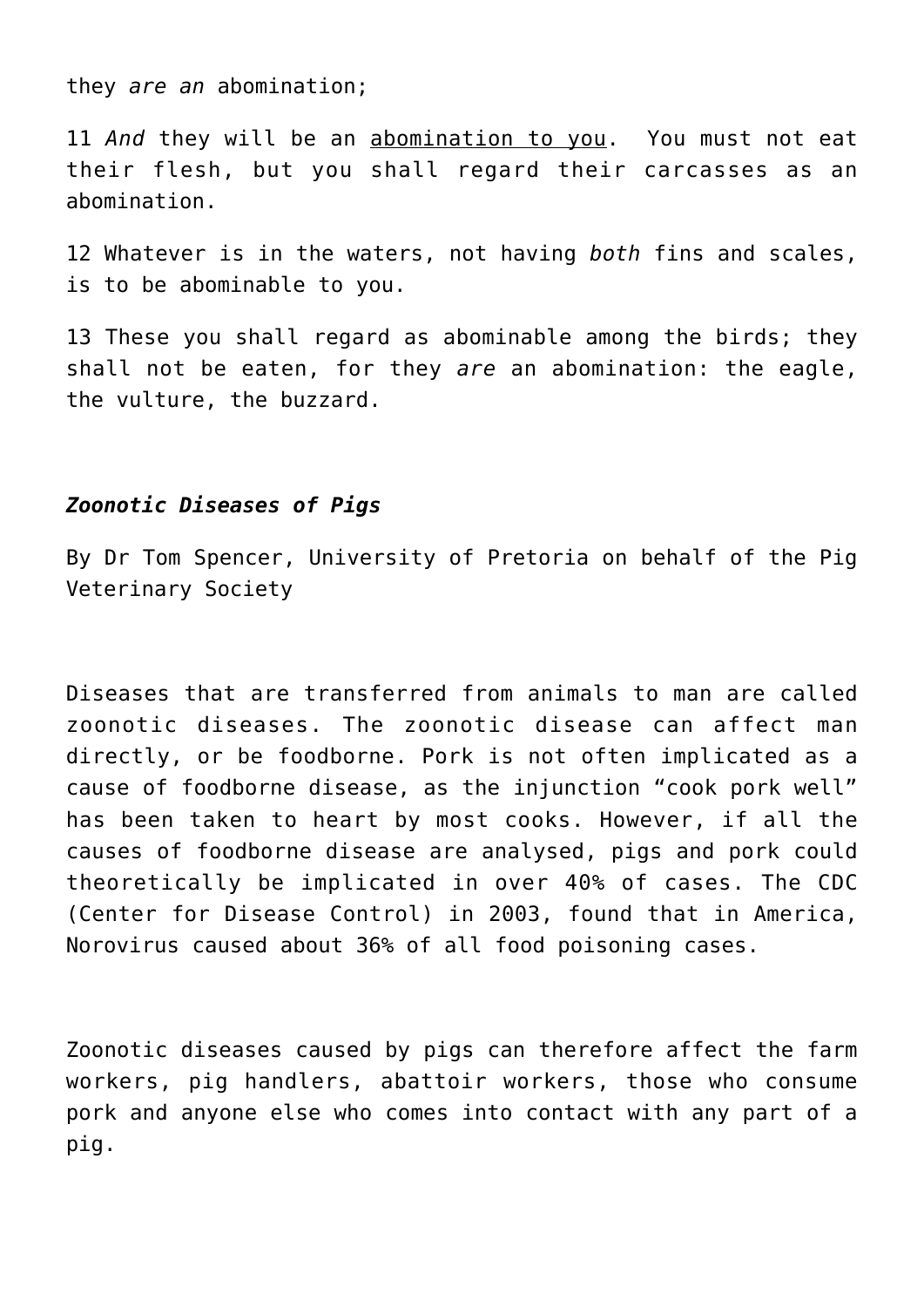they *are an* abomination;

11 *And* they will be an abomination to you. You must not eat their flesh, but you shall regard their carcasses as an abomination.

12 Whatever is in the waters, not having *both* fins and scales, is to be abominable to you.

13 These you shall regard as abominable among the birds; they shall not be eaten, for they *are* an abomination: the eagle, the vulture, the buzzard.

***Zoonotic Diseases of Pigs***

By Dr Tom Spencer, University of Pretoria on behalf of the Pig Veterinary Society

Diseases that are transferred from animals to man are called zoonotic diseases. The zoonotic disease can affect man directly, or be foodborne. Pork is not often implicated as a cause of foodborne disease, as the injunction "cook pork well" has been taken to heart by most cooks. However, if all the causes of foodborne disease are analysed, pigs and pork could theoretically be implicated in over 40% of cases. The CDC (Center for Disease Control) in 2003, found that in America, Norovirus caused about 36% of all food poisoning cases.

Zoonotic diseases caused by pigs can therefore affect the farm workers, pig handlers, abattoir workers, those who consume pork and anyone else who comes into contact with any part of a pig.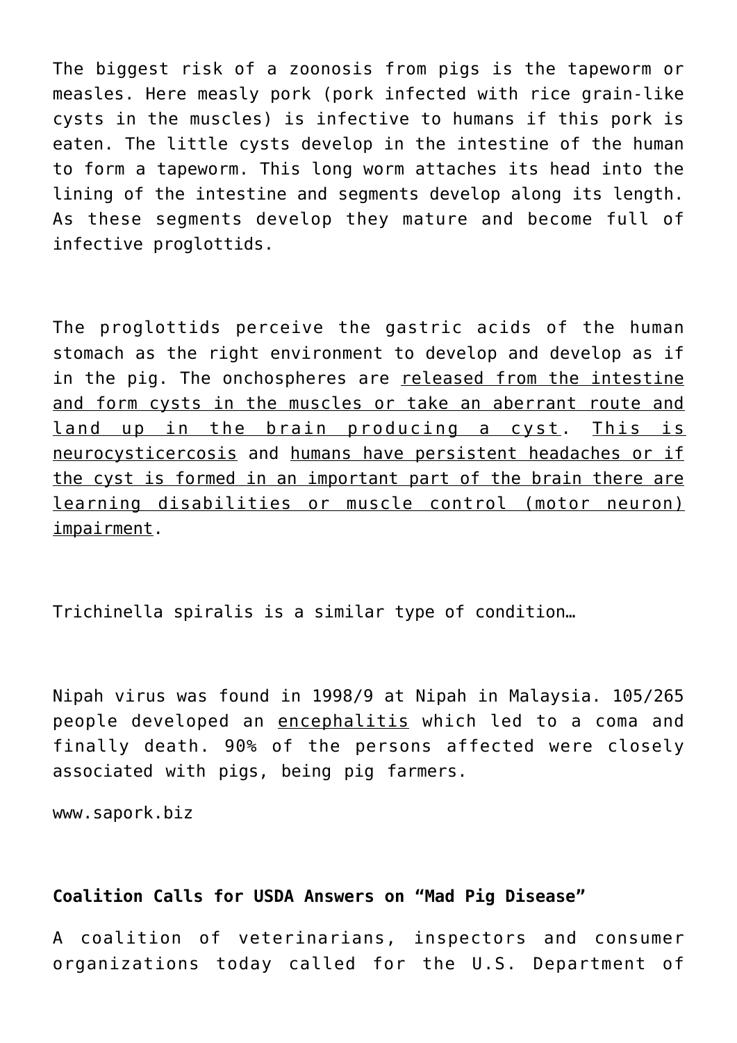The biggest risk of a zoonosis from pigs is the tapeworm or measles. Here measly pork (pork infected with rice grain-like cysts in the muscles) is infective to humans if this pork is eaten. The little cysts develop in the intestine of the human to form a tapeworm. This long worm attaches its head into the lining of the intestine and segments develop along its length. As these segments develop they mature and become full of infective proglottids.

The proglottids perceive the gastric acids of the human stomach as the right environment to develop and develop as if in the pig. The onchospheres are <u>released from the intestine and form cysts in the muscles or take an aberrant route and land up in the brain producing a cyst</u>. <u>This is neurocysticercosis</u> and <u>humans have persistent headaches or if the cyst is formed in an important part of the brain there are learning disabilities or muscle control (motor neuron) impairment</u>.

Trichinella spiralis is a similar type of condition…

Nipah virus was found in 1998/9 at Nipah in Malaysia. 105/265 people developed an <u>encephalitis</u> which led to a coma and finally death. 90% of the persons affected were closely associated with pigs, being pig farmers.

www.sapork.biz

**Coalition Calls for USDA Answers on "Mad Pig Disease"**

A coalition of veterinarians, inspectors and consumer organizations today called for the U.S. Department of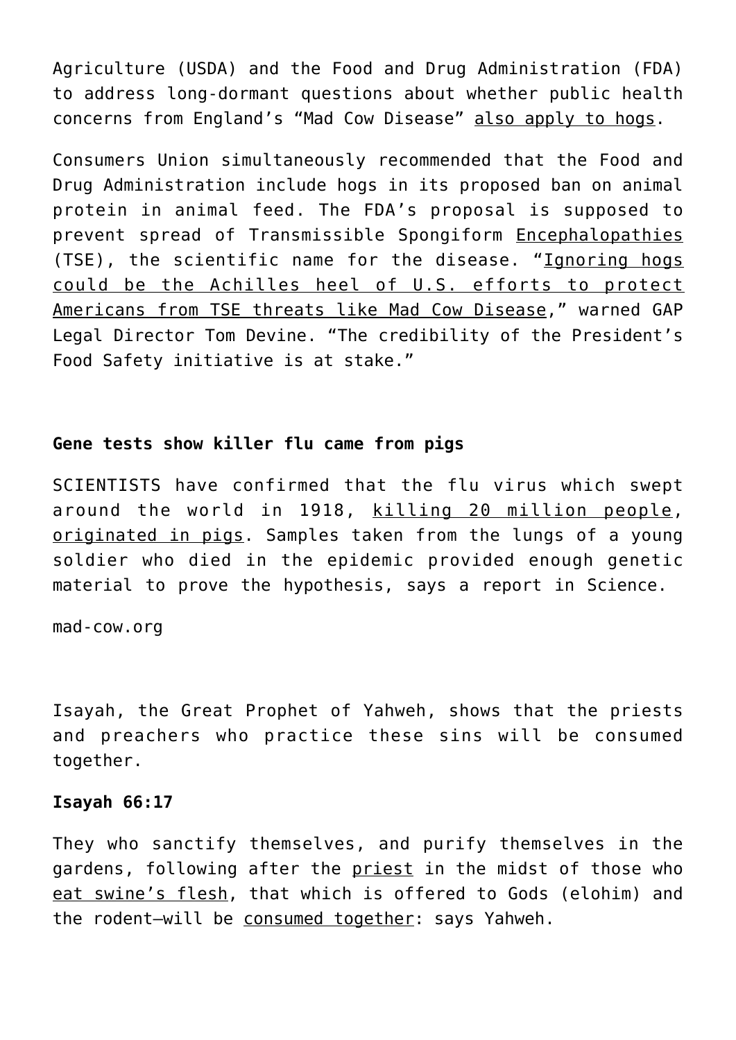Agriculture (USDA) and the Food and Drug Administration (FDA) to address long-dormant questions about whether public health concerns from England's "Mad Cow Disease" also apply to hogs.

Consumers Union simultaneously recommended that the Food and Drug Administration include hogs in its proposed ban on animal protein in animal feed. The FDA's proposal is supposed to prevent spread of Transmissible Spongiform Encephalopathies (TSE), the scientific name for the disease. "Ignoring hogs could be the Achilles heel of U.S. efforts to protect Americans from TSE threats like Mad Cow Disease," warned GAP Legal Director Tom Devine. "The credibility of the President's Food Safety initiative is at stake."

**Gene tests show killer flu came from pigs**

SCIENTISTS have confirmed that the flu virus which swept around the world in 1918, killing 20 million people, originated in pigs. Samples taken from the lungs of a young soldier who died in the epidemic provided enough genetic material to prove the hypothesis, says a report in Science.

mad-cow.org

Isayah, the Great Prophet of Yahweh, shows that the priests and preachers who practice these sins will be consumed together.

**Isayah 66:17**

They who sanctify themselves, and purify themselves in the gardens, following after the priest in the midst of those who eat swine's flesh, that which is offered to Gods (elohim) and the rodent—will be consumed together: says Yahweh.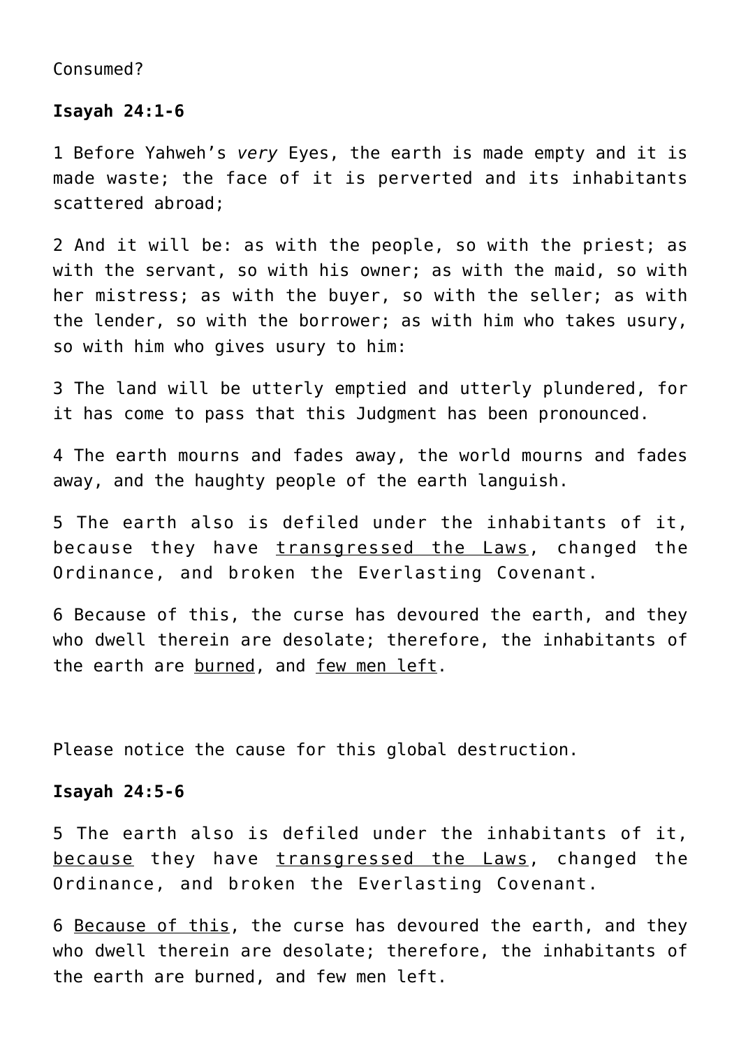Consumed?

**Isayah 24:1-6**

1 Before Yahweh's *very* Eyes, the earth is made empty and it is made waste; the face of it is perverted and its inhabitants scattered abroad;

2 And it will be: as with the people, so with the priest; as with the servant, so with his owner; as with the maid, so with her mistress; as with the buyer, so with the seller; as with the lender, so with the borrower; as with him who takes usury, so with him who gives usury to him:

3 The land will be utterly emptied and utterly plundered, for it has come to pass that this Judgment has been pronounced.

4 The earth mourns and fades away, the world mourns and fades away, and the haughty people of the earth languish.

5 The earth also is defiled under the inhabitants of it, because they have <u>transgressed the Laws</u>, changed the Ordinance, and broken the Everlasting Covenant.

6 Because of this, the curse has devoured the earth, and they who dwell therein are desolate; therefore, the inhabitants of the earth are <u>burned</u>, and <u>few men left</u>.

Please notice the cause for this global destruction.

**Isayah 24:5-6**

5 The earth also is defiled under the inhabitants of it, <u>because</u> they have <u>transgressed the Laws</u>, changed the Ordinance, and broken the Everlasting Covenant.

6 <u>Because of this</u>, the curse has devoured the earth, and they who dwell therein are desolate; therefore, the inhabitants of the earth are burned, and few men left.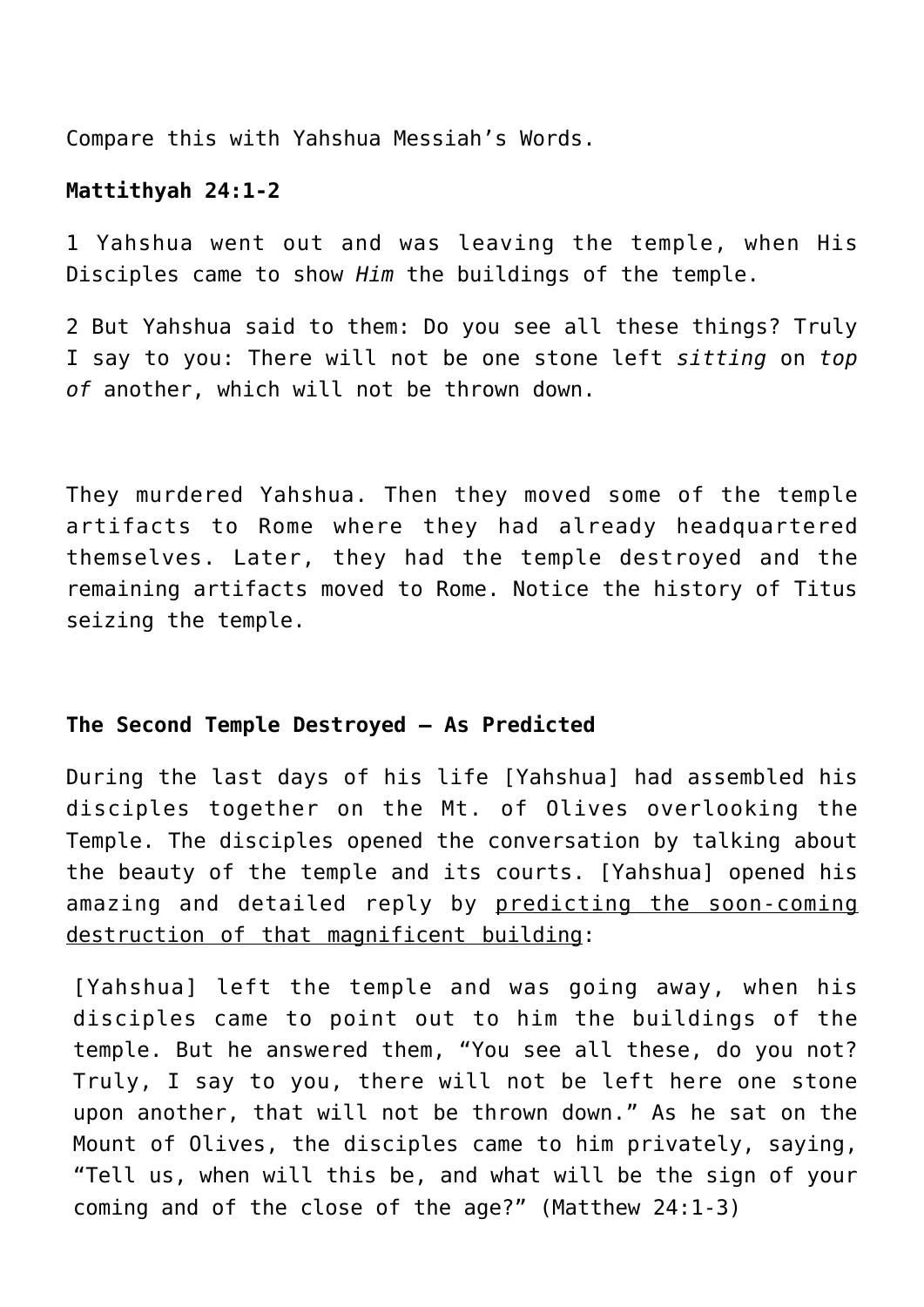Compare this with Yahshua Messiah's Words.

**Mattithyah 24:1-2**

1 Yahshua went out and was leaving the temple, when His Disciples came to show *Him* the buildings of the temple.

2 But Yahshua said to them: Do you see all these things? Truly I say to you: There will not be one stone left *sitting* on *top of* another, which will not be thrown down.

They murdered Yahshua. Then they moved some of the temple artifacts to Rome where they had already headquartered themselves. Later, they had the temple destroyed and the remaining artifacts moved to Rome. Notice the history of Titus seizing the temple.

**The Second Temple Destroyed – As Predicted**

During the last days of his life [Yahshua] had assembled his disciples together on the Mt. of Olives overlooking the Temple. The disciples opened the conversation by talking about the beauty of the temple and its courts. [Yahshua] opened his amazing and detailed reply by predicting the soon-coming destruction of that magnificent building:

> [Yahshua] left the temple and was going away, when his disciples came to point out to him the buildings of the temple. But he answered them, "You see all these, do you not? Truly, I say to you, there will not be left here one stone upon another, that will not be thrown down." As he sat on the Mount of Olives, the disciples came to him privately, saying, "Tell us, when will this be, and what will be the sign of your coming and of the close of the age?" (Matthew 24:1-3)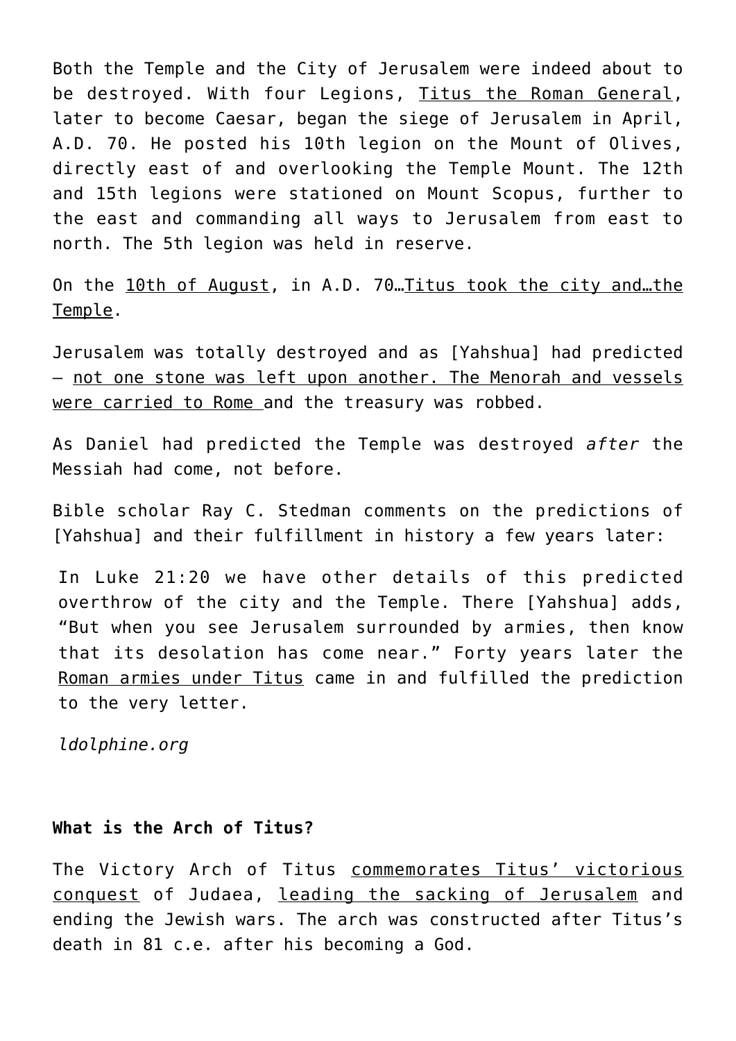Both the Temple and the City of Jerusalem were indeed about to be destroyed. With four Legions, Titus the Roman General, later to become Caesar, began the siege of Jerusalem in April, A.D. 70. He posted his 10th legion on the Mount of Olives, directly east of and overlooking the Temple Mount. The 12th and 15th legions were stationed on Mount Scopus, further to the east and commanding all ways to Jerusalem from east to north. The 5th legion was held in reserve.

On the 10th of August, in A.D. 70…Titus took the city and…the Temple.

Jerusalem was totally destroyed and as [Yahshua] had predicted – not one stone was left upon another. The Menorah and vessels were carried to Rome and the treasury was robbed.

As Daniel had predicted the Temple was destroyed *after* the Messiah had come, not before.

Bible scholar Ray C. Stedman comments on the predictions of [Yahshua] and their fulfillment in history a few years later:

> In Luke 21:20 we have other details of this predicted overthrow of the city and the Temple. There [Yahshua] adds, "But when you see Jerusalem surrounded by armies, then know that its desolation has come near." Forty years later the Roman armies under Titus came in and fulfilled the prediction to the very letter.
>
> *ldolphine.org*

**What is the Arch of Titus?**

The Victory Arch of Titus commemorates Titus' victorious conquest of Judaea, leading the sacking of Jerusalem and ending the Jewish wars. The arch was constructed after Titus's death in 81 c.e. after his becoming a God.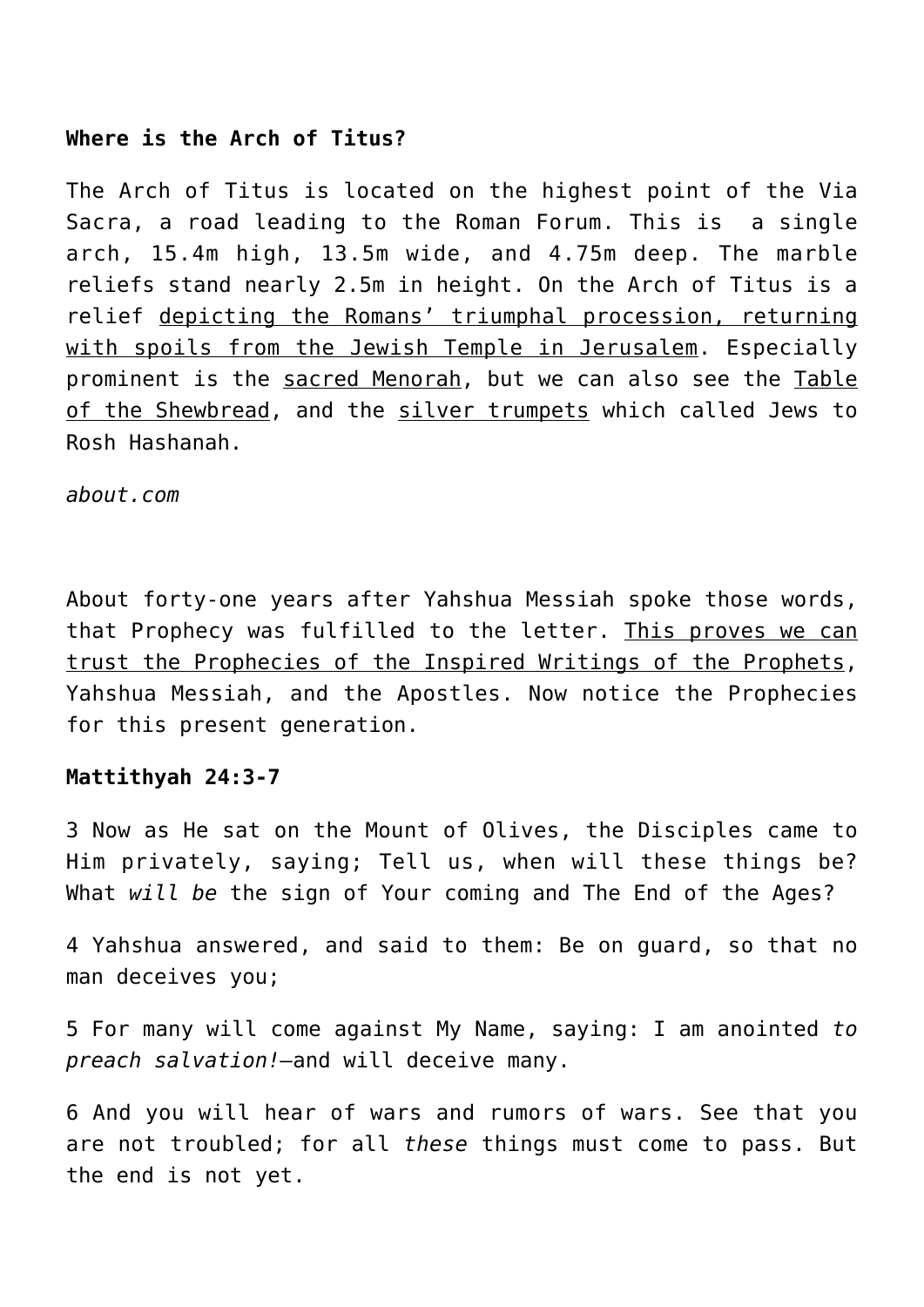**Where is the Arch of Titus?**

The Arch of Titus is located on the highest point of the Via Sacra, a road leading to the Roman Forum. This is  a single arch, 15.4m high, 13.5m wide, and 4.75m deep. The marble reliefs stand nearly 2.5m in height. On the Arch of Titus is a relief depicting the Romans' triumphal procession, returning with spoils from the Jewish Temple in Jerusalem. Especially prominent is the sacred Menorah, but we can also see the Table of the Shewbread, and the silver trumpets which called Jews to Rosh Hashanah.

*about.com*

About forty-one years after Yahshua Messiah spoke those words, that Prophecy was fulfilled to the letter. This proves we can trust the Prophecies of the Inspired Writings of the Prophets, Yahshua Messiah, and the Apostles. Now notice the Prophecies for this present generation.

**Mattithyah 24:3-7**

3 Now as He sat on the Mount of Olives, the Disciples came to Him privately, saying; Tell us, when will these things be? What *will be* the sign of Your coming and The End of the Ages?

4 Yahshua answered, and said to them: Be on guard, so that no man deceives you;

5 For many will come against My Name, saying: I am anointed *to preach salvation!*—and will deceive many.

6 And you will hear of wars and rumors of wars. See that you are not troubled; for all *these* things must come to pass. But the end is not yet.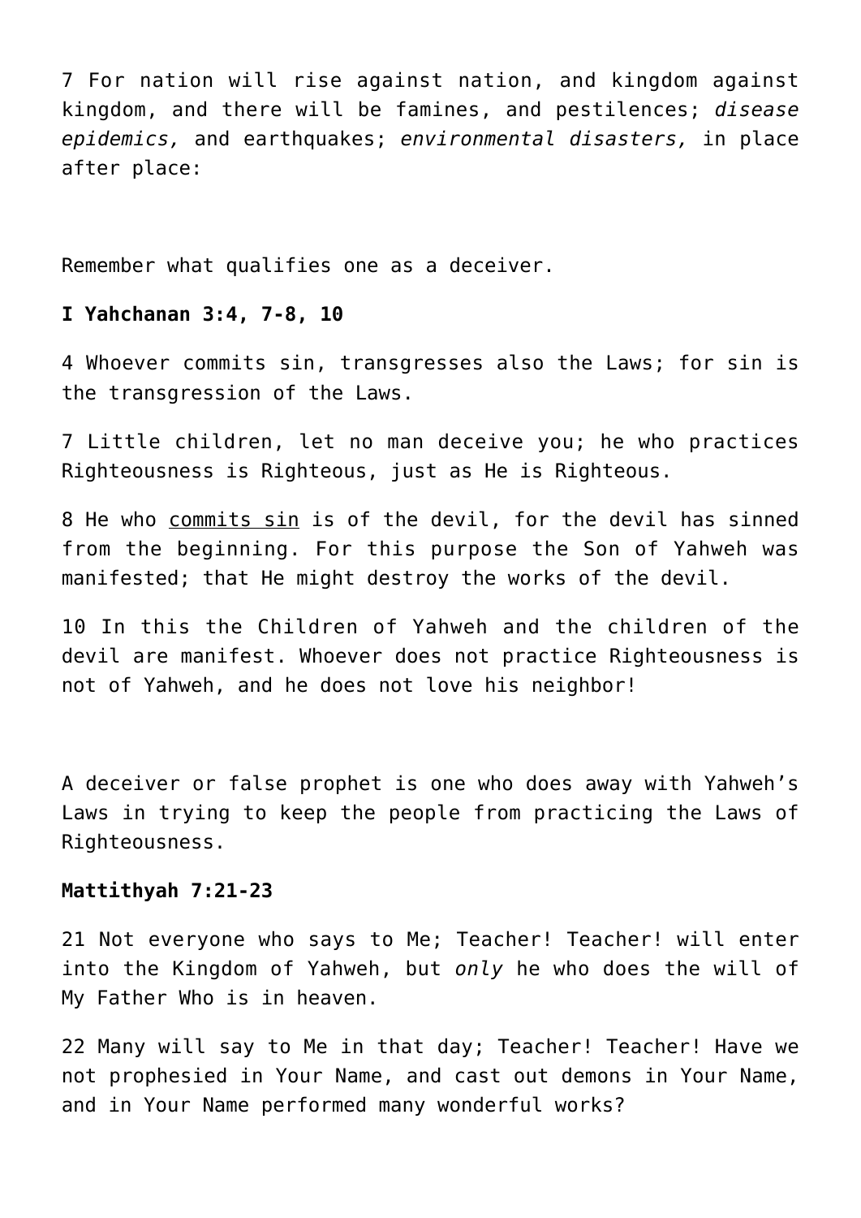7 For nation will rise against nation, and kingdom against kingdom, and there will be famines, and pestilences; *disease epidemics,* and earthquakes; *environmental disasters,* in place after place:

Remember what qualifies one as a deceiver.

**I Yahchanan 3:4, 7-8, 10**

4 Whoever commits sin, transgresses also the Laws; for sin is the transgression of the Laws.

7 Little children, let no man deceive you; he who practices Righteousness is Righteous, just as He is Righteous.

8 He who <u>commits sin</u> is of the devil, for the devil has sinned from the beginning. For this purpose the Son of Yahweh was manifested; that He might destroy the works of the devil.

10 In this the Children of Yahweh and the children of the devil are manifest. Whoever does not practice Righteousness is not of Yahweh, and he does not love his neighbor!

A deceiver or false prophet is one who does away with Yahweh's Laws in trying to keep the people from practicing the Laws of Righteousness.

**Mattithyah 7:21-23**

21 Not everyone who says to Me; Teacher! Teacher! will enter into the Kingdom of Yahweh, but *only* he who does the will of My Father Who is in heaven.

22 Many will say to Me in that day; Teacher! Teacher! Have we not prophesied in Your Name, and cast out demons in Your Name, and in Your Name performed many wonderful works?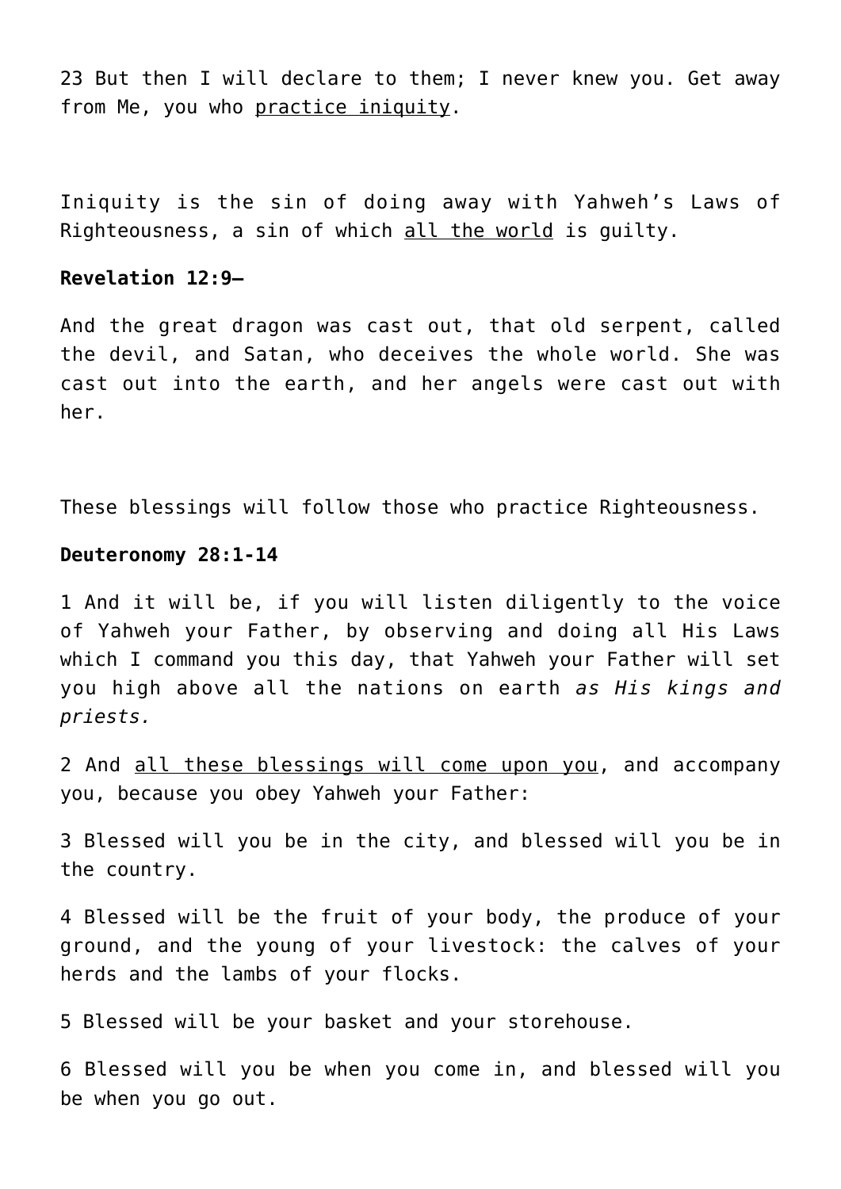23 But then I will declare to them; I never knew you. Get away from Me, you who <u>practice iniquity</u>.

Iniquity is the sin of doing away with Yahweh's Laws of Righteousness, a sin of which <u>all the world</u> is guilty.

**Revelation 12:9—**

And the great dragon was cast out, that old serpent, called the devil, and Satan, who deceives the whole world. She was cast out into the earth, and her angels were cast out with her.

These blessings will follow those who practice Righteousness.

**Deuteronomy 28:1-14**

1 And it will be, if you will listen diligently to the voice of Yahweh your Father, by observing and doing all His Laws which I command you this day, that Yahweh your Father will set you high above all the nations on earth *as His kings and priests.*

2 And <u>all these blessings will come upon you</u>, and accompany you, because you obey Yahweh your Father:

3 Blessed will you be in the city, and blessed will you be in the country.

4 Blessed will be the fruit of your body, the produce of your ground, and the young of your livestock: the calves of your herds and the lambs of your flocks.

5 Blessed will be your basket and your storehouse.

6 Blessed will you be when you come in, and blessed will you be when you go out.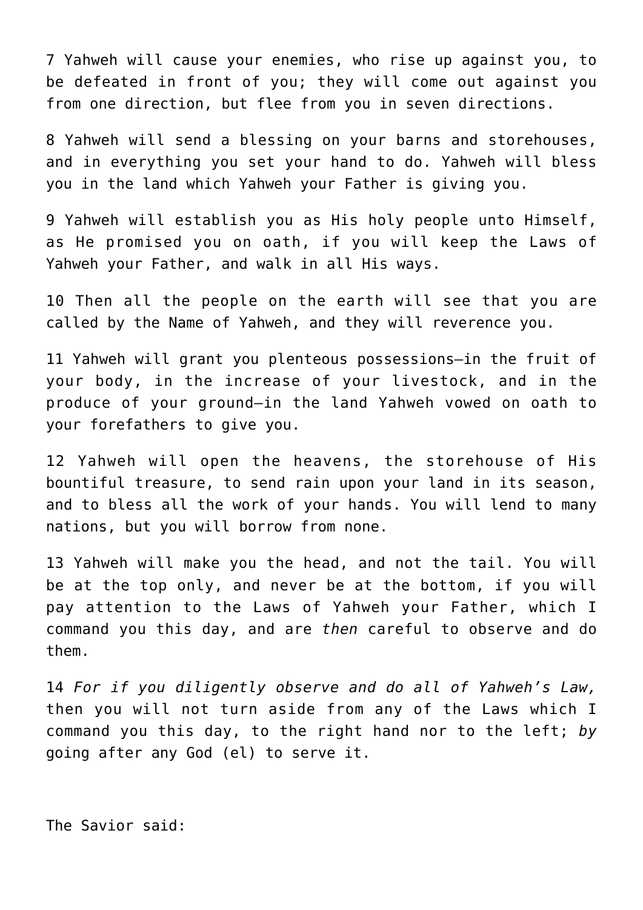7 Yahweh will cause your enemies, who rise up against you, to be defeated in front of you; they will come out against you from one direction, but flee from you in seven directions.

8 Yahweh will send a blessing on your barns and storehouses, and in everything you set your hand to do. Yahweh will bless you in the land which Yahweh your Father is giving you.

9 Yahweh will establish you as His holy people unto Himself, as He promised you on oath, if you will keep the Laws of Yahweh your Father, and walk in all His ways.

10 Then all the people on the earth will see that you are called by the Name of Yahweh, and they will reverence you.

11 Yahweh will grant you plenteous possessions—in the fruit of your body, in the increase of your livestock, and in the produce of your ground—in the land Yahweh vowed on oath to your forefathers to give you.

12 Yahweh will open the heavens, the storehouse of His bountiful treasure, to send rain upon your land in its season, and to bless all the work of your hands. You will lend to many nations, but you will borrow from none.

13 Yahweh will make you the head, and not the tail. You will be at the top only, and never be at the bottom, if you will pay attention to the Laws of Yahweh your Father, which I command you this day, and are *then* careful to observe and do them.

14 *For if you diligently observe and do all of Yahweh's Law,* then you will not turn aside from any of the Laws which I command you this day, to the right hand nor to the left; *by* going after any God (el) to serve it.

The Savior said: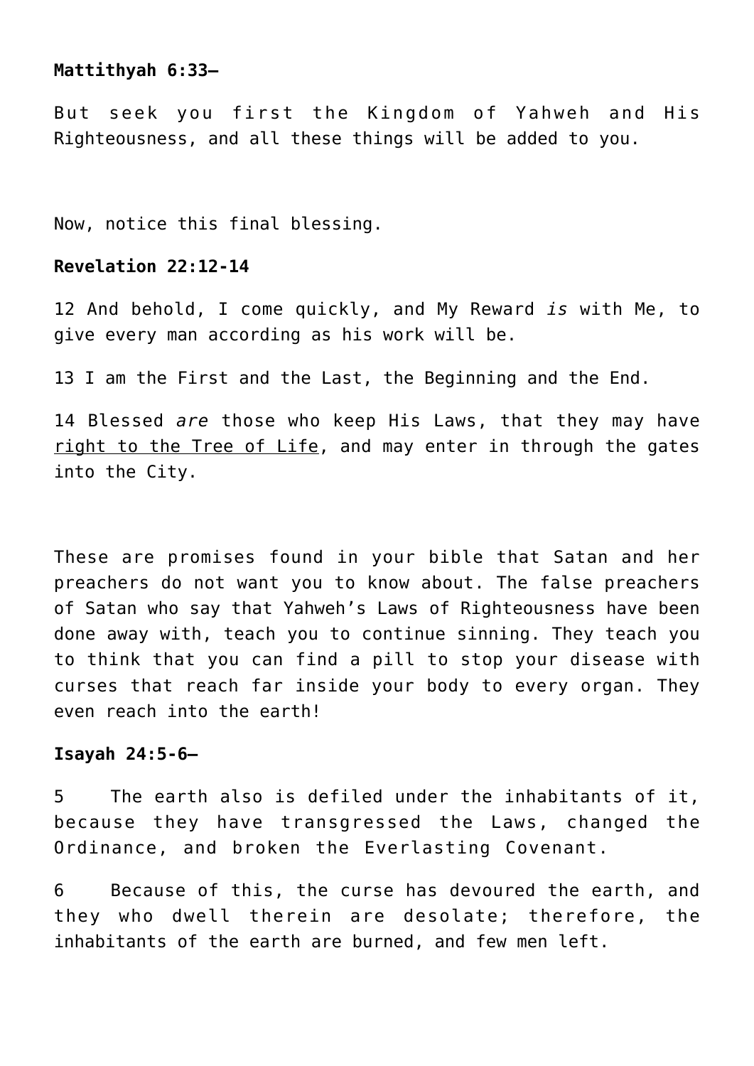**Mattithyah 6:33–**

But seek you first the Kingdom of Yahweh and His Righteousness, and all these things will be added to you.

Now, notice this final blessing.

**Revelation 22:12-14**

12 And behold, I come quickly, and My Reward *is* with Me, to give every man according as his work will be.

13 I am the First and the Last, the Beginning and the End.

14 Blessed *are* those who keep His Laws, that they may have <u>right to the Tree of Life</u>, and may enter in through the gates into the City.

These are promises found in your bible that Satan and her preachers do not want you to know about. The false preachers of Satan who say that Yahweh's Laws of Righteousness have been done away with, teach you to continue sinning. They teach you to think that you can find a pill to stop your disease with curses that reach far inside your body to every organ. They even reach into the earth!

**Isayah 24:5-6–**

5 The earth also is defiled under the inhabitants of it, because they have transgressed the Laws, changed the Ordinance, and broken the Everlasting Covenant.

6 Because of this, the curse has devoured the earth, and they who dwell therein are desolate; therefore, the inhabitants of the earth are burned, and few men left.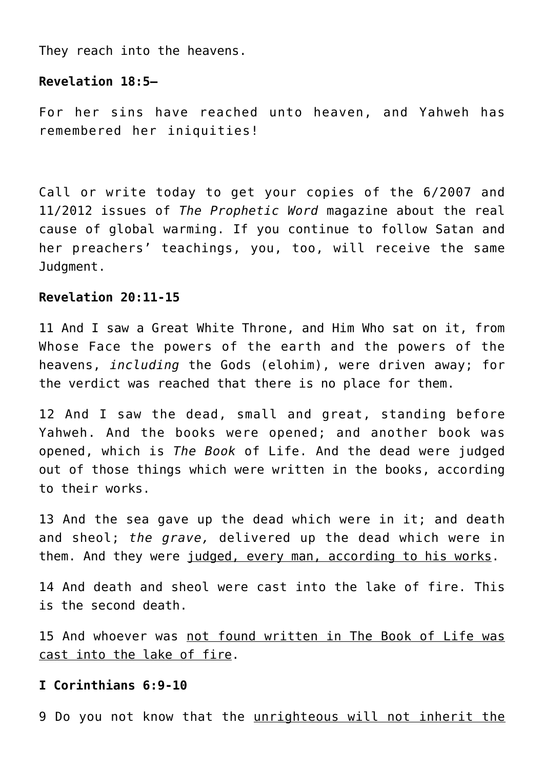They reach into the heavens.

**Revelation 18:5–**

For her sins have reached unto heaven, and Yahweh has remembered her iniquities!

Call or write today to get your copies of the 6/2007 and 11/2012 issues of *The Prophetic Word* magazine about the real cause of global warming. If you continue to follow Satan and her preachers' teachings, you, too, will receive the same Judgment.

**Revelation 20:11-15**

11 And I saw a Great White Throne, and Him Who sat on it, from Whose Face the powers of the earth and the powers of the heavens, *including* the Gods (elohim), were driven away; for the verdict was reached that there is no place for them.

12 And I saw the dead, small and great, standing before Yahweh. And the books were opened; and another book was opened, which is *The Book* of Life. And the dead were judged out of those things which were written in the books, according to their works.

13 And the sea gave up the dead which were in it; and death and sheol; *the grave,* delivered up the dead which were in them. And they were <u>judged, every man, according to his works</u>.

14 And death and sheol were cast into the lake of fire. This is the second death.

15 And whoever was <u>not found written in The Book of Life was cast into the lake of fire</u>.

**I Corinthians 6:9-10**

9 Do you not know that the <u>unrighteous will not inherit the</u>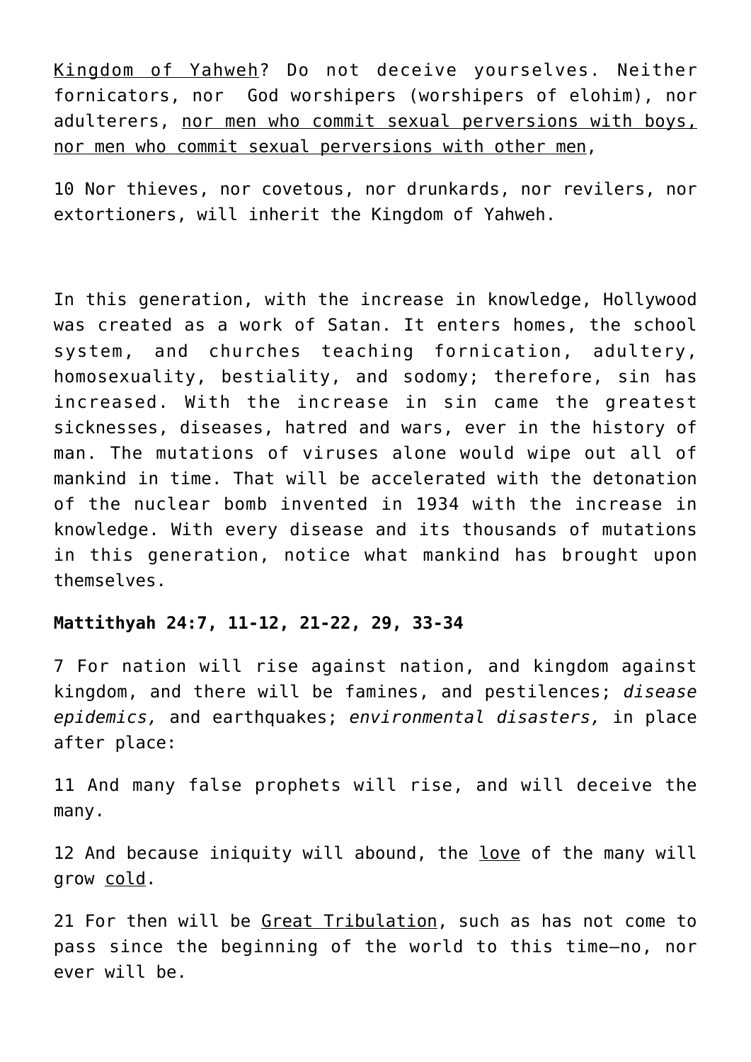Kingdom of Yahweh? Do not deceive yourselves. Neither fornicators, nor God worshipers (worshipers of elohim), nor adulterers, nor men who commit sexual perversions with boys, nor men who commit sexual perversions with other men,

10 Nor thieves, nor covetous, nor drunkards, nor revilers, nor extortioners, will inherit the Kingdom of Yahweh.

In this generation, with the increase in knowledge, Hollywood was created as a work of Satan. It enters homes, the school system, and churches teaching fornication, adultery, homosexuality, bestiality, and sodomy; therefore, sin has increased. With the increase in sin came the greatest sicknesses, diseases, hatred and wars, ever in the history of man. The mutations of viruses alone would wipe out all of mankind in time. That will be accelerated with the detonation of the nuclear bomb invented in 1934 with the increase in knowledge. With every disease and its thousands of mutations in this generation, notice what mankind has brought upon themselves.

**Mattithyah 24:7, 11-12, 21-22, 29, 33-34**

7 For nation will rise against nation, and kingdom against kingdom, and there will be famines, and pestilences; *disease epidemics,* and earthquakes; *environmental disasters,* in place after place:

11 And many false prophets will rise, and will deceive the many.

12 And because iniquity will abound, the love of the many will grow cold.

21 For then will be Great Tribulation, such as has not come to pass since the beginning of the world to this time—no, nor ever will be.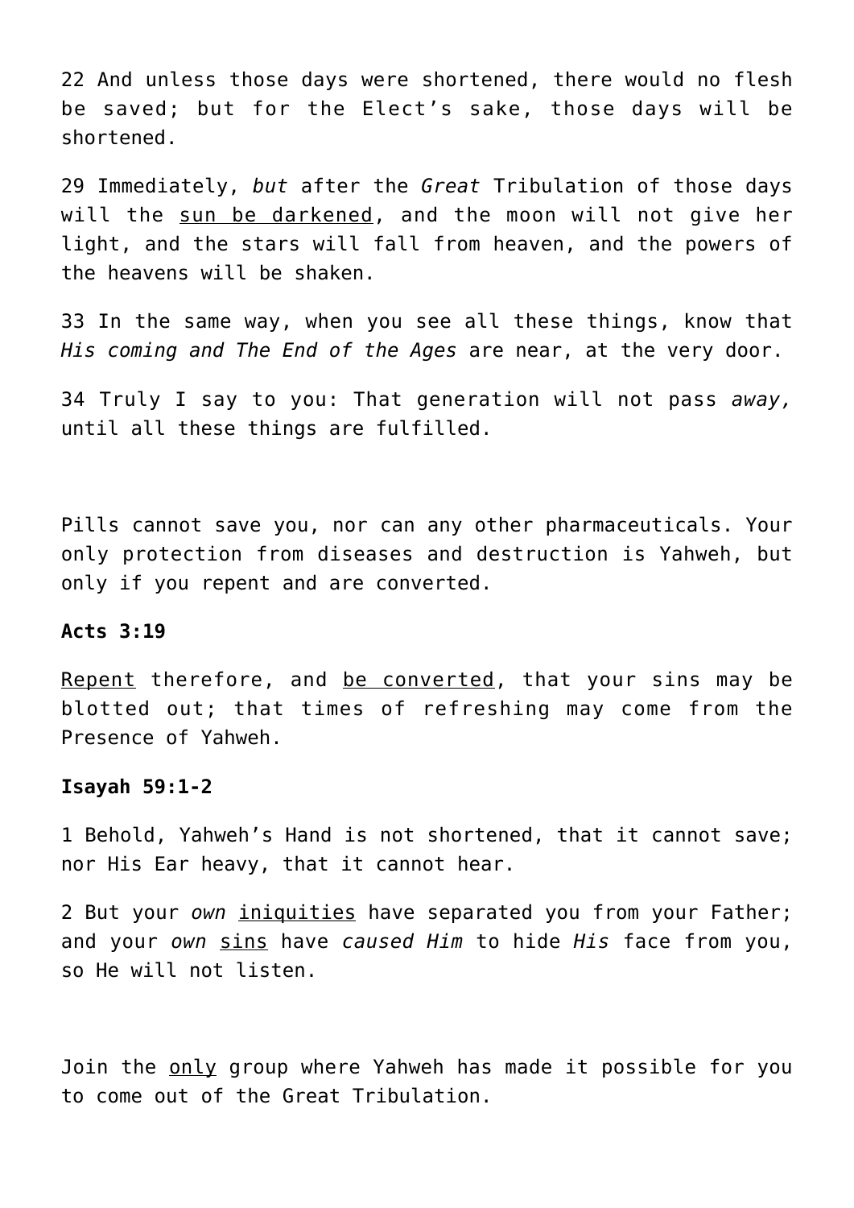22 And unless those days were shortened, there would no flesh be saved; but for the Elect's sake, those days will be shortened.

29 Immediately, *but* after the *Great* Tribulation of those days will the <u>sun be darkened</u>, and the moon will not give her light, and the stars will fall from heaven, and the powers of the heavens will be shaken.

33 In the same way, when you see all these things, know that *His coming and The End of the Ages* are near, at the very door.

34 Truly I say to you: That generation will not pass *away,* until all these things are fulfilled.

Pills cannot save you, nor can any other pharmaceuticals. Your only protection from diseases and destruction is Yahweh, but only if you repent and are converted.

**Acts 3:19**

<u>Repent</u> therefore, and <u>be converted</u>, that your sins may be blotted out; that times of refreshing may come from the Presence of Yahweh.

**Isayah 59:1-2**

1 Behold, Yahweh's Hand is not shortened, that it cannot save; nor His Ear heavy, that it cannot hear.

2 But your *own* <u>iniquities</u> have separated you from your Father; and your *own* <u>sins</u> have *caused Him* to hide *His* face from you, so He will not listen.

Join the <u>only</u> group where Yahweh has made it possible for you to come out of the Great Tribulation.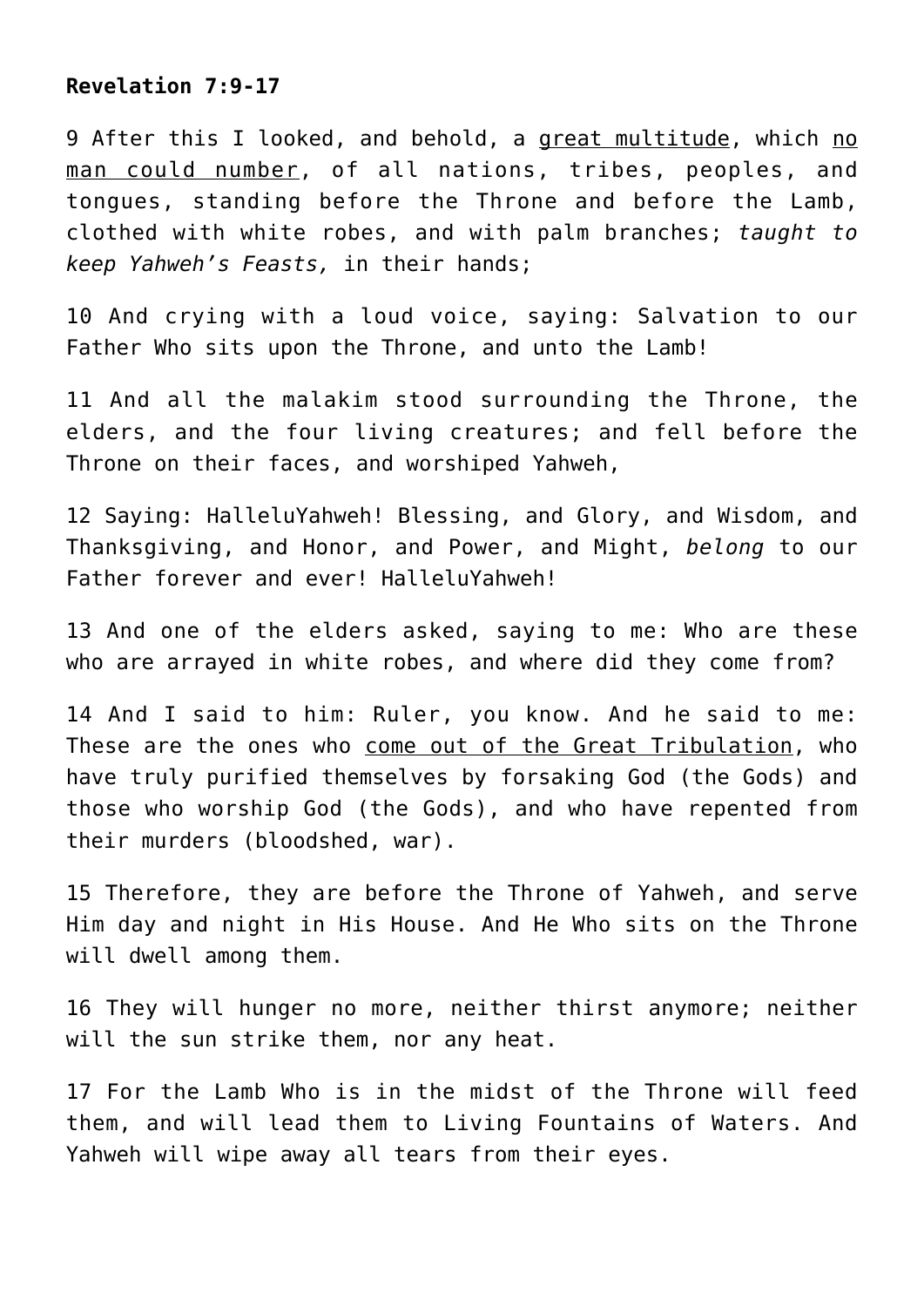**Revelation 7:9-17**

9 After this I looked, and behold, a <u>great multitude</u>, which <u>no man could number</u>, of all nations, tribes, peoples, and tongues, standing before the Throne and before the Lamb, clothed with white robes, and with palm branches; *taught to keep Yahweh's Feasts,* in their hands;

10 And crying with a loud voice, saying: Salvation to our Father Who sits upon the Throne, and unto the Lamb!

11 And all the malakim stood surrounding the Throne, the elders, and the four living creatures; and fell before the Throne on their faces, and worshiped Yahweh,

12 Saying: HalleluYahweh! Blessing, and Glory, and Wisdom, and Thanksgiving, and Honor, and Power, and Might, *belong* to our Father forever and ever! HalleluYahweh!

13 And one of the elders asked, saying to me: Who are these who are arrayed in white robes, and where did they come from?

14 And I said to him: Ruler, you know. And he said to me: These are the ones who <u>come out of the Great Tribulation</u>, who have truly purified themselves by forsaking God (the Gods) and those who worship God (the Gods), and who have repented from their murders (bloodshed, war).

15 Therefore, they are before the Throne of Yahweh, and serve Him day and night in His House. And He Who sits on the Throne will dwell among them.

16 They will hunger no more, neither thirst anymore; neither will the sun strike them, nor any heat.

17 For the Lamb Who is in the midst of the Throne will feed them, and will lead them to Living Fountains of Waters. And Yahweh will wipe away all tears from their eyes.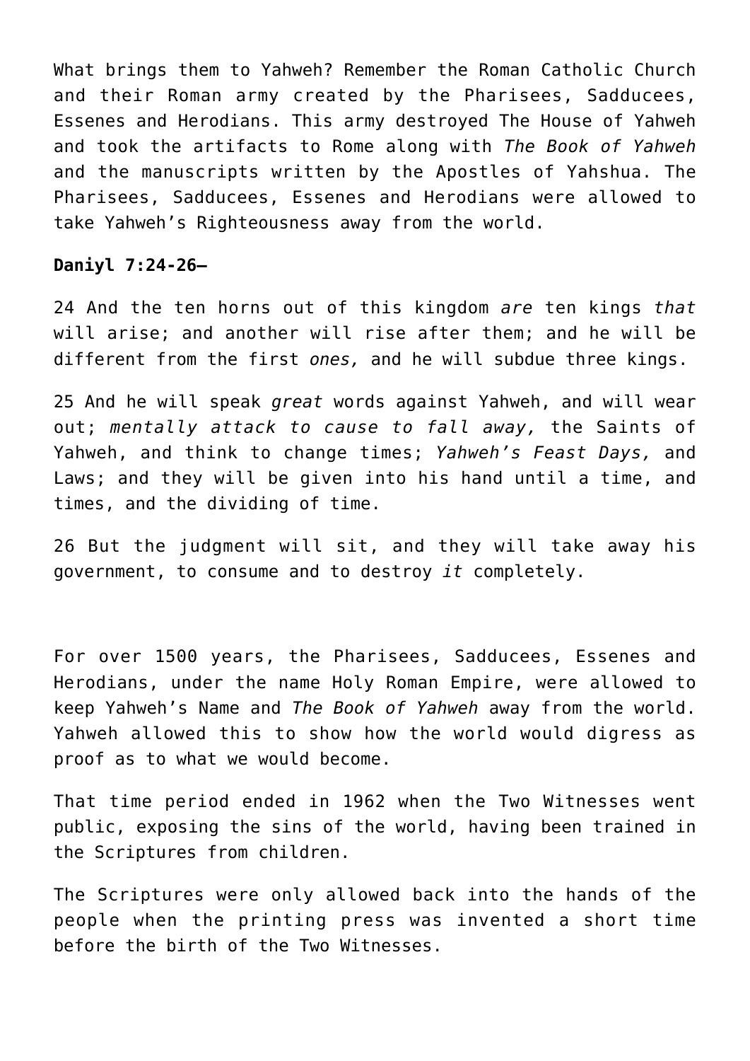What brings them to Yahweh? Remember the Roman Catholic Church and their Roman army created by the Pharisees, Sadducees, Essenes and Herodians. This army destroyed The House of Yahweh and took the artifacts to Rome along with *The Book of Yahweh* and the manuscripts written by the Apostles of Yahshua. The Pharisees, Sadducees, Essenes and Herodians were allowed to take Yahweh's Righteousness away from the world.

**Daniyl 7:24-26—**

24 And the ten horns out of this kingdom *are* ten kings *that* will arise; and another will rise after them; and he will be different from the first *ones,* and he will subdue three kings.

25 And he will speak *great* words against Yahweh, and will wear out; *mentally attack to cause to fall away,* the Saints of Yahweh, and think to change times; *Yahweh's Feast Days,* and Laws; and they will be given into his hand until a time, and times, and the dividing of time.

26 But the judgment will sit, and they will take away his government, to consume and to destroy *it* completely.

For over 1500 years, the Pharisees, Sadducees, Essenes and Herodians, under the name Holy Roman Empire, were allowed to keep Yahweh's Name and *The Book of Yahweh* away from the world. Yahweh allowed this to show how the world would digress as proof as to what we would become.

That time period ended in 1962 when the Two Witnesses went public, exposing the sins of the world, having been trained in the Scriptures from children.

The Scriptures were only allowed back into the hands of the people when the printing press was invented a short time before the birth of the Two Witnesses.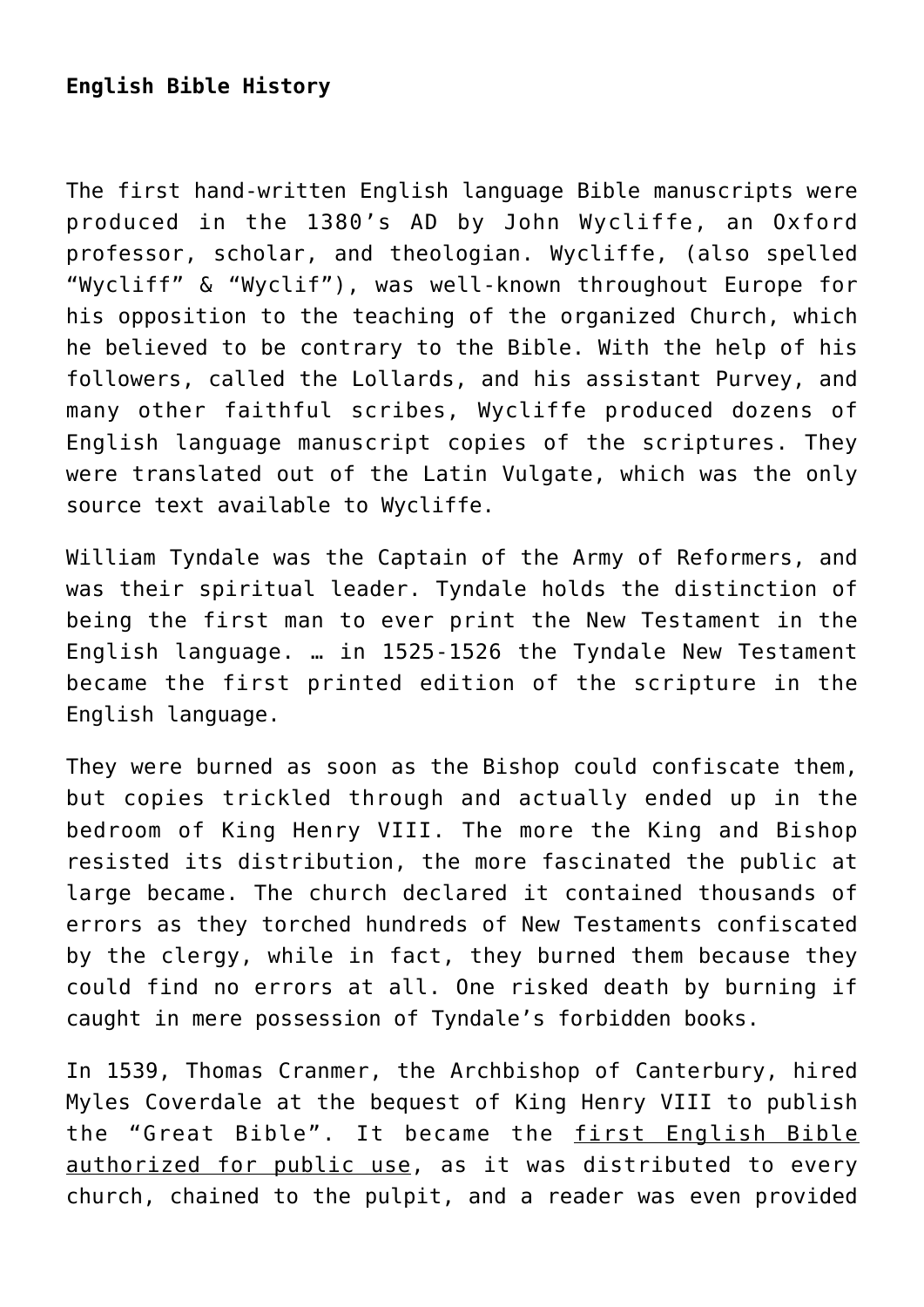**English Bible History**

The first hand-written English language Bible manuscripts were produced in the 1380's AD by John Wycliffe, an Oxford professor, scholar, and theologian. Wycliffe, (also spelled "Wycliff" & "Wyclif"), was well-known throughout Europe for his opposition to the teaching of the organized Church, which he believed to be contrary to the Bible. With the help of his followers, called the Lollards, and his assistant Purvey, and many other faithful scribes, Wycliffe produced dozens of English language manuscript copies of the scriptures. They were translated out of the Latin Vulgate, which was the only source text available to Wycliffe.

William Tyndale was the Captain of the Army of Reformers, and was their spiritual leader. Tyndale holds the distinction of being the first man to ever print the New Testament in the English language. … in 1525-1526 the Tyndale New Testament became the first printed edition of the scripture in the English language.

They were burned as soon as the Bishop could confiscate them, but copies trickled through and actually ended up in the bedroom of King Henry VIII. The more the King and Bishop resisted its distribution, the more fascinated the public at large became. The church declared it contained thousands of errors as they torched hundreds of New Testaments confiscated by the clergy, while in fact, they burned them because they could find no errors at all. One risked death by burning if caught in mere possession of Tyndale's forbidden books.

In 1539, Thomas Cranmer, the Archbishop of Canterbury, hired Myles Coverdale at the bequest of King Henry VIII to publish the "Great Bible". It became the first English Bible authorized for public use, as it was distributed to every church, chained to the pulpit, and a reader was even provided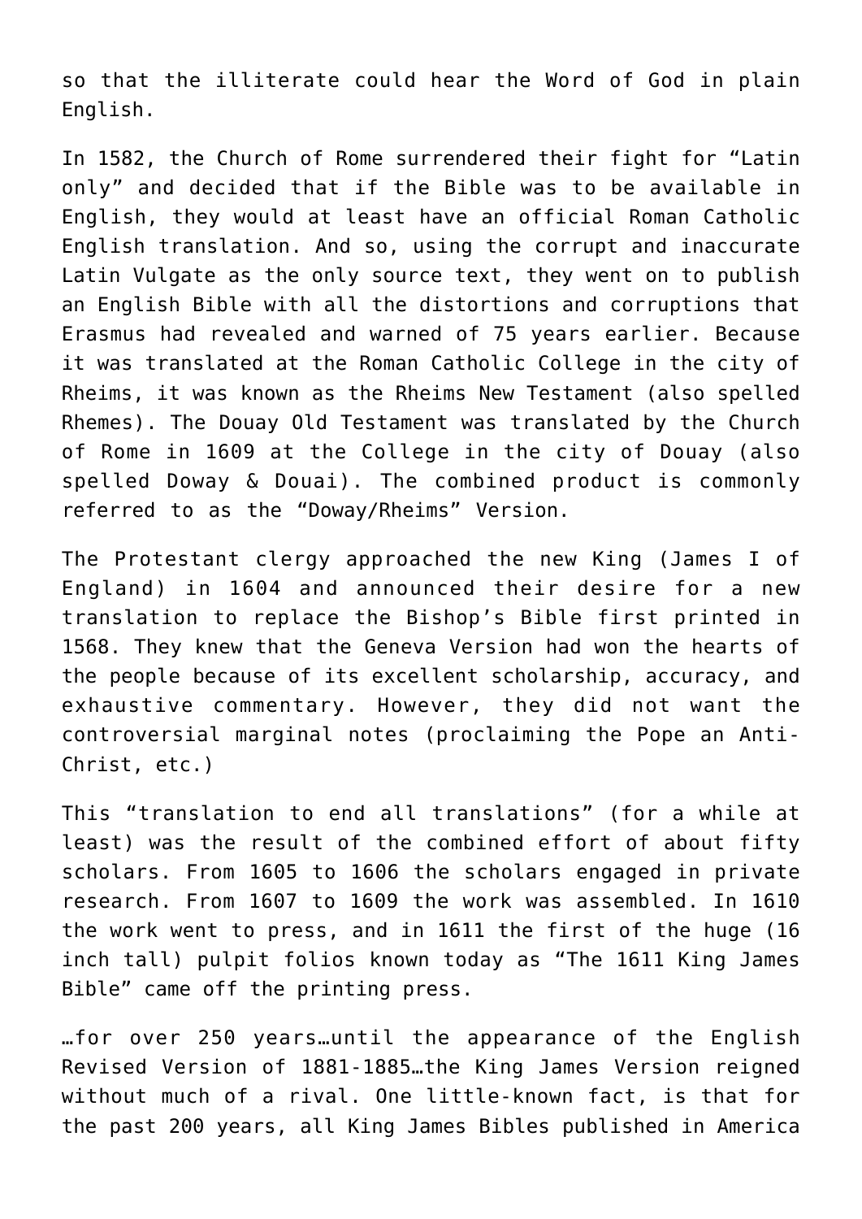so that the illiterate could hear the Word of God in plain English.

In 1582, the Church of Rome surrendered their fight for "Latin only" and decided that if the Bible was to be available in English, they would at least have an official Roman Catholic English translation. And so, using the corrupt and inaccurate Latin Vulgate as the only source text, they went on to publish an English Bible with all the distortions and corruptions that Erasmus had revealed and warned of 75 years earlier. Because it was translated at the Roman Catholic College in the city of Rheims, it was known as the Rheims New Testament (also spelled Rhemes). The Douay Old Testament was translated by the Church of Rome in 1609 at the College in the city of Douay (also spelled Doway & Douai). The combined product is commonly referred to as the "Doway/Rheims" Version.

The Protestant clergy approached the new King (James I of England) in 1604 and announced their desire for a new translation to replace the Bishop's Bible first printed in 1568. They knew that the Geneva Version had won the hearts of the people because of its excellent scholarship, accuracy, and exhaustive commentary. However, they did not want the controversial marginal notes (proclaiming the Pope an Anti-Christ, etc.)

This "translation to end all translations" (for a while at least) was the result of the combined effort of about fifty scholars. From 1605 to 1606 the scholars engaged in private research. From 1607 to 1609 the work was assembled. In 1610 the work went to press, and in 1611 the first of the huge (16 inch tall) pulpit folios known today as "The 1611 King James Bible" came off the printing press.

…for over 250 years…until the appearance of the English Revised Version of 1881-1885…the King James Version reigned without much of a rival. One little-known fact, is that for the past 200 years, all King James Bibles published in America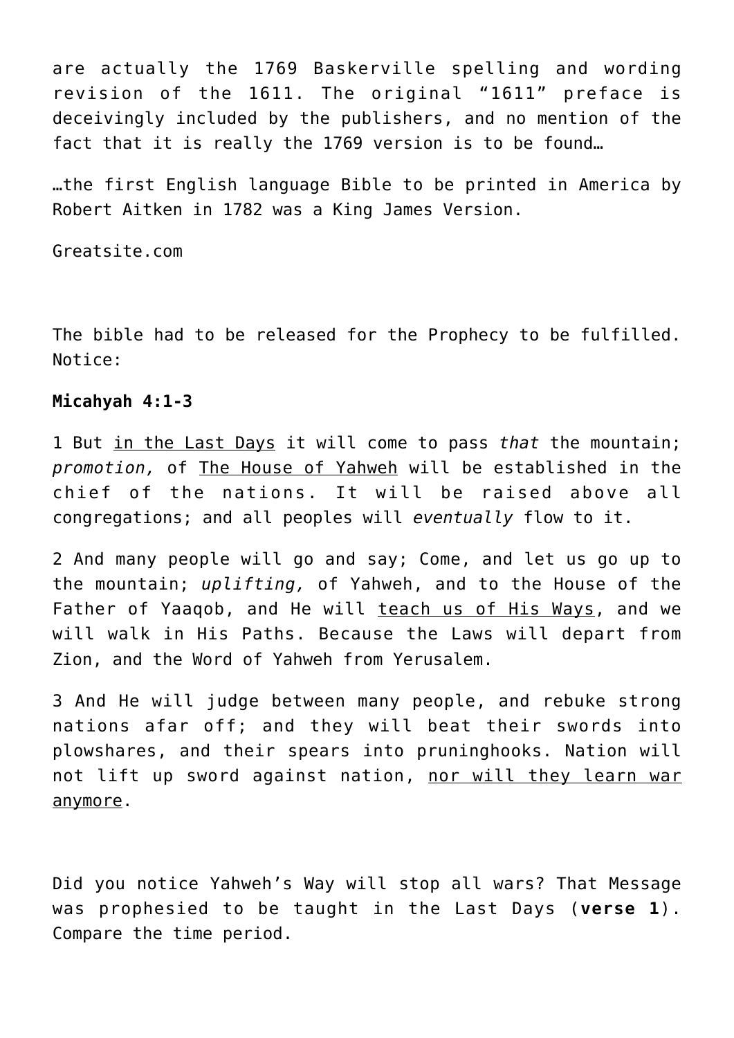are actually the 1769 Baskerville spelling and wording revision of the 1611. The original "1611" preface is deceivingly included by the publishers, and no mention of the fact that it is really the 1769 version is to be found…

…the first English language Bible to be printed in America by Robert Aitken in 1782 was a King James Version.

Greatsite.com

The bible had to be released for the Prophecy to be fulfilled. Notice:

**Micahyah 4:1-3**

1 But <u>in the Last Days</u> it will come to pass *that* the mountain; *promotion,* of <u>The House of Yahweh</u> will be established in the chief of the nations. It will be raised above all congregations; and all peoples will *eventually* flow to it.

2 And many people will go and say; Come, and let us go up to the mountain; *uplifting,* of Yahweh, and to the House of the Father of Yaaqob, and He will <u>teach us of His Ways</u>, and we will walk in His Paths. Because the Laws will depart from Zion, and the Word of Yahweh from Yerusalem.

3 And He will judge between many people, and rebuke strong nations afar off; and they will beat their swords into plowshares, and their spears into pruninghooks. Nation will not lift up sword against nation, <u>nor will they learn war anymore</u>.

Did you notice Yahweh's Way will stop all wars? That Message was prophesied to be taught in the Last Days (**verse 1**). Compare the time period.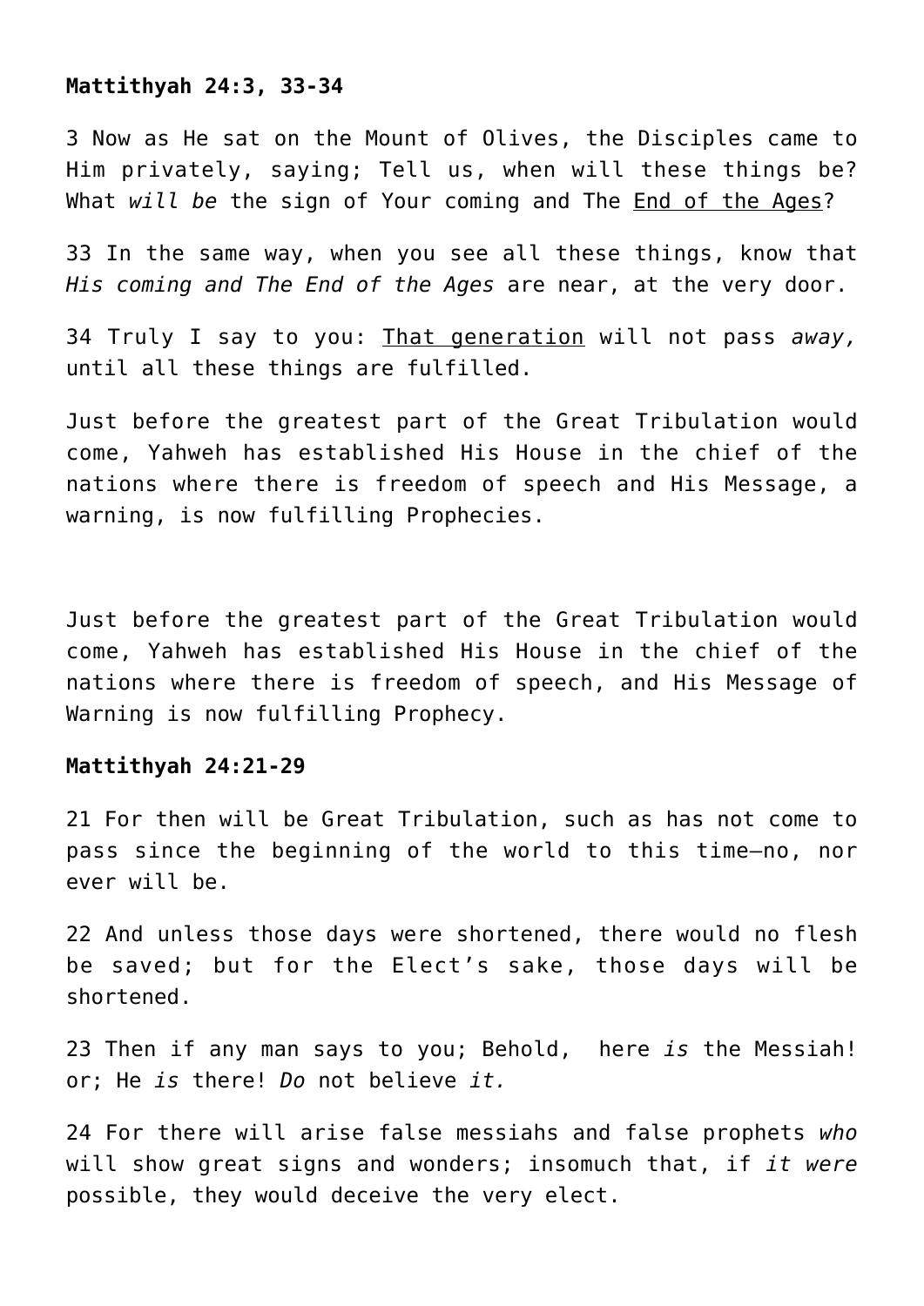**Mattithyah 24:3, 33-34**

3 Now as He sat on the Mount of Olives, the Disciples came to Him privately, saying; Tell us, when will these things be? What *will be* the sign of Your coming and The <u>End of the Ages</u>?

33 In the same way, when you see all these things, know that *His coming and The End of the Ages* are near, at the very door.

34 Truly I say to you: <u>That generation</u> will not pass *away,* until all these things are fulfilled.

Just before the greatest part of the Great Tribulation would come, Yahweh has established His House in the chief of the nations where there is freedom of speech and His Message, a warning, is now fulfilling Prophecies.

Just before the greatest part of the Great Tribulation would come, Yahweh has established His House in the chief of the nations where there is freedom of speech, and His Message of Warning is now fulfilling Prophecy.

**Mattithyah 24:21-29**

21 For then will be Great Tribulation, such as has not come to pass since the beginning of the world to this time—no, nor ever will be.

22 And unless those days were shortened, there would no flesh be saved; but for the Elect's sake, those days will be shortened.

23 Then if any man says to you; Behold, here *is* the Messiah! or; He *is* there! *Do* not believe *it.*

24 For there will arise false messiahs and false prophets *who* will show great signs and wonders; insomuch that, if *it were* possible, they would deceive the very elect.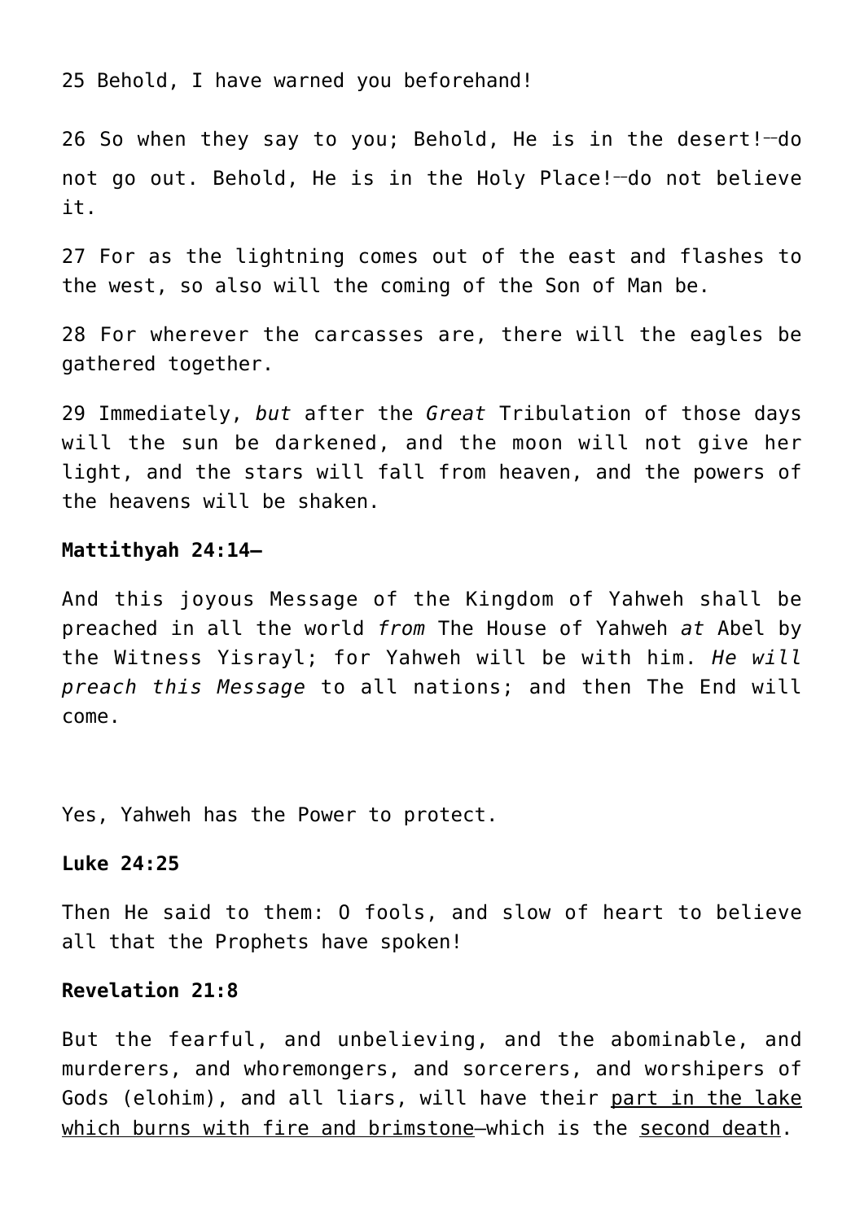25 Behold, I have warned you beforehand!

26 So when they say to you; Behold, He is in the desert!—do not go out. Behold, He is in the Holy Place!—do not believe it.

27 For as the lightning comes out of the east and flashes to the west, so also will the coming of the Son of Man be.

28 For wherever the carcasses are, there will the eagles be gathered together.

29 Immediately, *but* after the *Great* Tribulation of those days will the sun be darkened, and the moon will not give her light, and the stars will fall from heaven, and the powers of the heavens will be shaken.

**Mattithyah 24:14—**

And this joyous Message of the Kingdom of Yahweh shall be preached in all the world *from* The House of Yahweh *at* Abel by the Witness Yisrayl; for Yahweh will be with him. *He will preach this Message* to all nations; and then The End will come.

Yes, Yahweh has the Power to protect.

**Luke 24:25**

Then He said to them: O fools, and slow of heart to believe all that the Prophets have spoken!

**Revelation 21:8**

But the fearful, and unbelieving, and the abominable, and murderers, and whoremongers, and sorcerers, and worshipers of Gods (elohim), and all liars, will have their <u>part in the lake which burns with fire and brimstone</u>—which is the <u>second death</u>.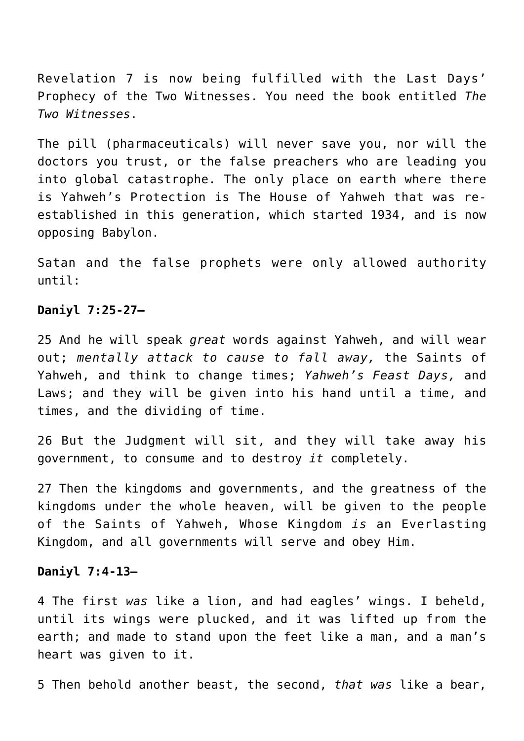Revelation 7 is now being fulfilled with the Last Days' Prophecy of the Two Witnesses. You need the book entitled *The Two Witnesses*.

The pill (pharmaceuticals) will never save you, nor will the doctors you trust, or the false preachers who are leading you into global catastrophe. The only place on earth where there is Yahweh's Protection is The House of Yahweh that was re-established in this generation, which started 1934, and is now opposing Babylon.

Satan and the false prophets were only allowed authority until:

**Daniyl 7:25-27—**

25 And he will speak *great* words against Yahweh, and will wear out; *mentally attack to cause to fall away,* the Saints of Yahweh, and think to change times; *Yahweh's Feast Days,* and Laws; and they will be given into his hand until a time, and times, and the dividing of time.

26 But the Judgment will sit, and they will take away his government, to consume and to destroy *it* completely.

27 Then the kingdoms and governments, and the greatness of the kingdoms under the whole heaven, will be given to the people of the Saints of Yahweh, Whose Kingdom *is* an Everlasting Kingdom, and all governments will serve and obey Him.

**Daniyl 7:4-13—**

4 The first *was* like a lion, and had eagles' wings. I beheld, until its wings were plucked, and it was lifted up from the earth; and made to stand upon the feet like a man, and a man's heart was given to it.

5 Then behold another beast, the second, *that was* like a bear,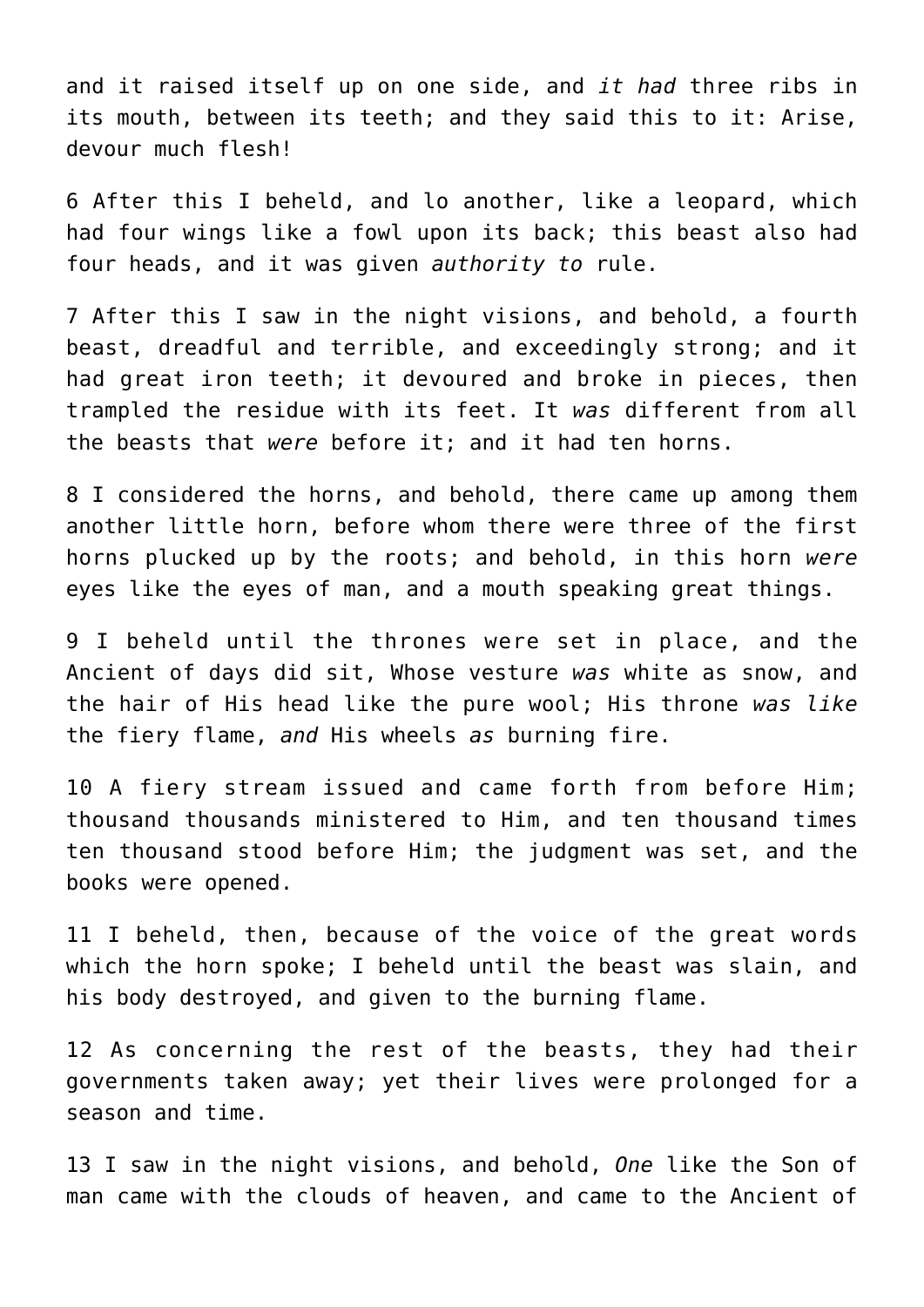and it raised itself up on one side, and *it had* three ribs in its mouth, between its teeth; and they said this to it: Arise, devour much flesh!

6 After this I beheld, and lo another, like a leopard, which had four wings like a fowl upon its back; this beast also had four heads, and it was given *authority to* rule.

7 After this I saw in the night visions, and behold, a fourth beast, dreadful and terrible, and exceedingly strong; and it had great iron teeth; it devoured and broke in pieces, then trampled the residue with its feet. It *was* different from all the beasts that *were* before it; and it had ten horns.

8 I considered the horns, and behold, there came up among them another little horn, before whom there were three of the first horns plucked up by the roots; and behold, in this horn *were* eyes like the eyes of man, and a mouth speaking great things.

9 I beheld until the thrones were set in place, and the Ancient of days did sit, Whose vesture *was* white as snow, and the hair of His head like the pure wool; His throne *was like* the fiery flame, *and* His wheels *as* burning fire.

10 A fiery stream issued and came forth from before Him; thousand thousands ministered to Him, and ten thousand times ten thousand stood before Him; the judgment was set, and the books were opened.

11 I beheld, then, because of the voice of the great words which the horn spoke; I beheld until the beast was slain, and his body destroyed, and given to the burning flame.

12 As concerning the rest of the beasts, they had their governments taken away; yet their lives were prolonged for a season and time.

13 I saw in the night visions, and behold, *One* like the Son of man came with the clouds of heaven, and came to the Ancient of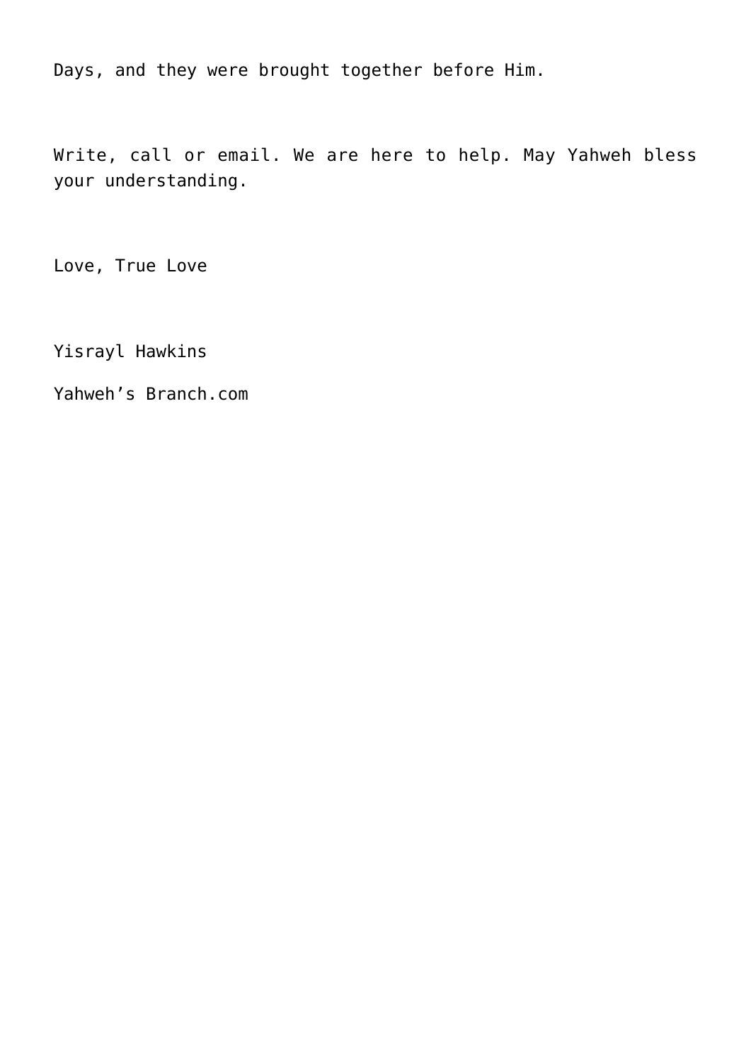Days, and they were brought together before Him.

Write, call or email. We are here to help. May Yahweh bless your understanding.

Love, True Love

Yisrayl Hawkins

Yahweh's Branch.com